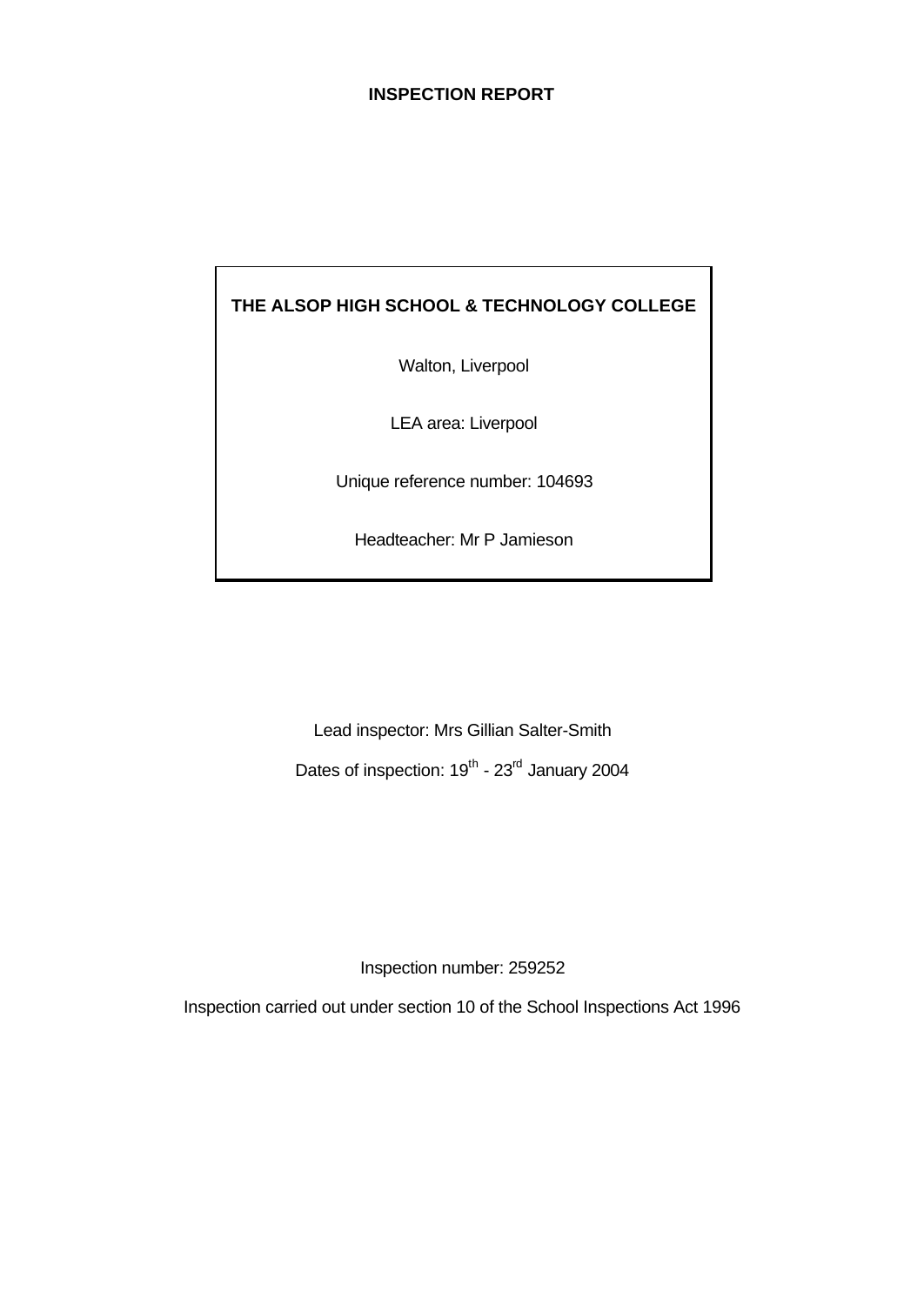# INSPECTION REPORT

**THE ALSOP HIGH SCHOOL & TECHNOLOGY COLLEGE**

Walton, Liverpool

LEA area: Liverpool

Unique reference number: 104693

Headteacher: Mr P Jamieson

Lead inspector: Mrs Gillian Salter-Smith

Dates of inspection: 19th - 23rd January 2004

Inspection number: 259252

Inspection carried out under section 10 of the School Inspections Act 1996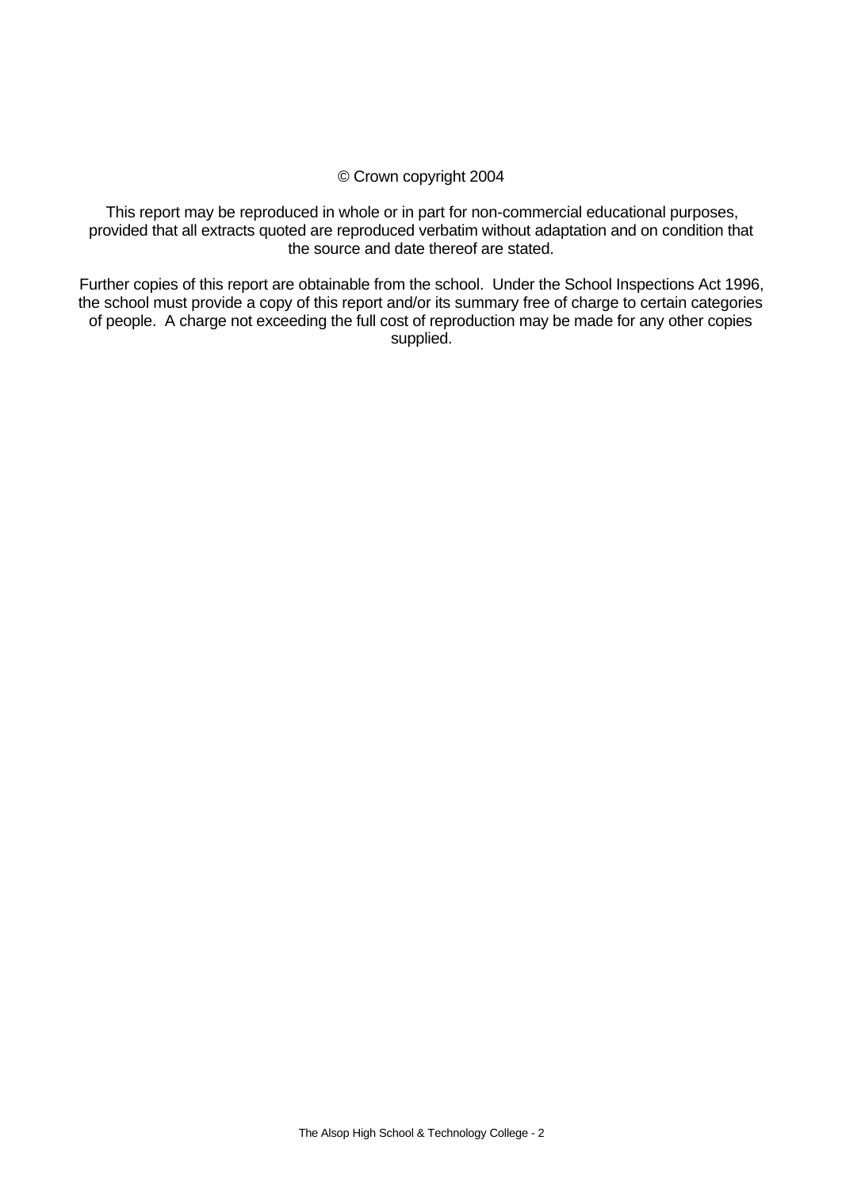© Crown copyright 2004

This report may be reproduced in whole or in part for non-commercial educational purposes, provided that all extracts quoted are reproduced verbatim without adaptation and on condition that the source and date thereof are stated.

Further copies of this report are obtainable from the school. Under the School Inspections Act 1996, the school must provide a copy of this report and/or its summary free of charge to certain categories of people. A charge not exceeding the full cost of reproduction may be made for any other copies supplied.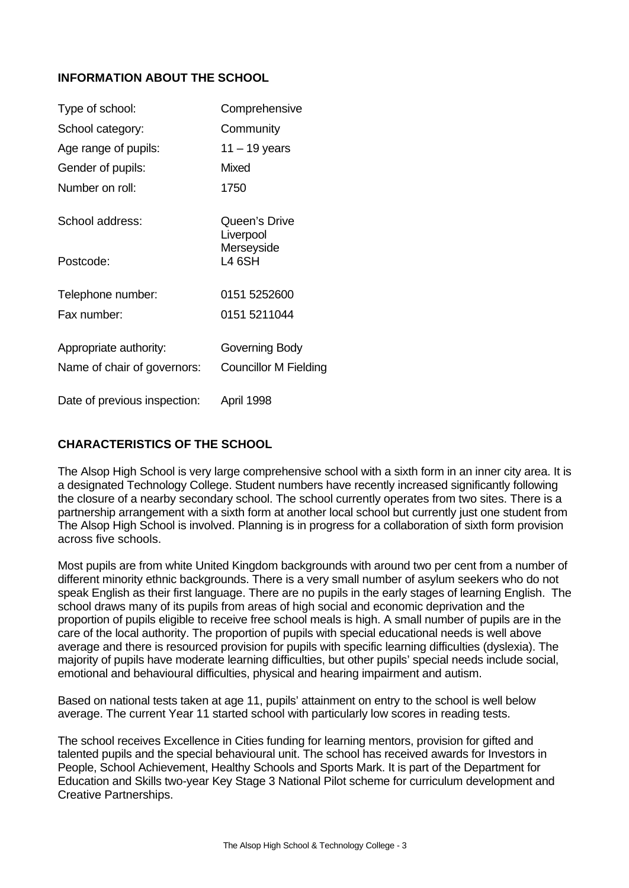## INFORMATION ABOUT THE SCHOOL

| | |
|---|---|
| Type of school: | Comprehensive |
| School category: | Community |
| Age range of pupils: | 11 – 19 years |
| Gender of pupils: | Mixed |
| Number on roll: | 1750 |
| School address: | Queen's Drive<br>Liverpool<br>Merseyside |
| Postcode: | L4 6SH |
| Telephone number: | 0151 5252600 |
| Fax number: | 0151 5211044 |
| Appropriate authority: | Governing Body |
| Name of chair of governors: | Councillor M Fielding |
| Date of previous inspection: | April 1998 |

## CHARACTERISTICS OF THE SCHOOL

The Alsop High School is very large comprehensive school with a sixth form in an inner city area. It is a designated Technology College. Student numbers have recently increased significantly following the closure of a nearby secondary school. The school currently operates from two sites. There is a partnership arrangement with a sixth form at another local school but currently just one student from The Alsop High School is involved. Planning is in progress for a collaboration of sixth form provision across five schools.

Most pupils are from white United Kingdom backgrounds with around two per cent from a number of different minority ethnic backgrounds. There is a very small number of asylum seekers who do not speak English as their first language. There are no pupils in the early stages of learning English. The school draws many of its pupils from areas of high social and economic deprivation and the proportion of pupils eligible to receive free school meals is high. A small number of pupils are in the care of the local authority. The proportion of pupils with special educational needs is well above average and there is resourced provision for pupils with specific learning difficulties (dyslexia). The majority of pupils have moderate learning difficulties, but other pupils' special needs include social, emotional and behavioural difficulties, physical and hearing impairment and autism.

Based on national tests taken at age 11, pupils' attainment on entry to the school is well below average. The current Year 11 started school with particularly low scores in reading tests.

The school receives Excellence in Cities funding for learning mentors, provision for gifted and talented pupils and the special behavioural unit. The school has received awards for Investors in People, School Achievement, Healthy Schools and Sports Mark. It is part of the Department for Education and Skills two-year Key Stage 3 National Pilot scheme for curriculum development and Creative Partnerships.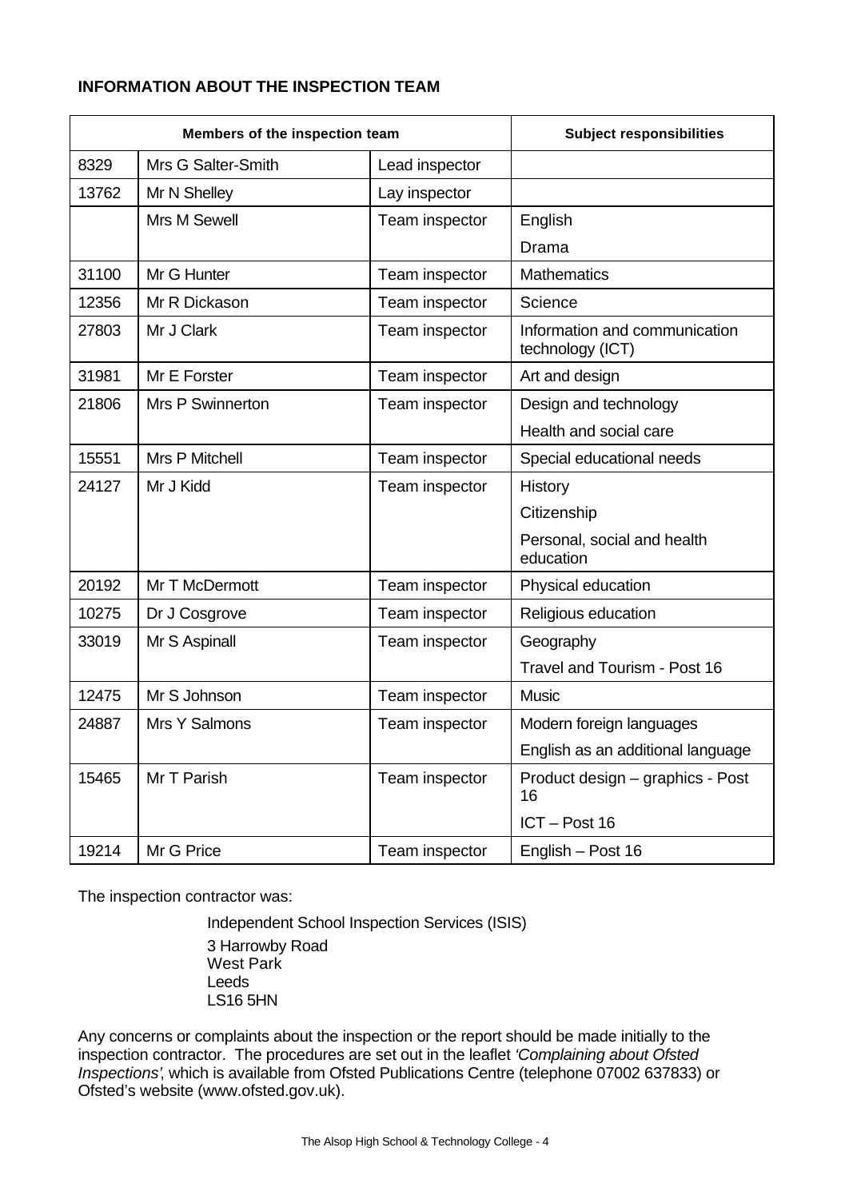**INFORMATION ABOUT THE INSPECTION TEAM**

| Members of the inspection team | | | Subject responsibilities |
|---|---|---|---|
| 8329 | Mrs G Salter-Smith | Lead inspector | |
| 13762 | Mr N Shelley | Lay inspector | |
| | Mrs M Sewell | Team inspector | English |
| | | | Drama |
| 31100 | Mr G Hunter | Team inspector | Mathematics |
| 12356 | Mr R Dickason | Team inspector | Science |
| 27803 | Mr J Clark | Team inspector | Information and communication technology (ICT) |
| 31981 | Mr E Forster | Team inspector | Art and design |
| 21806 | Mrs P Swinnerton | Team inspector | Design and technology |
| | | | Health and social care |
| 15551 | Mrs P Mitchell | Team inspector | Special educational needs |
| 24127 | Mr J Kidd | Team inspector | History |
| | | | Citizenship |
| | | | Personal, social and health education |
| 20192 | Mr T McDermott | Team inspector | Physical education |
| 10275 | Dr J Cosgrove | Team inspector | Religious education |
| 33019 | Mr S Aspinall | Team inspector | Geography |
| | | | Travel and Tourism - Post 16 |
| 12475 | Mr S Johnson | Team inspector | Music |
| 24887 | Mrs Y Salmons | Team inspector | Modern foreign languages |
| | | | English as an additional language |
| 15465 | Mr T Parish | Team inspector | Product design – graphics - Post 16 |
| | | | ICT – Post 16 |
| 19214 | Mr G Price | Team inspector | English – Post 16 |

The inspection contractor was:

Independent School Inspection Services (ISIS)

3 Harrowby Road
West Park
Leeds
LS16 5HN

Any concerns or complaints about the inspection or the report should be made initially to the inspection contractor. The procedures are set out in the leaflet *'Complaining about Ofsted Inspections'*, which is available from Ofsted Publications Centre (telephone 07002 637833) or Ofsted's website (www.ofsted.gov.uk).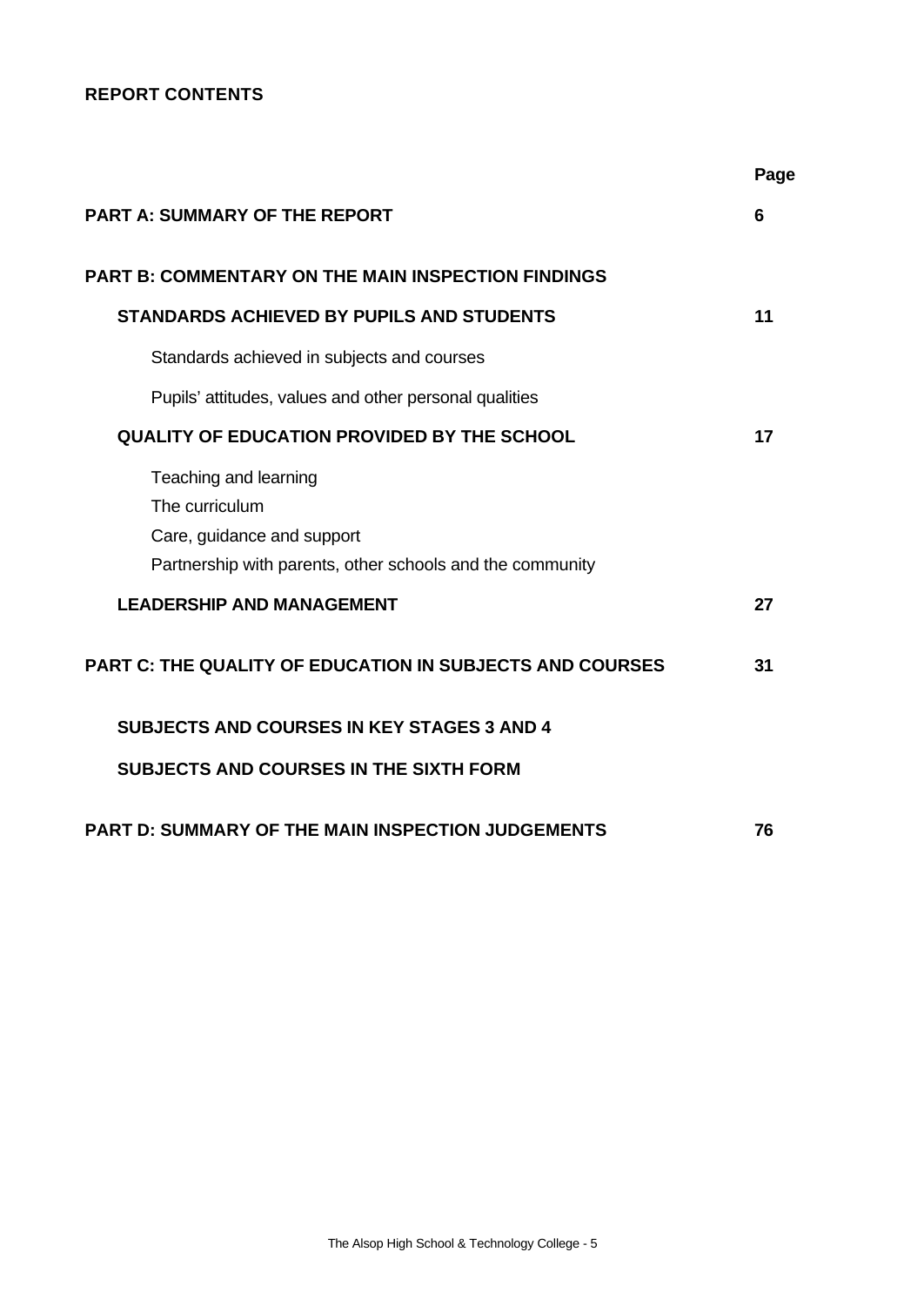## REPORT CONTENTS

| | Page |
|---|---|
| **PART A: SUMMARY OF THE REPORT** | **6** |
| **PART B: COMMENTARY ON THE MAIN INSPECTION FINDINGS** | |
| **STANDARDS ACHIEVED BY PUPILS AND STUDENTS** | **11** |
| Standards achieved in subjects and courses | |
| Pupils' attitudes, values and other personal qualities | |
| **QUALITY OF EDUCATION PROVIDED BY THE SCHOOL** | **17** |
| Teaching and learning | |
| The curriculum | |
| Care, guidance and support | |
| Partnership with parents, other schools and the community | |
| **LEADERSHIP AND MANAGEMENT** | **27** |
| **PART C: THE QUALITY OF EDUCATION IN SUBJECTS AND COURSES** | **31** |
| **SUBJECTS AND COURSES IN KEY STAGES 3 AND 4** | |
| **SUBJECTS AND COURSES IN THE SIXTH FORM** | |
| **PART D: SUMMARY OF THE MAIN INSPECTION JUDGEMENTS** | **76** |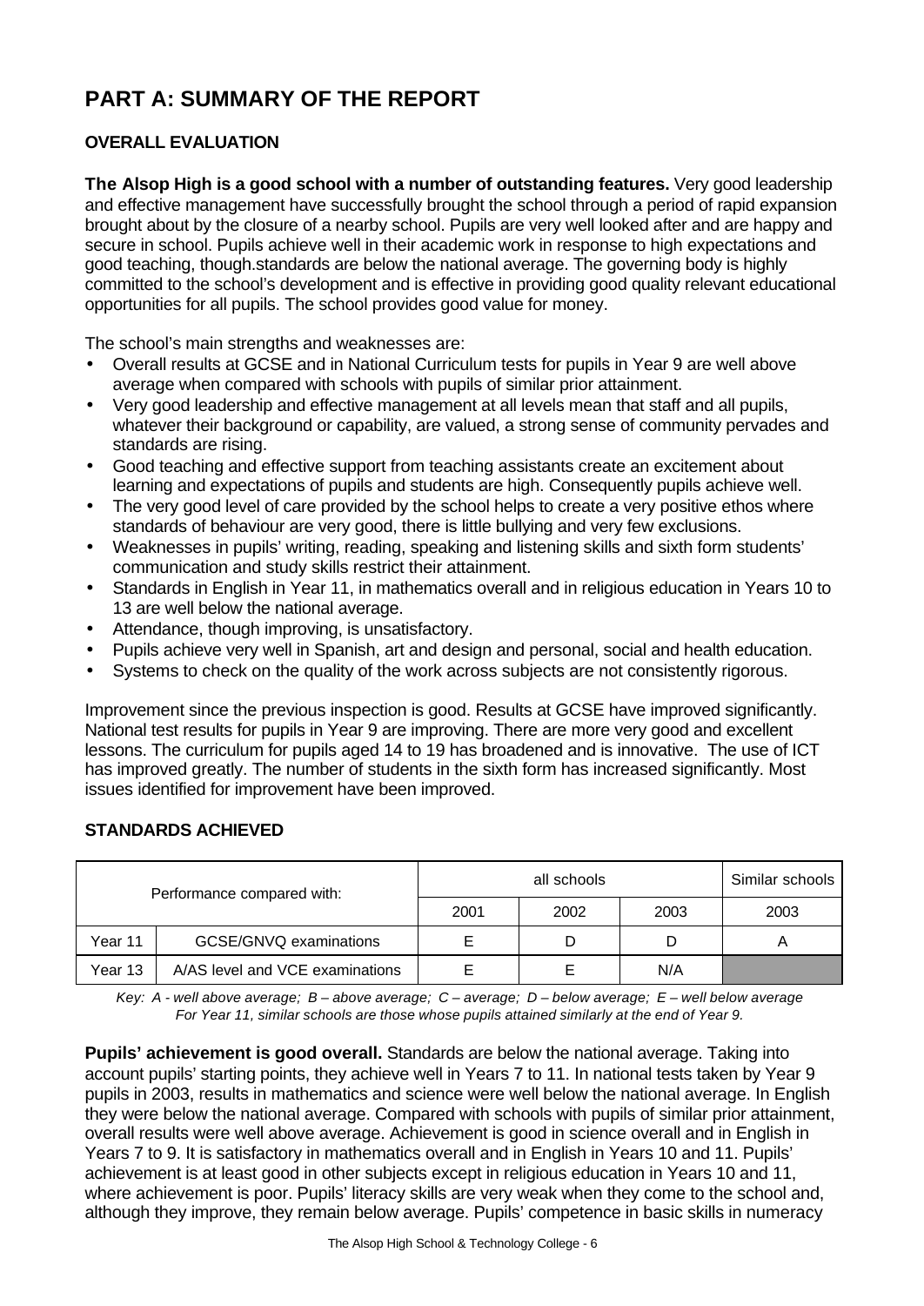# PART A: SUMMARY OF THE REPORT

## OVERALL EVALUATION

**The Alsop High is a good school with a number of outstanding features.** Very good leadership and effective management have successfully brought the school through a period of rapid expansion brought about by the closure of a nearby school. Pupils are very well looked after and are happy and secure in school. Pupils achieve well in their academic work in response to high expectations and good teaching, though.standards are below the national average. The governing body is highly committed to the school's development and is effective in providing good quality relevant educational opportunities for all pupils. The school provides good value for money.

The school's main strengths and weaknesses are:

- Overall results at GCSE and in National Curriculum tests for pupils in Year 9 are well above average when compared with schools with pupils of similar prior attainment.
- Very good leadership and effective management at all levels mean that staff and all pupils, whatever their background or capability, are valued, a strong sense of community pervades and standards are rising.
- Good teaching and effective support from teaching assistants create an excitement about learning and expectations of pupils and students are high. Consequently pupils achieve well.
- The very good level of care provided by the school helps to create a very positive ethos where standards of behaviour are very good, there is little bullying and very few exclusions.
- Weaknesses in pupils' writing, reading, speaking and listening skills and sixth form students' communication and study skills restrict their attainment.
- Standards in English in Year 11, in mathematics overall and in religious education in Years 10 to 13 are well below the national average.
- Attendance, though improving, is unsatisfactory.
- Pupils achieve very well in Spanish, art and design and personal, social and health education.
- Systems to check on the quality of the work across subjects are not consistently rigorous.

Improvement since the previous inspection is good. Results at GCSE have improved significantly. National test results for pupils in Year 9 are improving. There are more very good and excellent lessons. The curriculum for pupils aged 14 to 19 has broadened and is innovative. The use of ICT has improved greatly. The number of students in the sixth form has increased significantly. Most issues identified for improvement have been improved.

## STANDARDS ACHIEVED

| Performance compared with: | | all schools | | | Similar schools |
|---|---|---|---|---|---|
| | | 2001 | 2002 | 2003 | 2003 |
| Year 11 | GCSE/GNVQ examinations | E | D | D | A |
| Year 13 | A/AS level and VCE examinations | E | E | N/A | |

*Key: A - well above average; B – above average; C – average; D – below average; E – well below average*
*For Year 11, similar schools are those whose pupils attained similarly at the end of Year 9.*

**Pupils' achievement is good overall.** Standards are below the national average. Taking into account pupils' starting points, they achieve well in Years 7 to 11. In national tests taken by Year 9 pupils in 2003, results in mathematics and science were well below the national average. In English they were below the national average. Compared with schools with pupils of similar prior attainment, overall results were well above average. Achievement is good in science overall and in English in Years 7 to 9. It is satisfactory in mathematics overall and in English in Years 10 and 11. Pupils' achievement is at least good in other subjects except in religious education in Years 10 and 11, where achievement is poor. Pupils' literacy skills are very weak when they come to the school and, although they improve, they remain below average. Pupils' competence in basic skills in numeracy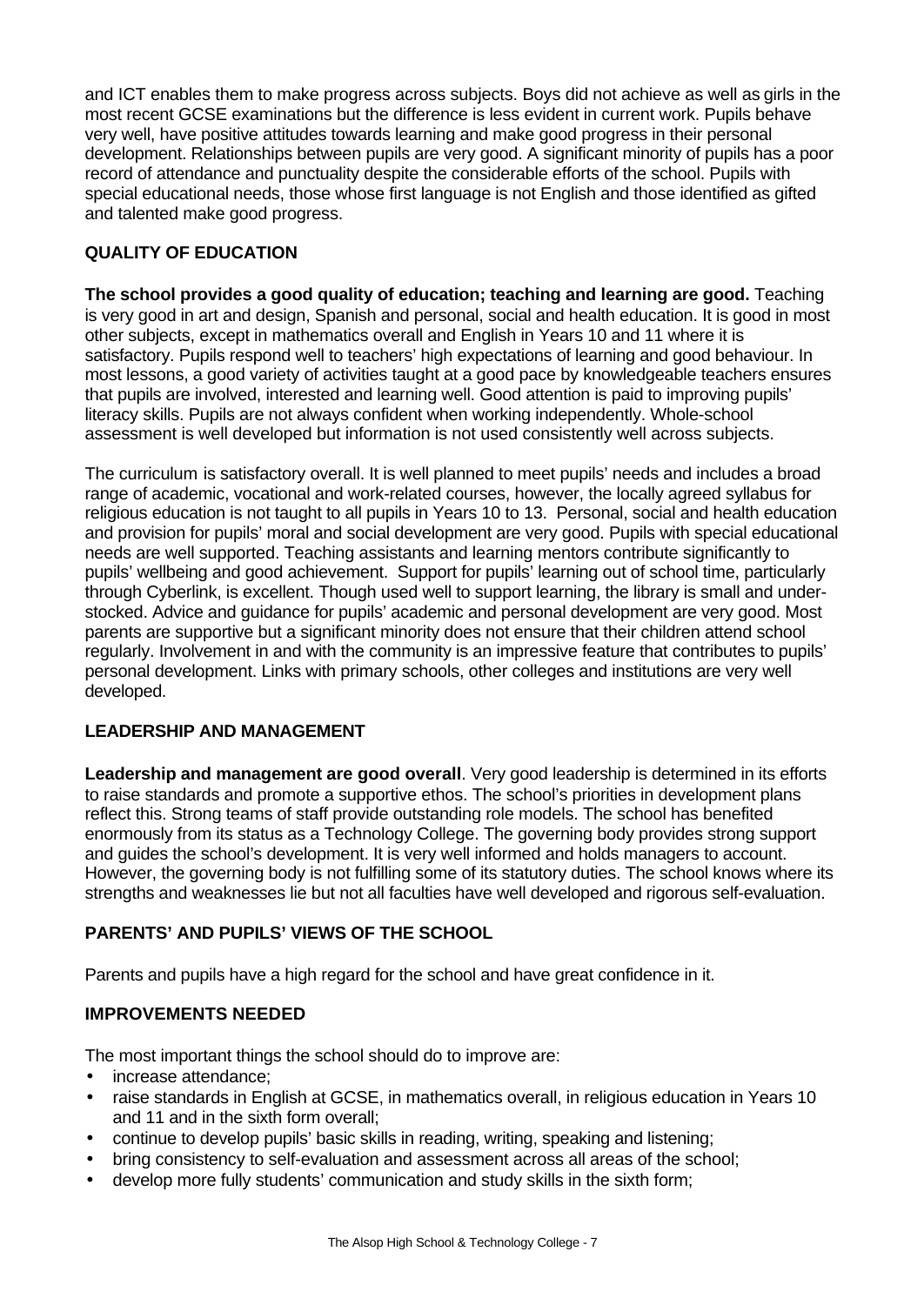and ICT enables them to make progress across subjects. Boys did not achieve as well as girls in the most recent GCSE examinations but the difference is less evident in current work. Pupils behave very well, have positive attitudes towards learning and make good progress in their personal development. Relationships between pupils are very good. A significant minority of pupils has a poor record of attendance and punctuality despite the considerable efforts of the school. Pupils with special educational needs, those whose first language is not English and those identified as gifted and talented make good progress.

## QUALITY OF EDUCATION

**The school provides a good quality of education; teaching and learning are good.** Teaching is very good in art and design, Spanish and personal, social and health education. It is good in most other subjects, except in mathematics overall and English in Years 10 and 11 where it is satisfactory. Pupils respond well to teachers' high expectations of learning and good behaviour. In most lessons, a good variety of activities taught at a good pace by knowledgeable teachers ensures that pupils are involved, interested and learning well. Good attention is paid to improving pupils' literacy skills. Pupils are not always confident when working independently. Whole-school assessment is well developed but information is not used consistently well across subjects.

The curriculum is satisfactory overall. It is well planned to meet pupils' needs and includes a broad range of academic, vocational and work-related courses, however, the locally agreed syllabus for religious education is not taught to all pupils in Years 10 to 13. Personal, social and health education and provision for pupils' moral and social development are very good. Pupils with special educational needs are well supported. Teaching assistants and learning mentors contribute significantly to pupils' wellbeing and good achievement. Support for pupils' learning out of school time, particularly through Cyberlink, is excellent. Though used well to support learning, the library is small and under-stocked. Advice and guidance for pupils' academic and personal development are very good. Most parents are supportive but a significant minority does not ensure that their children attend school regularly. Involvement in and with the community is an impressive feature that contributes to pupils' personal development. Links with primary schools, other colleges and institutions are very well developed.

## LEADERSHIP AND MANAGEMENT

**Leadership and management are good overall**. Very good leadership is determined in its efforts to raise standards and promote a supportive ethos. The school's priorities in development plans reflect this. Strong teams of staff provide outstanding role models. The school has benefited enormously from its status as a Technology College. The governing body provides strong support and guides the school's development. It is very well informed and holds managers to account. However, the governing body is not fulfilling some of its statutory duties. The school knows where its strengths and weaknesses lie but not all faculties have well developed and rigorous self-evaluation.

## PARENTS' AND PUPILS' VIEWS OF THE SCHOOL

Parents and pupils have a high regard for the school and have great confidence in it.

## IMPROVEMENTS NEEDED

The most important things the school should do to improve are:

- increase attendance;
- raise standards in English at GCSE, in mathematics overall, in religious education in Years 10 and 11 and in the sixth form overall;
- continue to develop pupils' basic skills in reading, writing, speaking and listening;
- bring consistency to self-evaluation and assessment across all areas of the school;
- develop more fully students' communication and study skills in the sixth form;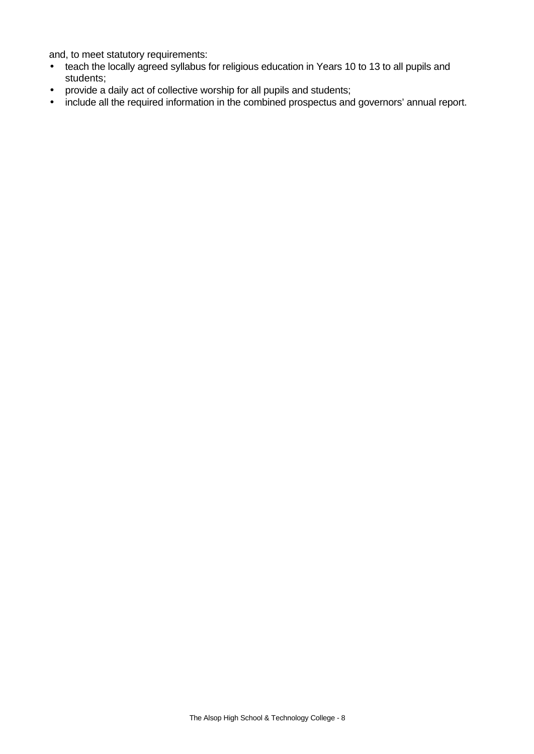and, to meet statutory requirements:

- teach the locally agreed syllabus for religious education in Years 10 to 13 to all pupils and students;
- provide a daily act of collective worship for all pupils and students;
- include all the required information in the combined prospectus and governors' annual report.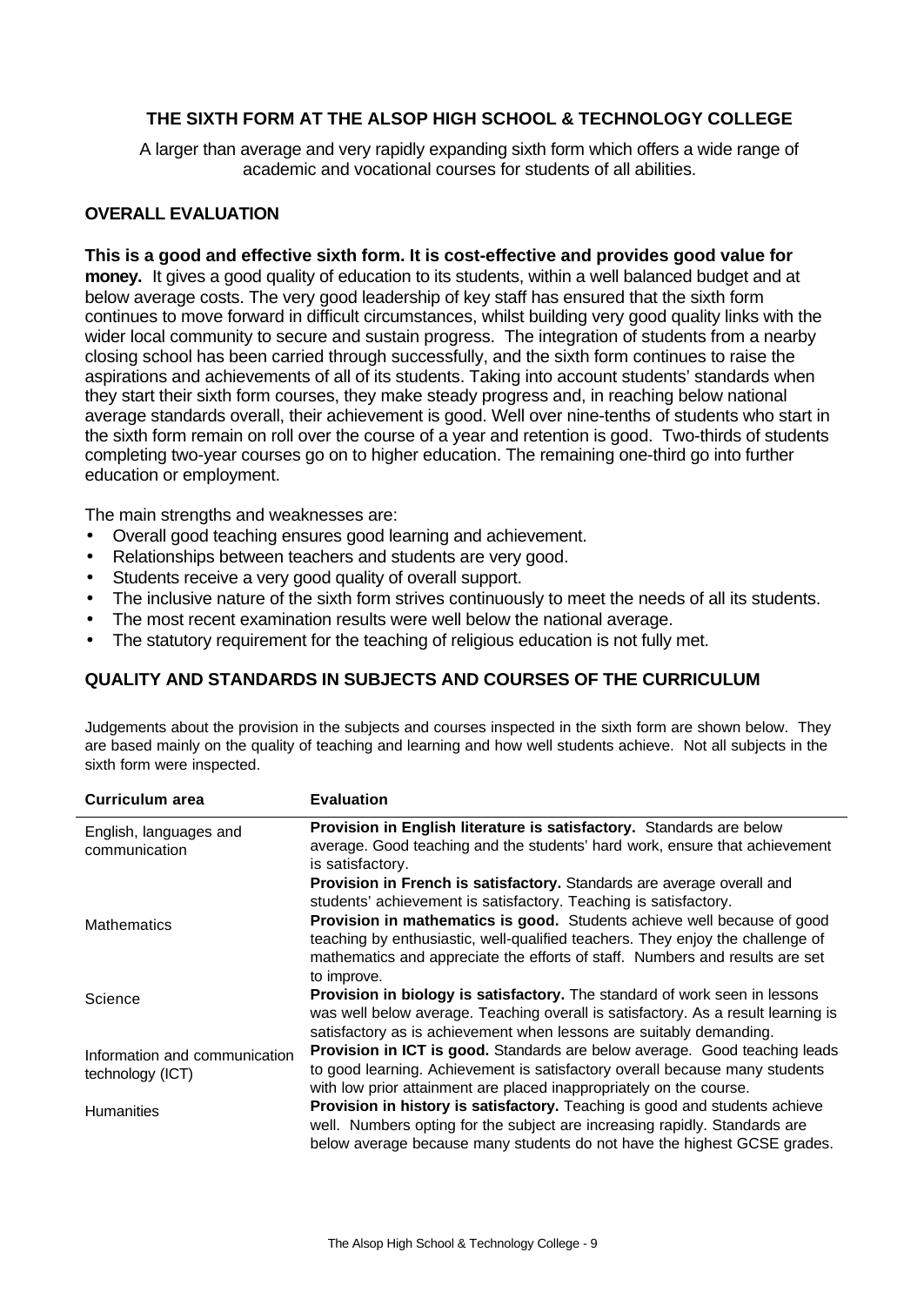## THE SIXTH FORM AT THE ALSOP HIGH SCHOOL & TECHNOLOGY COLLEGE

A larger than average and very rapidly expanding sixth form which offers a wide range of academic and vocational courses for students of all abilities.

### OVERALL EVALUATION

**This is a good and effective sixth form. It is cost-effective and provides good value for money.** It gives a good quality of education to its students, within a well balanced budget and at below average costs. The very good leadership of key staff has ensured that the sixth form continues to move forward in difficult circumstances, whilst building very good quality links with the wider local community to secure and sustain progress. The integration of students from a nearby closing school has been carried through successfully, and the sixth form continues to raise the aspirations and achievements of all of its students. Taking into account students' standards when they start their sixth form courses, they make steady progress and, in reaching below national average standards overall, their achievement is good. Well over nine-tenths of students who start in the sixth form remain on roll over the course of a year and retention is good. Two-thirds of students completing two-year courses go on to higher education. The remaining one-third go into further education or employment.

The main strengths and weaknesses are:

- Overall good teaching ensures good learning and achievement.
- Relationships between teachers and students are very good.
- Students receive a very good quality of overall support.
- The inclusive nature of the sixth form strives continuously to meet the needs of all its students.
- The most recent examination results were well below the national average.
- The statutory requirement for the teaching of religious education is not fully met.

### QUALITY AND STANDARDS IN SUBJECTS AND COURSES OF THE CURRICULUM

Judgements about the provision in the subjects and courses inspected in the sixth form are shown below. They are based mainly on the quality of teaching and learning and how well students achieve. Not all subjects in the sixth form were inspected.

| Curriculum area | Evaluation |
|---|---|
| English, languages and communication | **Provision in English literature is satisfactory.** Standards are below average. Good teaching and the students' hard work, ensure that achievement is satisfactory. |
| | **Provision in French is satisfactory.** Standards are average overall and students' achievement is satisfactory. Teaching is satisfactory. |
| Mathematics | **Provision in mathematics is good.** Students achieve well because of good teaching by enthusiastic, well-qualified teachers. They enjoy the challenge of mathematics and appreciate the efforts of staff. Numbers and results are set to improve. |
| Science | **Provision in biology is satisfactory.** The standard of work seen in lessons was well below average. Teaching overall is satisfactory. As a result learning is satisfactory as is achievement when lessons are suitably demanding. |
| Information and communication technology (ICT) | **Provision in ICT is good.** Standards are below average. Good teaching leads to good learning. Achievement is satisfactory overall because many students with low prior attainment are placed inappropriately on the course. |
| Humanities | **Provision in history is satisfactory.** Teaching is good and students achieve well. Numbers opting for the subject are increasing rapidly. Standards are below average because many students do not have the highest GCSE grades. |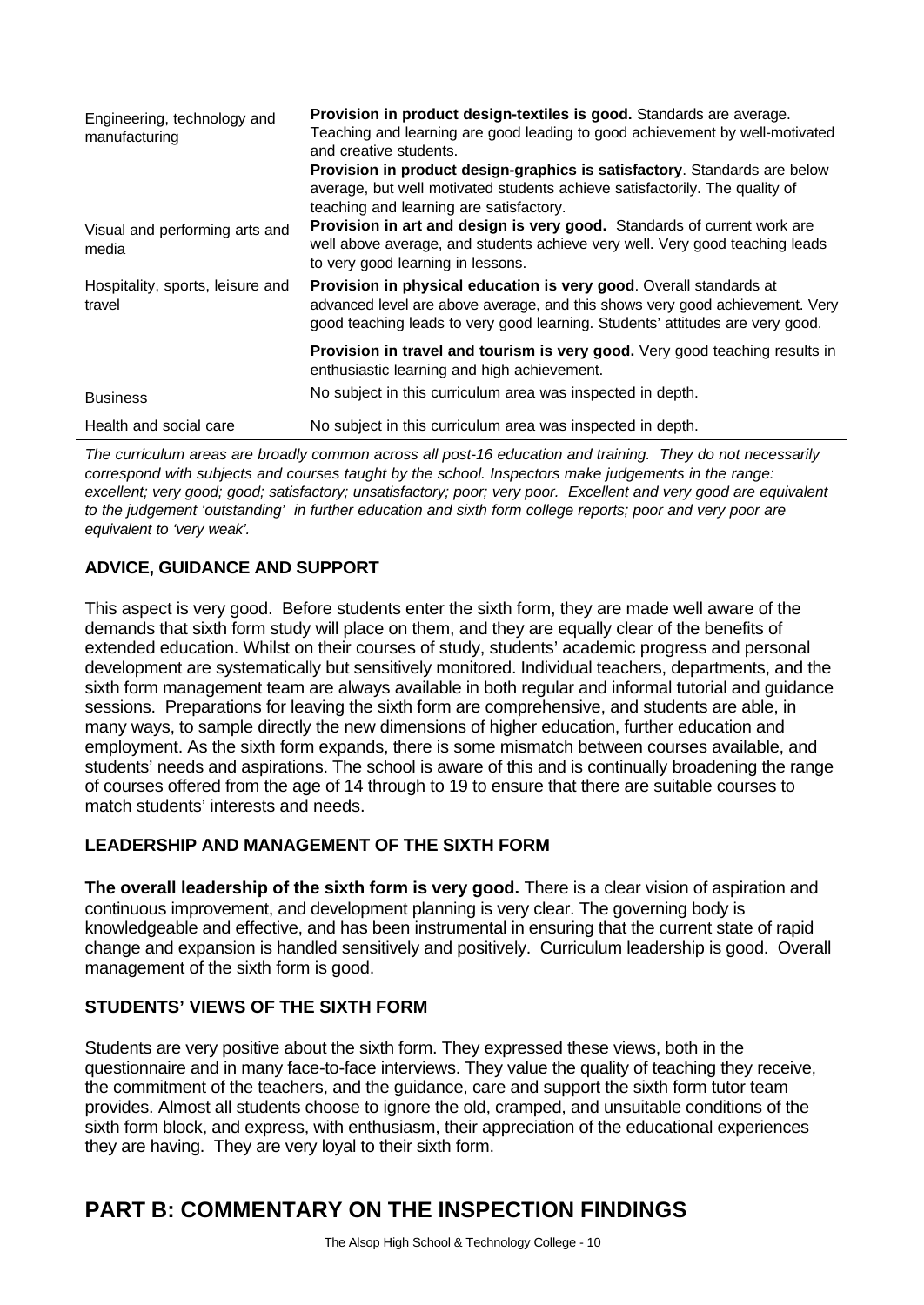| | |
|---|---|
| Engineering, technology and manufacturing | **Provision in product design-textiles is good.** Standards are average. Teaching and learning are good leading to good achievement by well-motivated and creative students.<br>**Provision in product design-graphics is satisfactory**. Standards are below average, but well motivated students achieve satisfactorily. The quality of teaching and learning are satisfactory. |
| Visual and performing arts and media | **Provision in art and design is very good.** Standards of current work are well above average, and students achieve very well. Very good teaching leads to very good learning in lessons. |
| Hospitality, sports, leisure and travel | **Provision in physical education is very good**. Overall standards at advanced level are above average, and this shows very good achievement. Very good teaching leads to very good learning. Students' attitudes are very good.<br>**Provision in travel and tourism is very good.** Very good teaching results in enthusiastic learning and high achievement. |
| Business | No subject in this curriculum area was inspected in depth. |
| Health and social care | No subject in this curriculum area was inspected in depth. |

*The curriculum areas are broadly common across all post-16 education and training. They do not necessarily correspond with subjects and courses taught by the school. Inspectors make judgements in the range: excellent; very good; good; satisfactory; unsatisfactory; poor; very poor. Excellent and very good are equivalent to the judgement 'outstanding' in further education and sixth form college reports; poor and very poor are equivalent to 'very weak'.*

### ADVICE, GUIDANCE AND SUPPORT

This aspect is very good. Before students enter the sixth form, they are made well aware of the demands that sixth form study will place on them, and they are equally clear of the benefits of extended education. Whilst on their courses of study, students' academic progress and personal development are systematically but sensitively monitored. Individual teachers, departments, and the sixth form management team are always available in both regular and informal tutorial and guidance sessions. Preparations for leaving the sixth form are comprehensive, and students are able, in many ways, to sample directly the new dimensions of higher education, further education and employment. As the sixth form expands, there is some mismatch between courses available, and students' needs and aspirations. The school is aware of this and is continually broadening the range of courses offered from the age of 14 through to 19 to ensure that there are suitable courses to match students' interests and needs.

### LEADERSHIP AND MANAGEMENT OF THE SIXTH FORM

**The overall leadership of the sixth form is very good.** There is a clear vision of aspiration and continuous improvement, and development planning is very clear. The governing body is knowledgeable and effective, and has been instrumental in ensuring that the current state of rapid change and expansion is handled sensitively and positively. Curriculum leadership is good. Overall management of the sixth form is good.

### STUDENTS' VIEWS OF THE SIXTH FORM

Students are very positive about the sixth form. They expressed these views, both in the questionnaire and in many face-to-face interviews. They value the quality of teaching they receive, the commitment of the teachers, and the guidance, care and support the sixth form tutor team provides. Almost all students choose to ignore the old, cramped, and unsuitable conditions of the sixth form block, and express, with enthusiasm, their appreciation of the educational experiences they are having. They are very loyal to their sixth form.

# PART B: COMMENTARY ON THE INSPECTION FINDINGS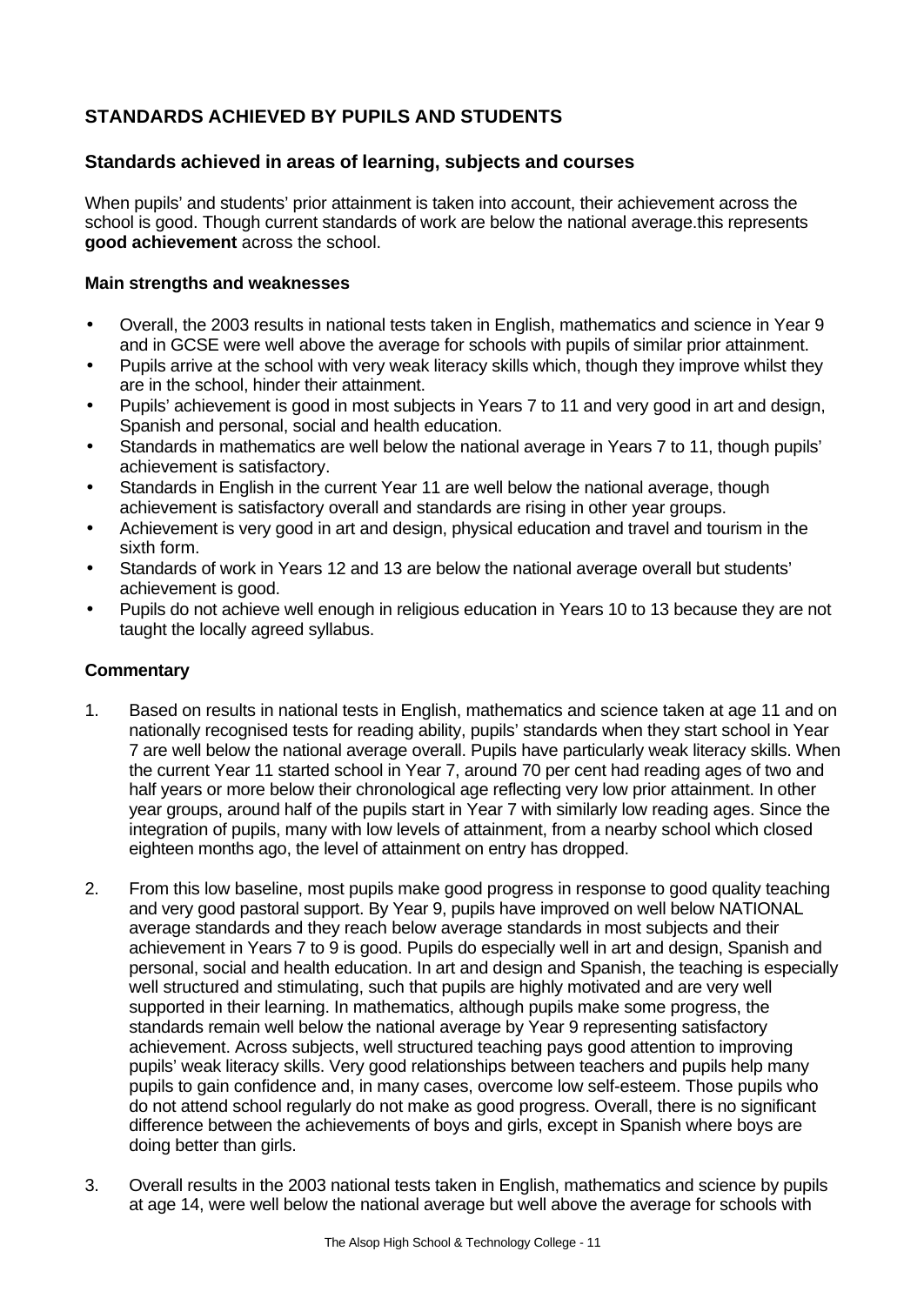## STANDARDS ACHIEVED BY PUPILS AND STUDENTS

### Standards achieved in areas of learning, subjects and courses

When pupils' and students' prior attainment is taken into account, their achievement across the school is good. Though current standards of work are below the national average.this represents **good achievement** across the school.

#### Main strengths and weaknesses

- Overall, the 2003 results in national tests taken in English, mathematics and science in Year 9 and in GCSE were well above the average for schools with pupils of similar prior attainment.
- Pupils arrive at the school with very weak literacy skills which, though they improve whilst they are in the school, hinder their attainment.
- Pupils' achievement is good in most subjects in Years 7 to 11 and very good in art and design, Spanish and personal, social and health education.
- Standards in mathematics are well below the national average in Years 7 to 11, though pupils' achievement is satisfactory.
- Standards in English in the current Year 11 are well below the national average, though achievement is satisfactory overall and standards are rising in other year groups.
- Achievement is very good in art and design, physical education and travel and tourism in the sixth form.
- Standards of work in Years 12 and 13 are below the national average overall but students' achievement is good.
- Pupils do not achieve well enough in religious education in Years 10 to 13 because they are not taught the locally agreed syllabus.

#### Commentary

1. Based on results in national tests in English, mathematics and science taken at age 11 and on nationally recognised tests for reading ability, pupils' standards when they start school in Year 7 are well below the national average overall. Pupils have particularly weak literacy skills. When the current Year 11 started school in Year 7, around 70 per cent had reading ages of two and half years or more below their chronological age reflecting very low prior attainment. In other year groups, around half of the pupils start in Year 7 with similarly low reading ages. Since the integration of pupils, many with low levels of attainment, from a nearby school which closed eighteen months ago, the level of attainment on entry has dropped.

2. From this low baseline, most pupils make good progress in response to good quality teaching and very good pastoral support. By Year 9, pupils have improved on well below NATIONAL average standards and they reach below average standards in most subjects and their achievement in Years 7 to 9 is good. Pupils do especially well in art and design, Spanish and personal, social and health education. In art and design and Spanish, the teaching is especially well structured and stimulating, such that pupils are highly motivated and are very well supported in their learning. In mathematics, although pupils make some progress, the standards remain well below the national average by Year 9 representing satisfactory achievement. Across subjects, well structured teaching pays good attention to improving pupils' weak literacy skills. Very good relationships between teachers and pupils help many pupils to gain confidence and, in many cases, overcome low self-esteem. Those pupils who do not attend school regularly do not make as good progress. Overall, there is no significant difference between the achievements of boys and girls, except in Spanish where boys are doing better than girls.

3. Overall results in the 2003 national tests taken in English, mathematics and science by pupils at age 14, were well below the national average but well above the average for schools with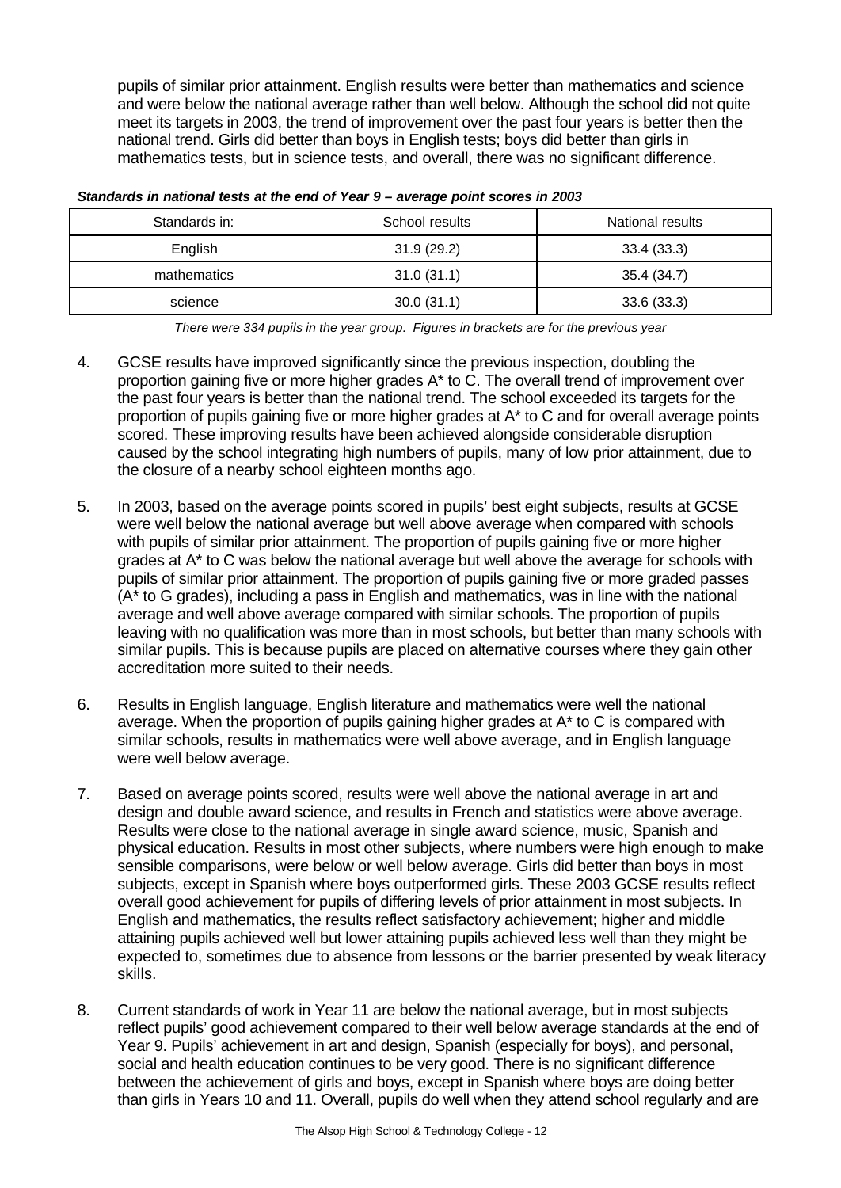pupils of similar prior attainment. English results were better than mathematics and science and were below the national average rather than well below. Although the school did not quite meet its targets in 2003, the trend of improvement over the past four years is better then the national trend. Girls did better than boys in English tests; boys did better than girls in mathematics tests, but in science tests, and overall, there was no significant difference.

***Standards in national tests at the end of Year 9 – average point scores in 2003***

| Standards in: | School results | National results |
|---|---|---|
| English | 31.9 (29.2) | 33.4 (33.3) |
| mathematics | 31.0 (31.1) | 35.4 (34.7) |
| science | 30.0 (31.1) | 33.6 (33.3) |

*There were 334 pupils in the year group. Figures in brackets are for the previous year*

4. GCSE results have improved significantly since the previous inspection, doubling the proportion gaining five or more higher grades A* to C. The overall trend of improvement over the past four years is better than the national trend. The school exceeded its targets for the proportion of pupils gaining five or more higher grades at A* to C and for overall average points scored. These improving results have been achieved alongside considerable disruption caused by the school integrating high numbers of pupils, many of low prior attainment, due to the closure of a nearby school eighteen months ago.

5. In 2003, based on the average points scored in pupils' best eight subjects, results at GCSE were well below the national average but well above average when compared with schools with pupils of similar prior attainment. The proportion of pupils gaining five or more higher grades at A* to C was below the national average but well above the average for schools with pupils of similar prior attainment. The proportion of pupils gaining five or more graded passes (A* to G grades), including a pass in English and mathematics, was in line with the national average and well above average compared with similar schools. The proportion of pupils leaving with no qualification was more than in most schools, but better than many schools with similar pupils. This is because pupils are placed on alternative courses where they gain other accreditation more suited to their needs.

6. Results in English language, English literature and mathematics were well the national average. When the proportion of pupils gaining higher grades at A* to C is compared with similar schools, results in mathematics were well above average, and in English language were well below average.

7. Based on average points scored, results were well above the national average in art and design and double award science, and results in French and statistics were above average. Results were close to the national average in single award science, music, Spanish and physical education. Results in most other subjects, where numbers were high enough to make sensible comparisons, were below or well below average. Girls did better than boys in most subjects, except in Spanish where boys outperformed girls. These 2003 GCSE results reflect overall good achievement for pupils of differing levels of prior attainment in most subjects. In English and mathematics, the results reflect satisfactory achievement; higher and middle attaining pupils achieved well but lower attaining pupils achieved less well than they might be expected to, sometimes due to absence from lessons or the barrier presented by weak literacy skills.

8. Current standards of work in Year 11 are below the national average, but in most subjects reflect pupils' good achievement compared to their well below average standards at the end of Year 9. Pupils' achievement in art and design, Spanish (especially for boys), and personal, social and health education continues to be very good. There is no significant difference between the achievement of girls and boys, except in Spanish where boys are doing better than girls in Years 10 and 11. Overall, pupils do well when they attend school regularly and are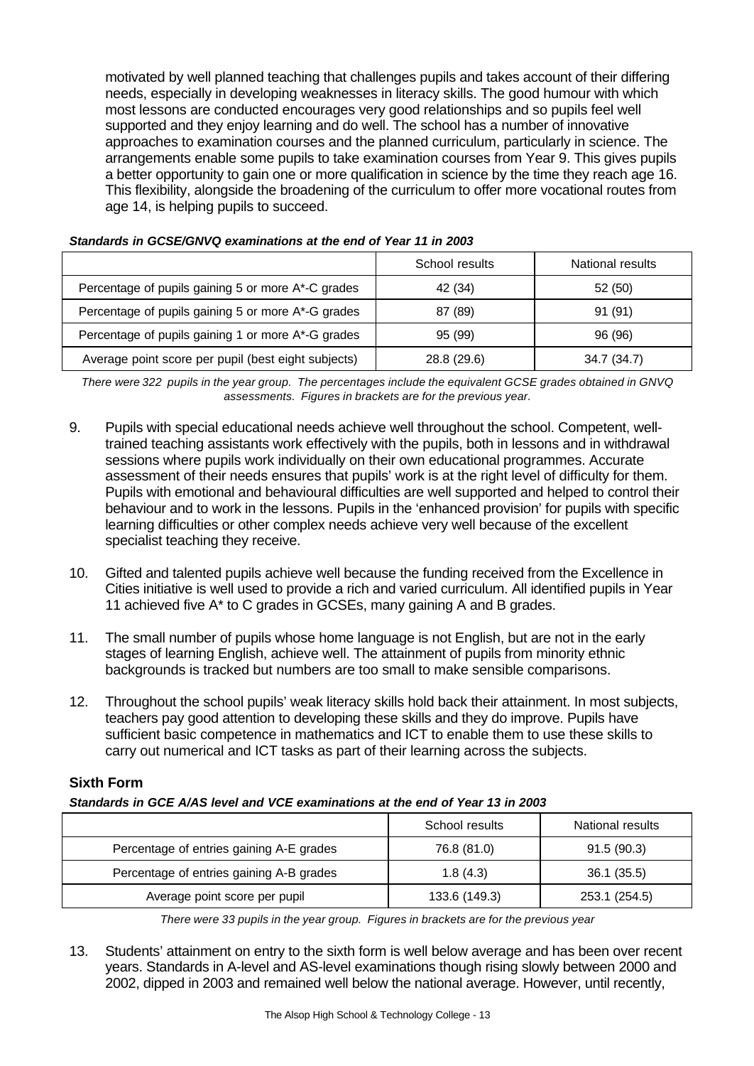motivated by well planned teaching that challenges pupils and takes account of their differing needs, especially in developing weaknesses in literacy skills. The good humour with which most lessons are conducted encourages very good relationships and so pupils feel well supported and they enjoy learning and do well. The school has a number of innovative approaches to examination courses and the planned curriculum, particularly in science. The arrangements enable some pupils to take examination courses from Year 9. This gives pupils a better opportunity to gain one or more qualification in science by the time they reach age 16. This flexibility, alongside the broadening of the curriculum to offer more vocational routes from age 14, is helping pupils to succeed.

***Standards in GCSE/GNVQ examinations at the end of Year 11 in 2003***

| | School results | National results |
|---|---|---|
| Percentage of pupils gaining 5 or more A*-C grades | 42 (34) | 52 (50) |
| Percentage of pupils gaining 5 or more A*-G grades | 87 (89) | 91 (91) |
| Percentage of pupils gaining 1 or more A*-G grades | 95 (99) | 96 (96) |
| Average point score per pupil (best eight subjects) | 28.8 (29.6) | 34.7 (34.7) |

*There were 322 pupils in the year group. The percentages include the equivalent GCSE grades obtained in GNVQ assessments. Figures in brackets are for the previous year.*

9. Pupils with special educational needs achieve well throughout the school. Competent, well-trained teaching assistants work effectively with the pupils, both in lessons and in withdrawal sessions where pupils work individually on their own educational programmes. Accurate assessment of their needs ensures that pupils' work is at the right level of difficulty for them. Pupils with emotional and behavioural difficulties are well supported and helped to control their behaviour and to work in the lessons. Pupils in the 'enhanced provision' for pupils with specific learning difficulties or other complex needs achieve very well because of the excellent specialist teaching they receive.

10. Gifted and talented pupils achieve well because the funding received from the Excellence in Cities initiative is well used to provide a rich and varied curriculum. All identified pupils in Year 11 achieved five A* to C grades in GCSEs, many gaining A and B grades.

11. The small number of pupils whose home language is not English, but are not in the early stages of learning English, achieve well. The attainment of pupils from minority ethnic backgrounds is tracked but numbers are too small to make sensible comparisons.

12. Throughout the school pupils' weak literacy skills hold back their attainment. In most subjects, teachers pay good attention to developing these skills and they do improve. Pupils have sufficient basic competence in mathematics and ICT to enable them to use these skills to carry out numerical and ICT tasks as part of their learning across the subjects.

### Sixth Form

***Standards in GCE A/AS level and VCE examinations at the end of Year 13 in 2003***

| | School results | National results |
|---|---|---|
| Percentage of entries gaining A-E grades | 76.8 (81.0) | 91.5 (90.3) |
| Percentage of entries gaining A-B grades | 1.8 (4.3) | 36.1 (35.5) |
| Average point score per pupil | 133.6 (149.3) | 253.1 (254.5) |

*There were 33 pupils in the year group. Figures in brackets are for the previous year*

13. Students' attainment on entry to the sixth form is well below average and has been over recent years. Standards in A-level and AS-level examinations though rising slowly between 2000 and 2002, dipped in 2003 and remained well below the national average. However, until recently,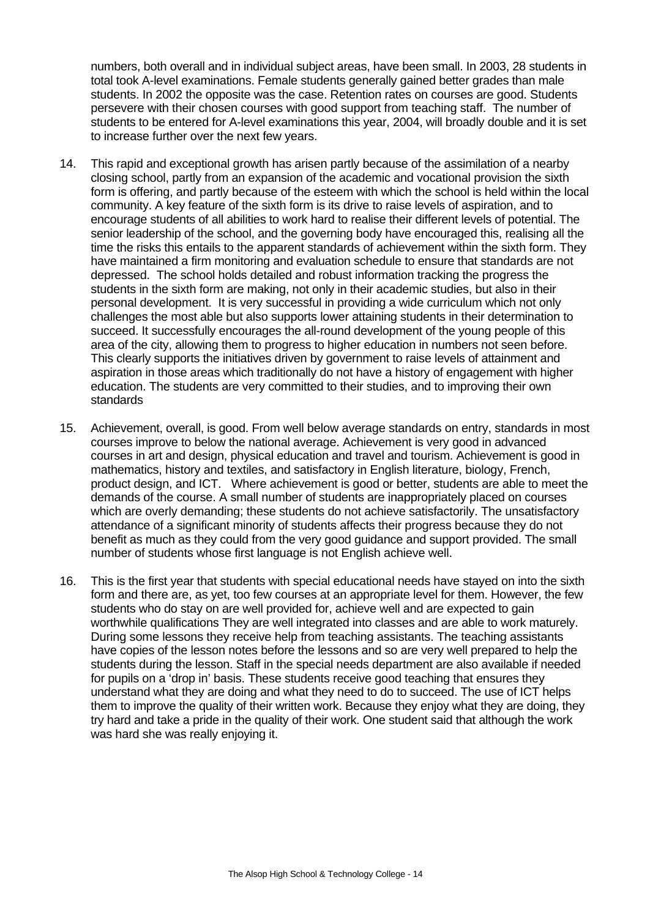numbers, both overall and in individual subject areas, have been small. In 2003, 28 students in total took A-level examinations. Female students generally gained better grades than male students. In 2002 the opposite was the case. Retention rates on courses are good. Students persevere with their chosen courses with good support from teaching staff. The number of students to be entered for A-level examinations this year, 2004, will broadly double and it is set to increase further over the next few years.

14. This rapid and exceptional growth has arisen partly because of the assimilation of a nearby closing school, partly from an expansion of the academic and vocational provision the sixth form is offering, and partly because of the esteem with which the school is held within the local community. A key feature of the sixth form is its drive to raise levels of aspiration, and to encourage students of all abilities to work hard to realise their different levels of potential. The senior leadership of the school, and the governing body have encouraged this, realising all the time the risks this entails to the apparent standards of achievement within the sixth form. They have maintained a firm monitoring and evaluation schedule to ensure that standards are not depressed. The school holds detailed and robust information tracking the progress the students in the sixth form are making, not only in their academic studies, but also in their personal development. It is very successful in providing a wide curriculum which not only challenges the most able but also supports lower attaining students in their determination to succeed. It successfully encourages the all-round development of the young people of this area of the city, allowing them to progress to higher education in numbers not seen before. This clearly supports the initiatives driven by government to raise levels of attainment and aspiration in those areas which traditionally do not have a history of engagement with higher education. The students are very committed to their studies, and to improving their own standards

15. Achievement, overall, is good. From well below average standards on entry, standards in most courses improve to below the national average. Achievement is very good in advanced courses in art and design, physical education and travel and tourism. Achievement is good in mathematics, history and textiles, and satisfactory in English literature, biology, French, product design, and ICT. Where achievement is good or better, students are able to meet the demands of the course. A small number of students are inappropriately placed on courses which are overly demanding; these students do not achieve satisfactorily. The unsatisfactory attendance of a significant minority of students affects their progress because they do not benefit as much as they could from the very good guidance and support provided. The small number of students whose first language is not English achieve well.

16. This is the first year that students with special educational needs have stayed on into the sixth form and there are, as yet, too few courses at an appropriate level for them. However, the few students who do stay on are well provided for, achieve well and are expected to gain worthwhile qualifications They are well integrated into classes and are able to work maturely. During some lessons they receive help from teaching assistants. The teaching assistants have copies of the lesson notes before the lessons and so are very well prepared to help the students during the lesson. Staff in the special needs department are also available if needed for pupils on a 'drop in' basis. These students receive good teaching that ensures they understand what they are doing and what they need to do to succeed. The use of ICT helps them to improve the quality of their written work. Because they enjoy what they are doing, they try hard and take a pride in the quality of their work. One student said that although the work was hard she was really enjoying it.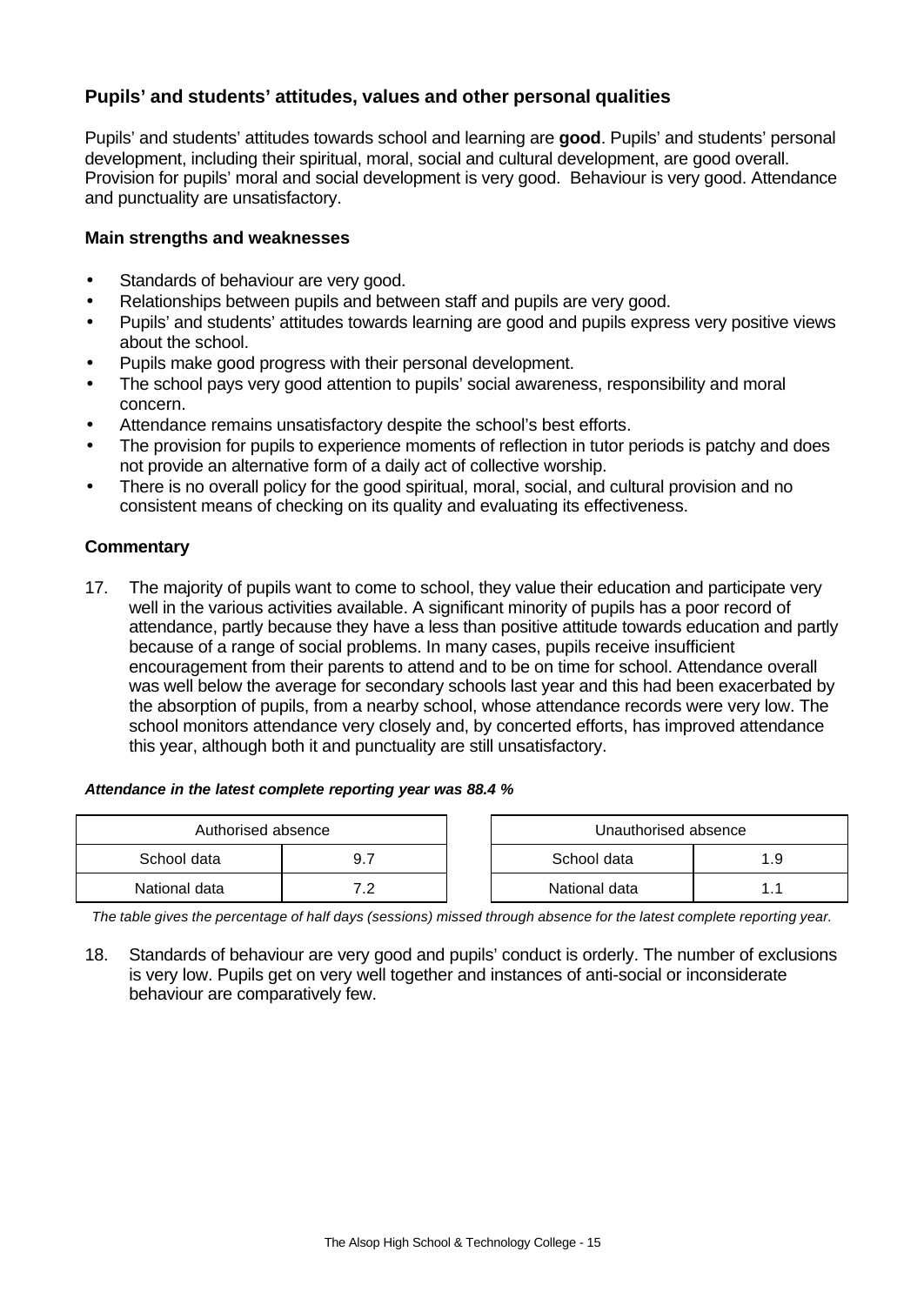## Pupils' and students' attitudes, values and other personal qualities

Pupils' and students' attitudes towards school and learning are **good**. Pupils' and students' personal development, including their spiritual, moral, social and cultural development, are good overall. Provision for pupils' moral and social development is very good. Behaviour is very good. Attendance and punctuality are unsatisfactory.

### Main strengths and weaknesses

- Standards of behaviour are very good.
- Relationships between pupils and between staff and pupils are very good.
- Pupils' and students' attitudes towards learning are good and pupils express very positive views about the school.
- Pupils make good progress with their personal development.
- The school pays very good attention to pupils' social awareness, responsibility and moral concern.
- Attendance remains unsatisfactory despite the school's best efforts.
- The provision for pupils to experience moments of reflection in tutor periods is patchy and does not provide an alternative form of a daily act of collective worship.
- There is no overall policy for the good spiritual, moral, social, and cultural provision and no consistent means of checking on its quality and evaluating its effectiveness.

### Commentary

17. The majority of pupils want to come to school, they value their education and participate very well in the various activities available. A significant minority of pupils has a poor record of attendance, partly because they have a less than positive attitude towards education and partly because of a range of social problems. In many cases, pupils receive insufficient encouragement from their parents to attend and to be on time for school. Attendance overall was well below the average for secondary schools last year and this had been exacerbated by the absorption of pupils, from a nearby school, whose attendance records were very low. The school monitors attendance very closely and, by concerted efforts, has improved attendance this year, although both it and punctuality are still unsatisfactory.

***Attendance in the latest complete reporting year was 88.4 %***

| Authorised absence | |
|---|---|
| School data | 9.7 |
| National data | 7.2 |

| Unauthorised absence | |
|---|---|
| School data | 1.9 |
| National data | 1.1 |

*The table gives the percentage of half days (sessions) missed through absence for the latest complete reporting year.*

18. Standards of behaviour are very good and pupils' conduct is orderly. The number of exclusions is very low. Pupils get on very well together and instances of anti-social or inconsiderate behaviour are comparatively few.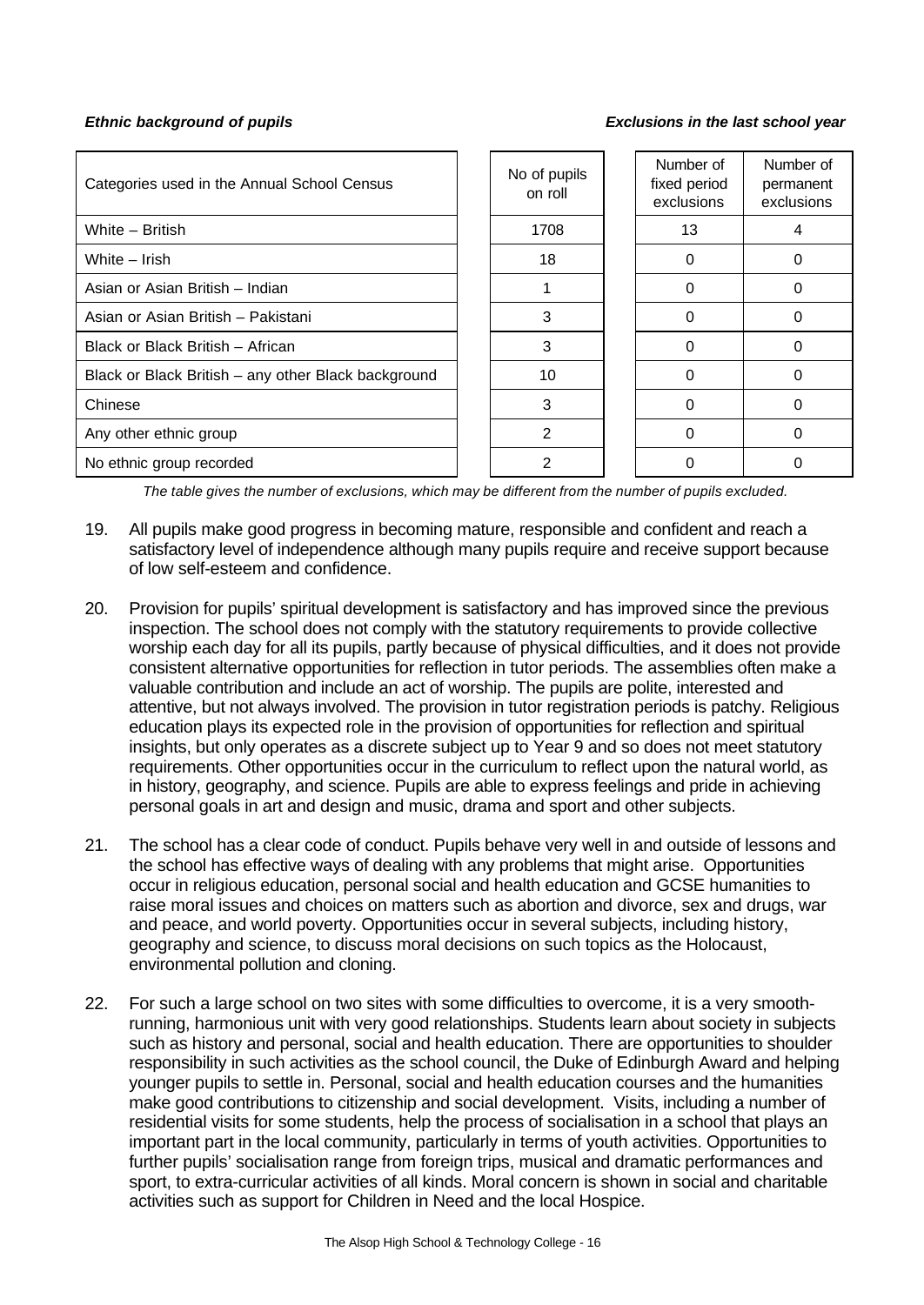*Ethnic background of pupils* *Exclusions in the last school year*

| Categories used in the Annual School Census | No of pupils on roll | Number of fixed period exclusions | Number of permanent exclusions |
|---|---|---|---|
| White – British | 1708 | 13 | 4 |
| White – Irish | 18 | 0 | 0 |
| Asian or Asian British – Indian | 1 | 0 | 0 |
| Asian or Asian British – Pakistani | 3 | 0 | 0 |
| Black or Black British – African | 3 | 0 | 0 |
| Black or Black British – any other Black background | 10 | 0 | 0 |
| Chinese | 3 | 0 | 0 |
| Any other ethnic group | 2 | 0 | 0 |
| No ethnic group recorded | 2 | 0 | 0 |

*The table gives the number of exclusions, which may be different from the number of pupils excluded.*

19. All pupils make good progress in becoming mature, responsible and confident and reach a satisfactory level of independence although many pupils require and receive support because of low self-esteem and confidence.

20. Provision for pupils' spiritual development is satisfactory and has improved since the previous inspection. The school does not comply with the statutory requirements to provide collective worship each day for all its pupils, partly because of physical difficulties, and it does not provide consistent alternative opportunities for reflection in tutor periods. The assemblies often make a valuable contribution and include an act of worship. The pupils are polite, interested and attentive, but not always involved. The provision in tutor registration periods is patchy. Religious education plays its expected role in the provision of opportunities for reflection and spiritual insights, but only operates as a discrete subject up to Year 9 and so does not meet statutory requirements. Other opportunities occur in the curriculum to reflect upon the natural world, as in history, geography, and science. Pupils are able to express feelings and pride in achieving personal goals in art and design and music, drama and sport and other subjects.

21. The school has a clear code of conduct. Pupils behave very well in and outside of lessons and the school has effective ways of dealing with any problems that might arise. Opportunities occur in religious education, personal social and health education and GCSE humanities to raise moral issues and choices on matters such as abortion and divorce, sex and drugs, war and peace, and world poverty. Opportunities occur in several subjects, including history, geography and science, to discuss moral decisions on such topics as the Holocaust, environmental pollution and cloning.

22. For such a large school on two sites with some difficulties to overcome, it is a very smooth-running, harmonious unit with very good relationships. Students learn about society in subjects such as history and personal, social and health education. There are opportunities to shoulder responsibility in such activities as the school council, the Duke of Edinburgh Award and helping younger pupils to settle in. Personal, social and health education courses and the humanities make good contributions to citizenship and social development. Visits, including a number of residential visits for some students, help the process of socialisation in a school that plays an important part in the local community, particularly in terms of youth activities. Opportunities to further pupils' socialisation range from foreign trips, musical and dramatic performances and sport, to extra-curricular activities of all kinds. Moral concern is shown in social and charitable activities such as support for Children in Need and the local Hospice.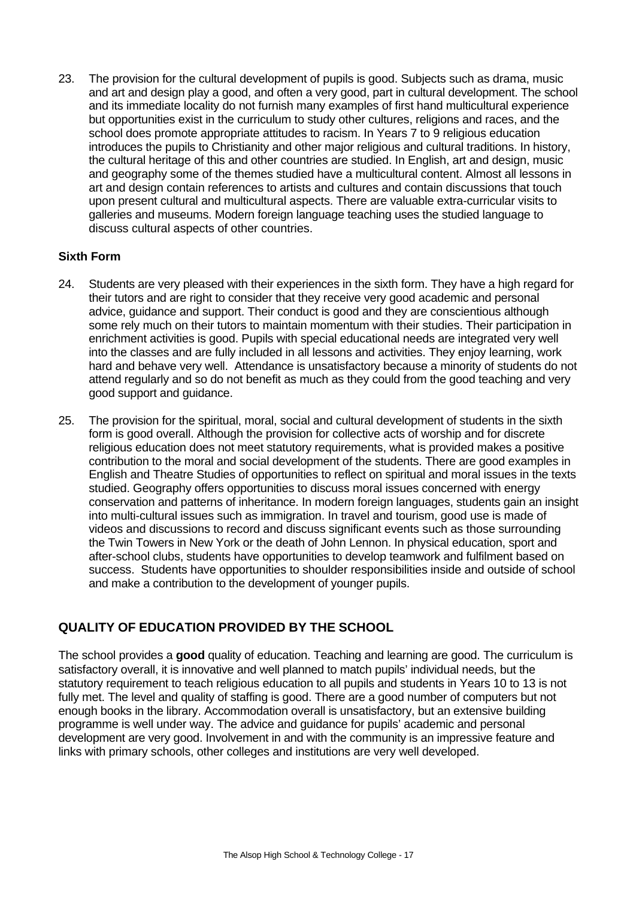23. The provision for the cultural development of pupils is good. Subjects such as drama, music and art and design play a good, and often a very good, part in cultural development. The school and its immediate locality do not furnish many examples of first hand multicultural experience but opportunities exist in the curriculum to study other cultures, religions and races, and the school does promote appropriate attitudes to racism. In Years 7 to 9 religious education introduces the pupils to Christianity and other major religious and cultural traditions. In history, the cultural heritage of this and other countries are studied. In English, art and design, music and geography some of the themes studied have a multicultural content. Almost all lessons in art and design contain references to artists and cultures and contain discussions that touch upon present cultural and multicultural aspects. There are valuable extra-curricular visits to galleries and museums. Modern foreign language teaching uses the studied language to discuss cultural aspects of other countries.

**Sixth Form**

24. Students are very pleased with their experiences in the sixth form. They have a high regard for their tutors and are right to consider that they receive very good academic and personal advice, guidance and support. Their conduct is good and they are conscientious although some rely much on their tutors to maintain momentum with their studies. Their participation in enrichment activities is good. Pupils with special educational needs are integrated very well into the classes and are fully included in all lessons and activities. They enjoy learning, work hard and behave very well. Attendance is unsatisfactory because a minority of students do not attend regularly and so do not benefit as much as they could from the good teaching and very good support and guidance.

25. The provision for the spiritual, moral, social and cultural development of students in the sixth form is good overall. Although the provision for collective acts of worship and for discrete religious education does not meet statutory requirements, what is provided makes a positive contribution to the moral and social development of the students. There are good examples in English and Theatre Studies of opportunities to reflect on spiritual and moral issues in the texts studied. Geography offers opportunities to discuss moral issues concerned with energy conservation and patterns of inheritance. In modern foreign languages, students gain an insight into multi-cultural issues such as immigration. In travel and tourism, good use is made of videos and discussions to record and discuss significant events such as those surrounding the Twin Towers in New York or the death of John Lennon. In physical education, sport and after-school clubs, students have opportunities to develop teamwork and fulfilment based on success. Students have opportunities to shoulder responsibilities inside and outside of school and make a contribution to the development of younger pupils.

## QUALITY OF EDUCATION PROVIDED BY THE SCHOOL

The school provides a **good** quality of education. Teaching and learning are good. The curriculum is satisfactory overall, it is innovative and well planned to match pupils' individual needs, but the statutory requirement to teach religious education to all pupils and students in Years 10 to 13 is not fully met. The level and quality of staffing is good. There are a good number of computers but not enough books in the library. Accommodation overall is unsatisfactory, but an extensive building programme is well under way. The advice and guidance for pupils' academic and personal development are very good. Involvement in and with the community is an impressive feature and links with primary schools, other colleges and institutions are very well developed.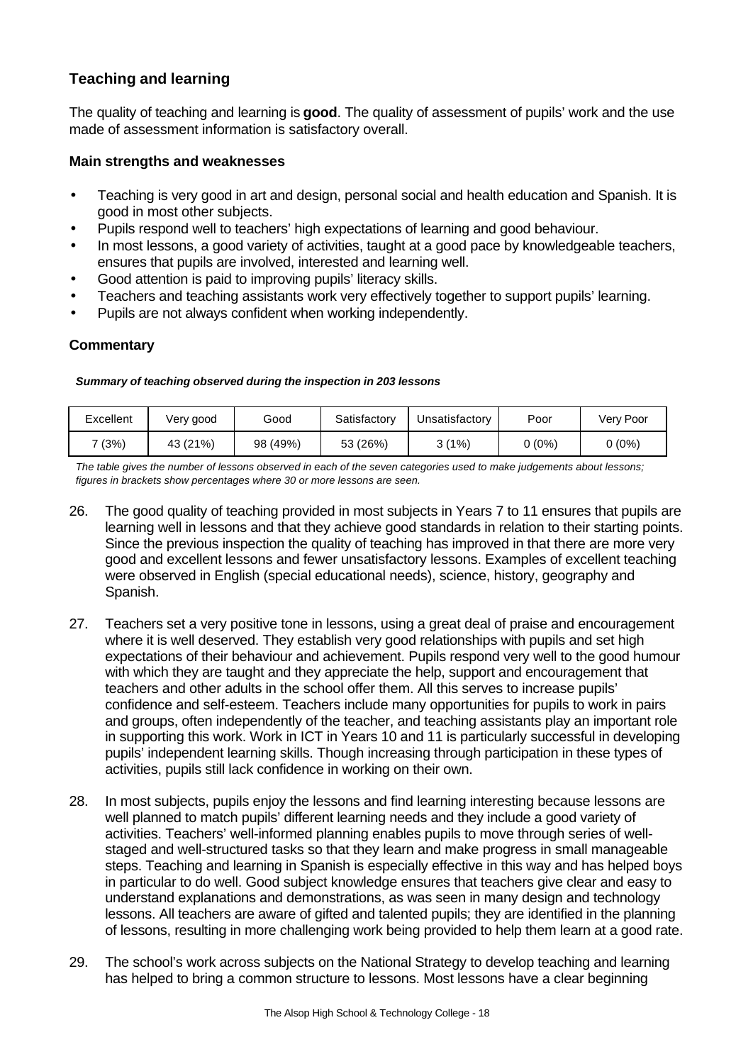## Teaching and learning

The quality of teaching and learning is **good**. The quality of assessment of pupils' work and the use made of assessment information is satisfactory overall.

### Main strengths and weaknesses

- Teaching is very good in art and design, personal social and health education and Spanish. It is good in most other subjects.
- Pupils respond well to teachers' high expectations of learning and good behaviour.
- In most lessons, a good variety of activities, taught at a good pace by knowledgeable teachers, ensures that pupils are involved, interested and learning well.
- Good attention is paid to improving pupils' literacy skills.
- Teachers and teaching assistants work very effectively together to support pupils' learning.
- Pupils are not always confident when working independently.

### Commentary

***Summary of teaching observed during the inspection in 203 lessons***

| Excellent | Very good | Good | Satisfactory | Unsatisfactory | Poor | Very Poor |
|---|---|---|---|---|---|---|
| 7 (3%) | 43 (21%) | 98 (49%) | 53 (26%) | 3 (1%) | 0 (0%) | 0 (0%) |

*The table gives the number of lessons observed in each of the seven categories used to make judgements about lessons; figures in brackets show percentages where 30 or more lessons are seen.*

26. The good quality of teaching provided in most subjects in Years 7 to 11 ensures that pupils are learning well in lessons and that they achieve good standards in relation to their starting points. Since the previous inspection the quality of teaching has improved in that there are more very good and excellent lessons and fewer unsatisfactory lessons. Examples of excellent teaching were observed in English (special educational needs), science, history, geography and Spanish.

27. Teachers set a very positive tone in lessons, using a great deal of praise and encouragement where it is well deserved. They establish very good relationships with pupils and set high expectations of their behaviour and achievement. Pupils respond very well to the good humour with which they are taught and they appreciate the help, support and encouragement that teachers and other adults in the school offer them. All this serves to increase pupils' confidence and self-esteem. Teachers include many opportunities for pupils to work in pairs and groups, often independently of the teacher, and teaching assistants play an important role in supporting this work. Work in ICT in Years 10 and 11 is particularly successful in developing pupils' independent learning skills. Though increasing through participation in these types of activities, pupils still lack confidence in working on their own.

28. In most subjects, pupils enjoy the lessons and find learning interesting because lessons are well planned to match pupils' different learning needs and they include a good variety of activities. Teachers' well-informed planning enables pupils to move through series of well-staged and well-structured tasks so that they learn and make progress in small manageable steps. Teaching and learning in Spanish is especially effective in this way and has helped boys in particular to do well. Good subject knowledge ensures that teachers give clear and easy to understand explanations and demonstrations, as was seen in many design and technology lessons. All teachers are aware of gifted and talented pupils; they are identified in the planning of lessons, resulting in more challenging work being provided to help them learn at a good rate.

29. The school's work across subjects on the National Strategy to develop teaching and learning has helped to bring a common structure to lessons. Most lessons have a clear beginning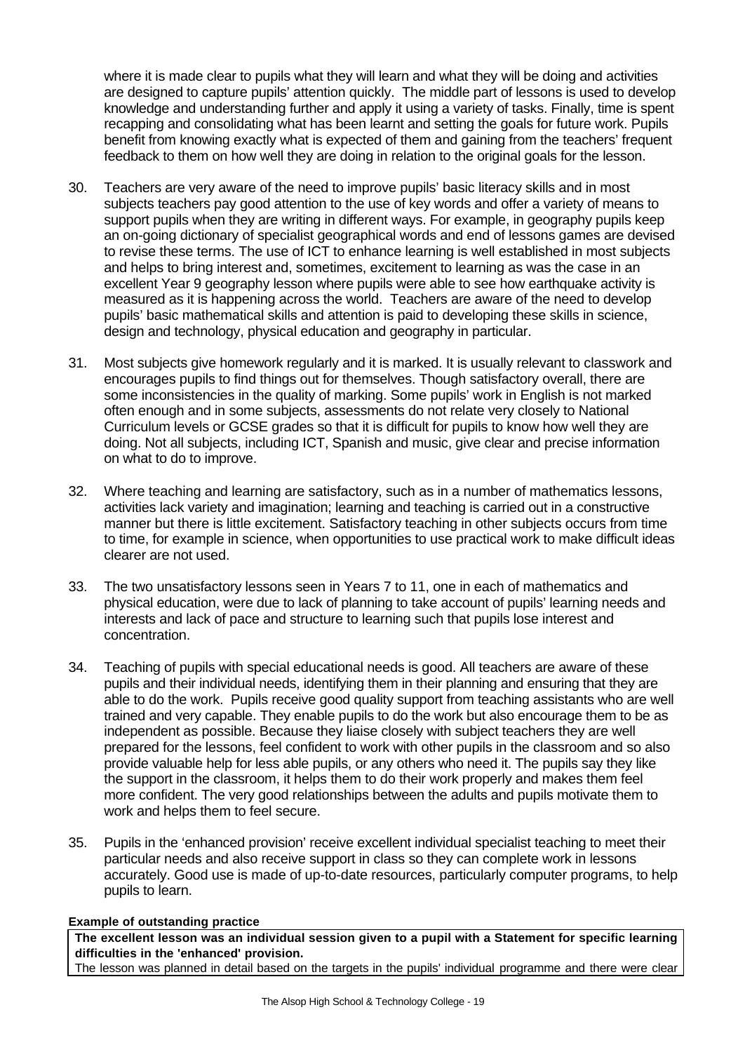where it is made clear to pupils what they will learn and what they will be doing and activities are designed to capture pupils' attention quickly. The middle part of lessons is used to develop knowledge and understanding further and apply it using a variety of tasks. Finally, time is spent recapping and consolidating what has been learnt and setting the goals for future work. Pupils benefit from knowing exactly what is expected of them and gaining from the teachers' frequent feedback to them on how well they are doing in relation to the original goals for the lesson.

30. Teachers are very aware of the need to improve pupils' basic literacy skills and in most subjects teachers pay good attention to the use of key words and offer a variety of means to support pupils when they are writing in different ways. For example, in geography pupils keep an on-going dictionary of specialist geographical words and end of lessons games are devised to revise these terms. The use of ICT to enhance learning is well established in most subjects and helps to bring interest and, sometimes, excitement to learning as was the case in an excellent Year 9 geography lesson where pupils were able to see how earthquake activity is measured as it is happening across the world. Teachers are aware of the need to develop pupils' basic mathematical skills and attention is paid to developing these skills in science, design and technology, physical education and geography in particular.

31. Most subjects give homework regularly and it is marked. It is usually relevant to classwork and encourages pupils to find things out for themselves. Though satisfactory overall, there are some inconsistencies in the quality of marking. Some pupils' work in English is not marked often enough and in some subjects, assessments do not relate very closely to National Curriculum levels or GCSE grades so that it is difficult for pupils to know how well they are doing. Not all subjects, including ICT, Spanish and music, give clear and precise information on what to do to improve.

32. Where teaching and learning are satisfactory, such as in a number of mathematics lessons, activities lack variety and imagination; learning and teaching is carried out in a constructive manner but there is little excitement. Satisfactory teaching in other subjects occurs from time to time, for example in science, when opportunities to use practical work to make difficult ideas clearer are not used.

33. The two unsatisfactory lessons seen in Years 7 to 11, one in each of mathematics and physical education, were due to lack of planning to take account of pupils' learning needs and interests and lack of pace and structure to learning such that pupils lose interest and concentration.

34. Teaching of pupils with special educational needs is good. All teachers are aware of these pupils and their individual needs, identifying them in their planning and ensuring that they are able to do the work. Pupils receive good quality support from teaching assistants who are well trained and very capable. They enable pupils to do the work but also encourage them to be as independent as possible. Because they liaise closely with subject teachers they are well prepared for the lessons, feel confident to work with other pupils in the classroom and so also provide valuable help for less able pupils, or any others who need it. The pupils say they like the support in the classroom, it helps them to do their work properly and makes them feel more confident. The very good relationships between the adults and pupils motivate them to work and helps them to feel secure.

35. Pupils in the 'enhanced provision' receive excellent individual specialist teaching to meet their particular needs and also receive support in class so they can complete work in lessons accurately. Good use is made of up-to-date resources, particularly computer programs, to help pupils to learn.

**Example of outstanding practice**

**The excellent lesson was an individual session given to a pupil with a Statement for specific learning difficulties in the 'enhanced' provision.**

The lesson was planned in detail based on the targets in the pupils' individual programme and there were clear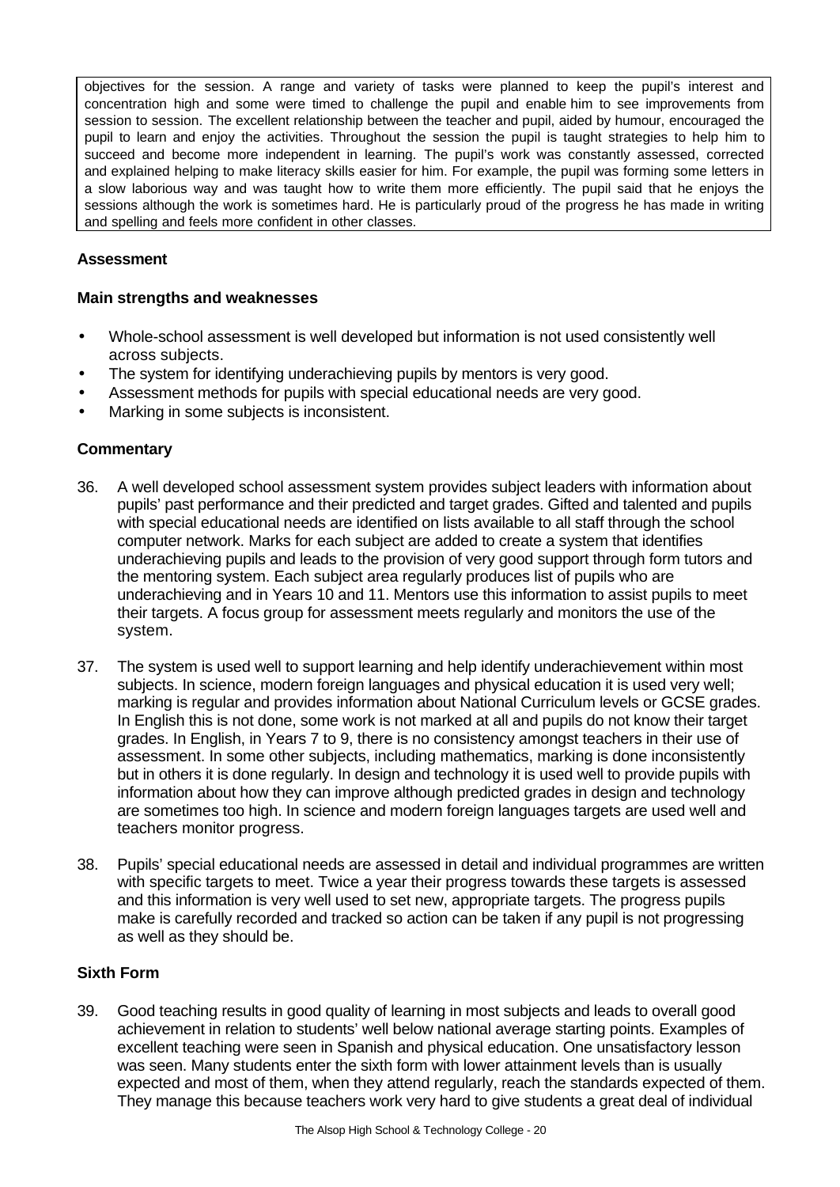objectives for the session. A range and variety of tasks were planned to keep the pupil's interest and concentration high and some were timed to challenge the pupil and enable him to see improvements from session to session. The excellent relationship between the teacher and pupil, aided by humour, encouraged the pupil to learn and enjoy the activities. Throughout the session the pupil is taught strategies to help him to succeed and become more independent in learning. The pupil's work was constantly assessed, corrected and explained helping to make literacy skills easier for him. For example, the pupil was forming some letters in a slow laborious way and was taught how to write them more efficiently. The pupil said that he enjoys the sessions although the work is sometimes hard. He is particularly proud of the progress he has made in writing and spelling and feels more confident in other classes.

**Assessment**

**Main strengths and weaknesses**

- Whole-school assessment is well developed but information is not used consistently well across subjects.
- The system for identifying underachieving pupils by mentors is very good.
- Assessment methods for pupils with special educational needs are very good.
- Marking in some subjects is inconsistent.

**Commentary**

36. A well developed school assessment system provides subject leaders with information about pupils' past performance and their predicted and target grades. Gifted and talented and pupils with special educational needs are identified on lists available to all staff through the school computer network. Marks for each subject are added to create a system that identifies underachieving pupils and leads to the provision of very good support through form tutors and the mentoring system. Each subject area regularly produces list of pupils who are underachieving and in Years 10 and 11. Mentors use this information to assist pupils to meet their targets. A focus group for assessment meets regularly and monitors the use of the system.

37. The system is used well to support learning and help identify underachievement within most subjects. In science, modern foreign languages and physical education it is used very well; marking is regular and provides information about National Curriculum levels or GCSE grades. In English this is not done, some work is not marked at all and pupils do not know their target grades. In English, in Years 7 to 9, there is no consistency amongst teachers in their use of assessment. In some other subjects, including mathematics, marking is done inconsistently but in others it is done regularly. In design and technology it is used well to provide pupils with information about how they can improve although predicted grades in design and technology are sometimes too high. In science and modern foreign languages targets are used well and teachers monitor progress.

38. Pupils' special educational needs are assessed in detail and individual programmes are written with specific targets to meet. Twice a year their progress towards these targets is assessed and this information is very well used to set new, appropriate targets. The progress pupils make is carefully recorded and tracked so action can be taken if any pupil is not progressing as well as they should be.

**Sixth Form**

39. Good teaching results in good quality of learning in most subjects and leads to overall good achievement in relation to students' well below national average starting points. Examples of excellent teaching were seen in Spanish and physical education. One unsatisfactory lesson was seen. Many students enter the sixth form with lower attainment levels than is usually expected and most of them, when they attend regularly, reach the standards expected of them. They manage this because teachers work very hard to give students a great deal of individual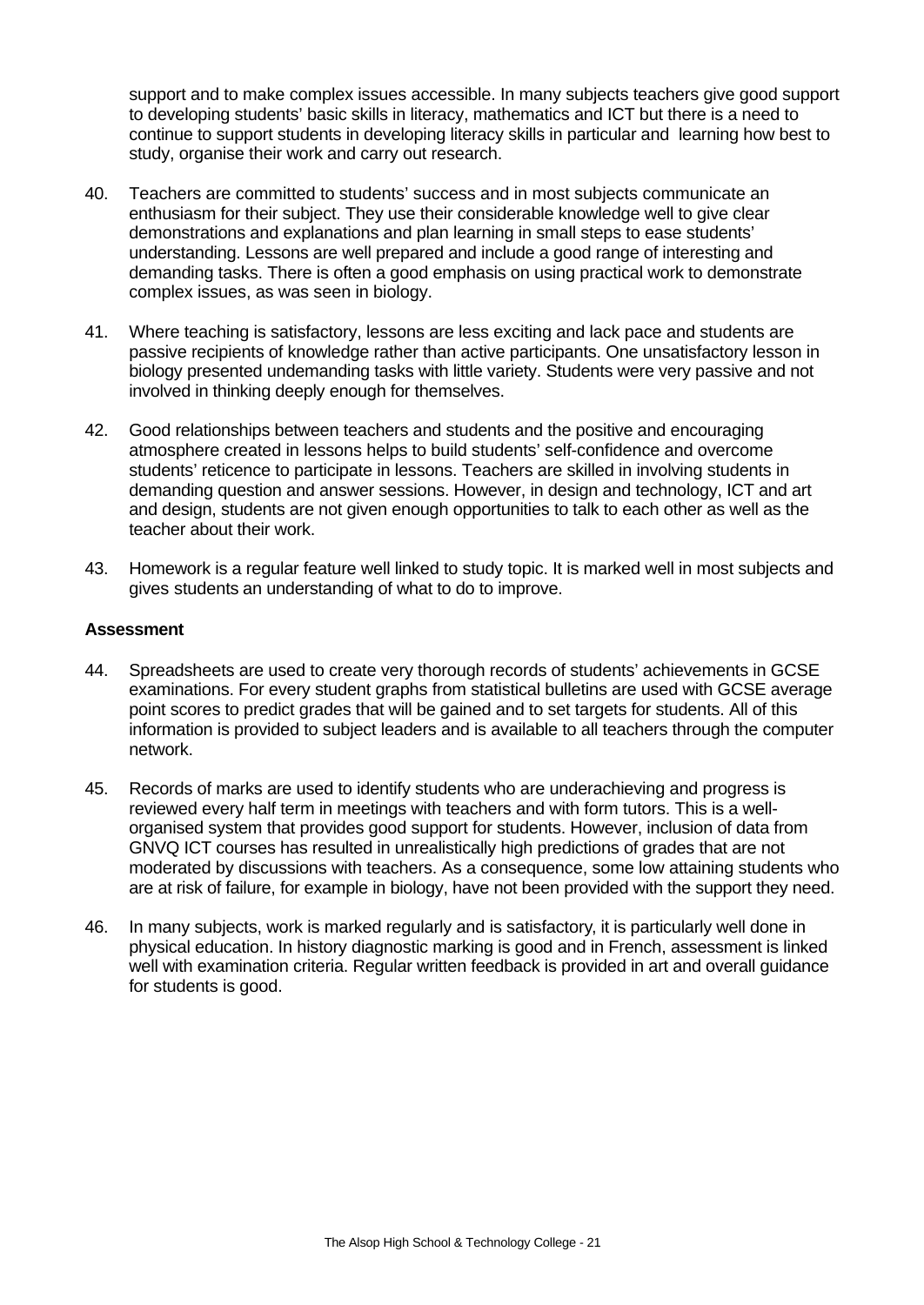support and to make complex issues accessible. In many subjects teachers give good support to developing students' basic skills in literacy, mathematics and ICT but there is a need to continue to support students in developing literacy skills in particular and learning how best to study, organise their work and carry out research.

40. Teachers are committed to students' success and in most subjects communicate an enthusiasm for their subject. They use their considerable knowledge well to give clear demonstrations and explanations and plan learning in small steps to ease students' understanding. Lessons are well prepared and include a good range of interesting and demanding tasks. There is often a good emphasis on using practical work to demonstrate complex issues, as was seen in biology.

41. Where teaching is satisfactory, lessons are less exciting and lack pace and students are passive recipients of knowledge rather than active participants. One unsatisfactory lesson in biology presented undemanding tasks with little variety. Students were very passive and not involved in thinking deeply enough for themselves.

42. Good relationships between teachers and students and the positive and encouraging atmosphere created in lessons helps to build students' self-confidence and overcome students' reticence to participate in lessons. Teachers are skilled in involving students in demanding question and answer sessions. However, in design and technology, ICT and art and design, students are not given enough opportunities to talk to each other as well as the teacher about their work.

43. Homework is a regular feature well linked to study topic. It is marked well in most subjects and gives students an understanding of what to do to improve.

**Assessment**

44. Spreadsheets are used to create very thorough records of students' achievements in GCSE examinations. For every student graphs from statistical bulletins are used with GCSE average point scores to predict grades that will be gained and to set targets for students. All of this information is provided to subject leaders and is available to all teachers through the computer network.

45. Records of marks are used to identify students who are underachieving and progress is reviewed every half term in meetings with teachers and with form tutors. This is a well-organised system that provides good support for students. However, inclusion of data from GNVQ ICT courses has resulted in unrealistically high predictions of grades that are not moderated by discussions with teachers. As a consequence, some low attaining students who are at risk of failure, for example in biology, have not been provided with the support they need.

46. In many subjects, work is marked regularly and is satisfactory, it is particularly well done in physical education. In history diagnostic marking is good and in French, assessment is linked well with examination criteria. Regular written feedback is provided in art and overall guidance for students is good.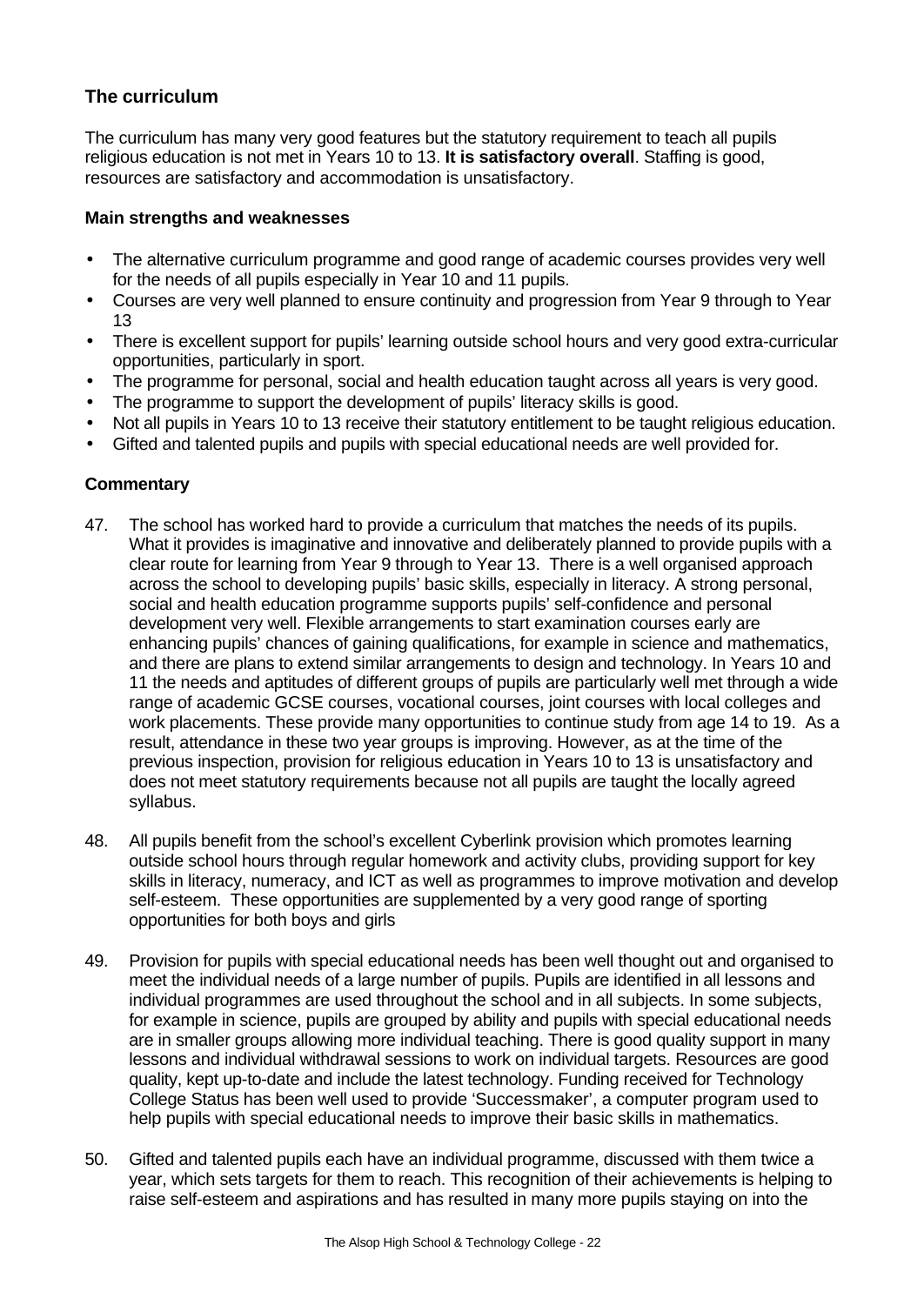## The curriculum

The curriculum has many very good features but the statutory requirement to teach all pupils religious education is not met in Years 10 to 13. **It is satisfactory overall**. Staffing is good, resources are satisfactory and accommodation is unsatisfactory.

### Main strengths and weaknesses

- The alternative curriculum programme and good range of academic courses provides very well for the needs of all pupils especially in Year 10 and 11 pupils.
- Courses are very well planned to ensure continuity and progression from Year 9 through to Year 13
- There is excellent support for pupils' learning outside school hours and very good extra-curricular opportunities, particularly in sport.
- The programme for personal, social and health education taught across all years is very good.
- The programme to support the development of pupils' literacy skills is good.
- Not all pupils in Years 10 to 13 receive their statutory entitlement to be taught religious education.
- Gifted and talented pupils and pupils with special educational needs are well provided for.

### Commentary

47. The school has worked hard to provide a curriculum that matches the needs of its pupils. What it provides is imaginative and innovative and deliberately planned to provide pupils with a clear route for learning from Year 9 through to Year 13. There is a well organised approach across the school to developing pupils' basic skills, especially in literacy. A strong personal, social and health education programme supports pupils' self-confidence and personal development very well. Flexible arrangements to start examination courses early are enhancing pupils' chances of gaining qualifications, for example in science and mathematics, and there are plans to extend similar arrangements to design and technology. In Years 10 and 11 the needs and aptitudes of different groups of pupils are particularly well met through a wide range of academic GCSE courses, vocational courses, joint courses with local colleges and work placements. These provide many opportunities to continue study from age 14 to 19. As a result, attendance in these two year groups is improving. However, as at the time of the previous inspection, provision for religious education in Years 10 to 13 is unsatisfactory and does not meet statutory requirements because not all pupils are taught the locally agreed syllabus.

48. All pupils benefit from the school's excellent Cyberlink provision which promotes learning outside school hours through regular homework and activity clubs, providing support for key skills in literacy, numeracy, and ICT as well as programmes to improve motivation and develop self-esteem. These opportunities are supplemented by a very good range of sporting opportunities for both boys and girls

49. Provision for pupils with special educational needs has been well thought out and organised to meet the individual needs of a large number of pupils. Pupils are identified in all lessons and individual programmes are used throughout the school and in all subjects. In some subjects, for example in science, pupils are grouped by ability and pupils with special educational needs are in smaller groups allowing more individual teaching. There is good quality support in many lessons and individual withdrawal sessions to work on individual targets. Resources are good quality, kept up-to-date and include the latest technology. Funding received for Technology College Status has been well used to provide 'Successmaker', a computer program used to help pupils with special educational needs to improve their basic skills in mathematics.

50. Gifted and talented pupils each have an individual programme, discussed with them twice a year, which sets targets for them to reach. This recognition of their achievements is helping to raise self-esteem and aspirations and has resulted in many more pupils staying on into the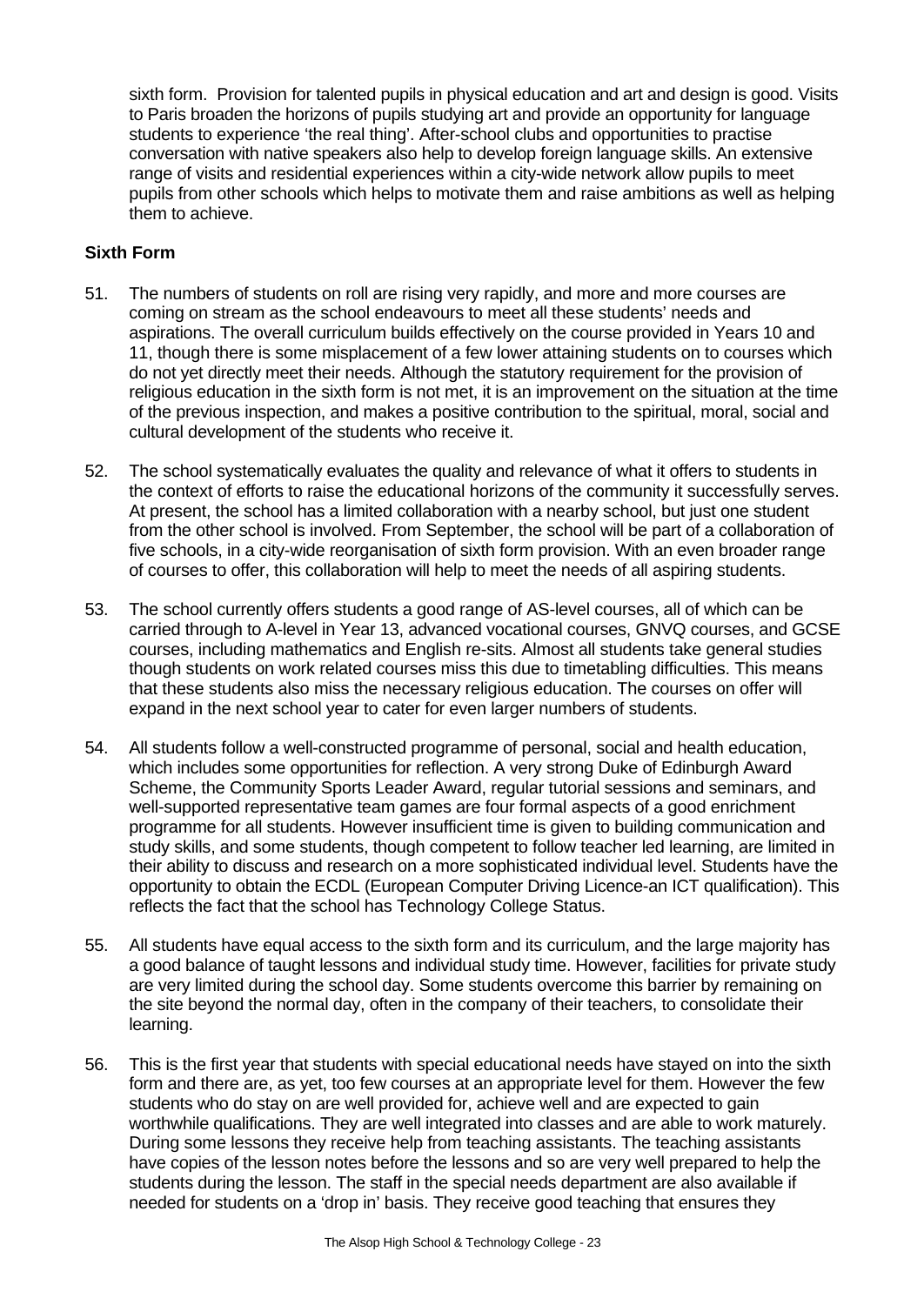sixth form. Provision for talented pupils in physical education and art and design is good. Visits to Paris broaden the horizons of pupils studying art and provide an opportunity for language students to experience 'the real thing'. After-school clubs and opportunities to practise conversation with native speakers also help to develop foreign language skills. An extensive range of visits and residential experiences within a city-wide network allow pupils to meet pupils from other schools which helps to motivate them and raise ambitions as well as helping them to achieve.

**Sixth Form**

51. The numbers of students on roll are rising very rapidly, and more and more courses are coming on stream as the school endeavours to meet all these students' needs and aspirations. The overall curriculum builds effectively on the course provided in Years 10 and 11, though there is some misplacement of a few lower attaining students on to courses which do not yet directly meet their needs. Although the statutory requirement for the provision of religious education in the sixth form is not met, it is an improvement on the situation at the time of the previous inspection, and makes a positive contribution to the spiritual, moral, social and cultural development of the students who receive it.

52. The school systematically evaluates the quality and relevance of what it offers to students in the context of efforts to raise the educational horizons of the community it successfully serves. At present, the school has a limited collaboration with a nearby school, but just one student from the other school is involved. From September, the school will be part of a collaboration of five schools, in a city-wide reorganisation of sixth form provision. With an even broader range of courses to offer, this collaboration will help to meet the needs of all aspiring students.

53. The school currently offers students a good range of AS-level courses, all of which can be carried through to A-level in Year 13, advanced vocational courses, GNVQ courses, and GCSE courses, including mathematics and English re-sits. Almost all students take general studies though students on work related courses miss this due to timetabling difficulties. This means that these students also miss the necessary religious education. The courses on offer will expand in the next school year to cater for even larger numbers of students.

54. All students follow a well-constructed programme of personal, social and health education, which includes some opportunities for reflection. A very strong Duke of Edinburgh Award Scheme, the Community Sports Leader Award, regular tutorial sessions and seminars, and well-supported representative team games are four formal aspects of a good enrichment programme for all students. However insufficient time is given to building communication and study skills, and some students, though competent to follow teacher led learning, are limited in their ability to discuss and research on a more sophisticated individual level. Students have the opportunity to obtain the ECDL (European Computer Driving Licence-an ICT qualification). This reflects the fact that the school has Technology College Status.

55. All students have equal access to the sixth form and its curriculum, and the large majority has a good balance of taught lessons and individual study time. However, facilities for private study are very limited during the school day. Some students overcome this barrier by remaining on the site beyond the normal day, often in the company of their teachers, to consolidate their learning.

56. This is the first year that students with special educational needs have stayed on into the sixth form and there are, as yet, too few courses at an appropriate level for them. However the few students who do stay on are well provided for, achieve well and are expected to gain worthwhile qualifications. They are well integrated into classes and are able to work maturely. During some lessons they receive help from teaching assistants. The teaching assistants have copies of the lesson notes before the lessons and so are very well prepared to help the students during the lesson. The staff in the special needs department are also available if needed for students on a 'drop in' basis. They receive good teaching that ensures they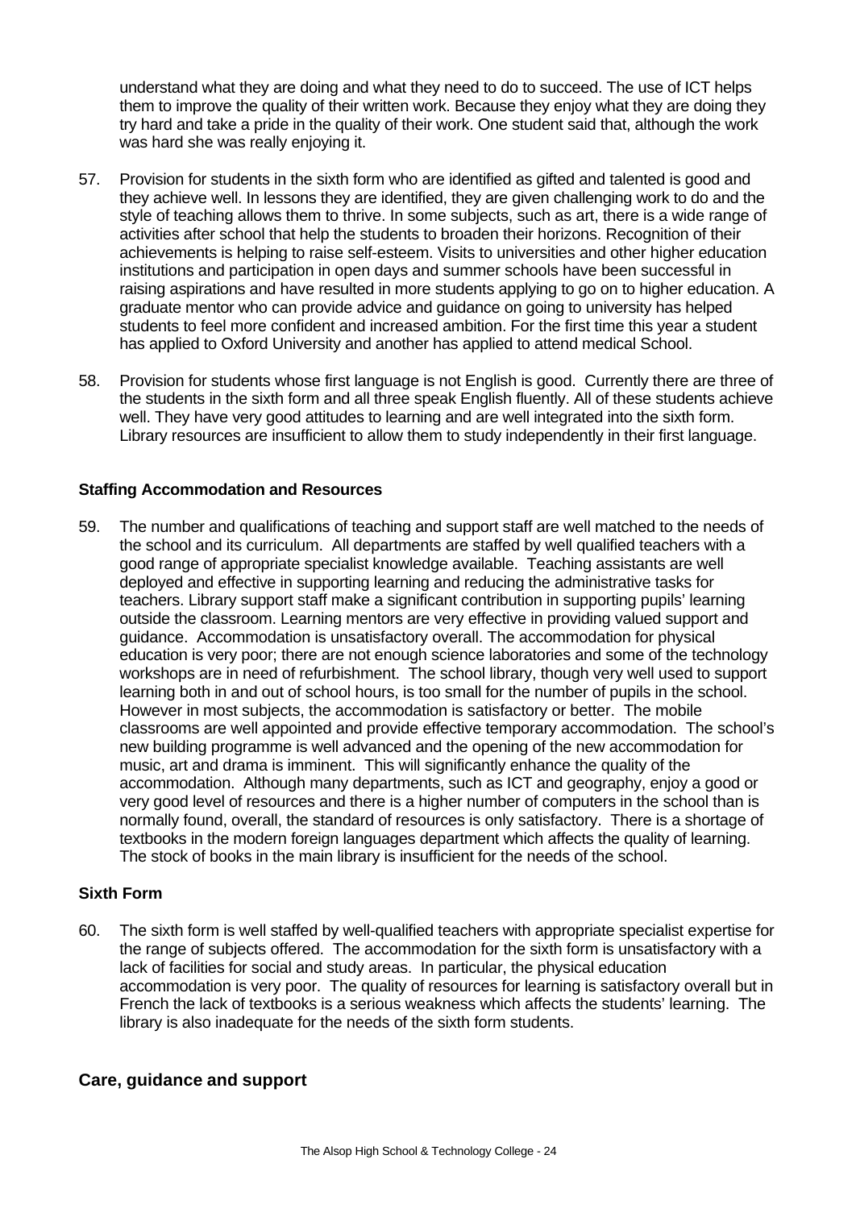understand what they are doing and what they need to do to succeed. The use of ICT helps them to improve the quality of their written work. Because they enjoy what they are doing they try hard and take a pride in the quality of their work. One student said that, although the work was hard she was really enjoying it.

57. Provision for students in the sixth form who are identified as gifted and talented is good and they achieve well. In lessons they are identified, they are given challenging work to do and the style of teaching allows them to thrive. In some subjects, such as art, there is a wide range of activities after school that help the students to broaden their horizons. Recognition of their achievements is helping to raise self-esteem. Visits to universities and other higher education institutions and participation in open days and summer schools have been successful in raising aspirations and have resulted in more students applying to go on to higher education. A graduate mentor who can provide advice and guidance on going to university has helped students to feel more confident and increased ambition. For the first time this year a student has applied to Oxford University and another has applied to attend medical School.

58. Provision for students whose first language is not English is good. Currently there are three of the students in the sixth form and all three speak English fluently. All of these students achieve well. They have very good attitudes to learning and are well integrated into the sixth form. Library resources are insufficient to allow them to study independently in their first language.

### Staffing Accommodation and Resources

59. The number and qualifications of teaching and support staff are well matched to the needs of the school and its curriculum. All departments are staffed by well qualified teachers with a good range of appropriate specialist knowledge available. Teaching assistants are well deployed and effective in supporting learning and reducing the administrative tasks for teachers. Library support staff make a significant contribution in supporting pupils' learning outside the classroom. Learning mentors are very effective in providing valued support and guidance. Accommodation is unsatisfactory overall. The accommodation for physical education is very poor; there are not enough science laboratories and some of the technology workshops are in need of refurbishment. The school library, though very well used to support learning both in and out of school hours, is too small for the number of pupils in the school. However in most subjects, the accommodation is satisfactory or better. The mobile classrooms are well appointed and provide effective temporary accommodation. The school's new building programme is well advanced and the opening of the new accommodation for music, art and drama is imminent. This will significantly enhance the quality of the accommodation. Although many departments, such as ICT and geography, enjoy a good or very good level of resources and there is a higher number of computers in the school than is normally found, overall, the standard of resources is only satisfactory. There is a shortage of textbooks in the modern foreign languages department which affects the quality of learning. The stock of books in the main library is insufficient for the needs of the school.

### Sixth Form

60. The sixth form is well staffed by well-qualified teachers with appropriate specialist expertise for the range of subjects offered. The accommodation for the sixth form is unsatisfactory with a lack of facilities for social and study areas. In particular, the physical education accommodation is very poor. The quality of resources for learning is satisfactory overall but in French the lack of textbooks is a serious weakness which affects the students' learning. The library is also inadequate for the needs of the sixth form students.

## Care, guidance and support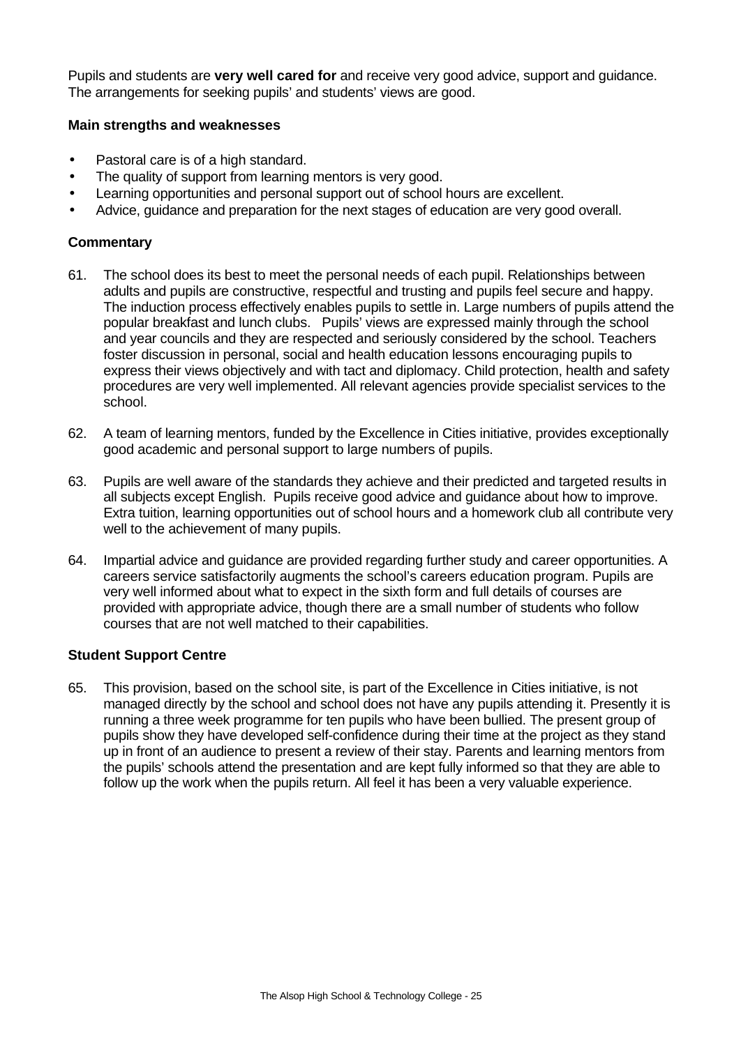Pupils and students are **very well cared for** and receive very good advice, support and guidance. The arrangements for seeking pupils' and students' views are good.

### Main strengths and weaknesses

- Pastoral care is of a high standard.
- The quality of support from learning mentors is very good.
- Learning opportunities and personal support out of school hours are excellent.
- Advice, guidance and preparation for the next stages of education are very good overall.

### Commentary

61. The school does its best to meet the personal needs of each pupil. Relationships between adults and pupils are constructive, respectful and trusting and pupils feel secure and happy. The induction process effectively enables pupils to settle in. Large numbers of pupils attend the popular breakfast and lunch clubs. Pupils' views are expressed mainly through the school and year councils and they are respected and seriously considered by the school. Teachers foster discussion in personal, social and health education lessons encouraging pupils to express their views objectively and with tact and diplomacy. Child protection, health and safety procedures are very well implemented. All relevant agencies provide specialist services to the school.

62. A team of learning mentors, funded by the Excellence in Cities initiative, provides exceptionally good academic and personal support to large numbers of pupils.

63. Pupils are well aware of the standards they achieve and their predicted and targeted results in all subjects except English. Pupils receive good advice and guidance about how to improve. Extra tuition, learning opportunities out of school hours and a homework club all contribute very well to the achievement of many pupils.

64. Impartial advice and guidance are provided regarding further study and career opportunities. A careers service satisfactorily augments the school's careers education program. Pupils are very well informed about what to expect in the sixth form and full details of courses are provided with appropriate advice, though there are a small number of students who follow courses that are not well matched to their capabilities.

### Student Support Centre

65. This provision, based on the school site, is part of the Excellence in Cities initiative, is not managed directly by the school and school does not have any pupils attending it. Presently it is running a three week programme for ten pupils who have been bullied. The present group of pupils show they have developed self-confidence during their time at the project as they stand up in front of an audience to present a review of their stay. Parents and learning mentors from the pupils' schools attend the presentation and are kept fully informed so that they are able to follow up the work when the pupils return. All feel it has been a very valuable experience.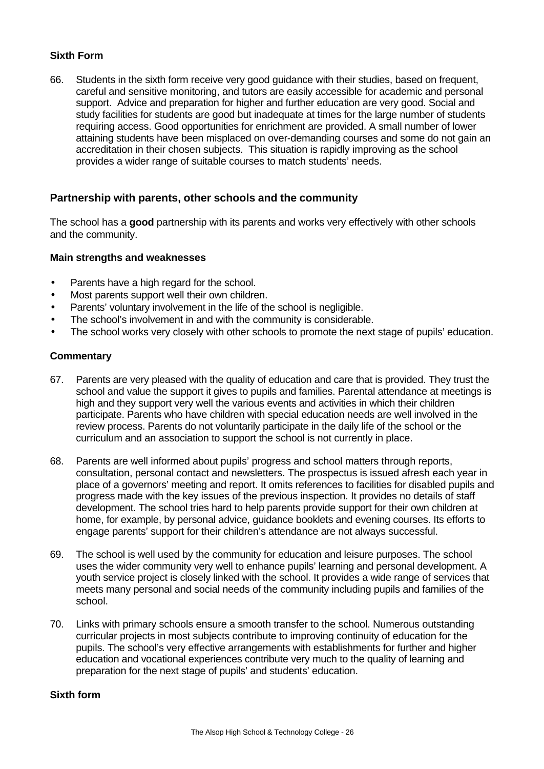### Sixth Form

66. Students in the sixth form receive very good guidance with their studies, based on frequent, careful and sensitive monitoring, and tutors are easily accessible for academic and personal support. Advice and preparation for higher and further education are very good. Social and study facilities for students are good but inadequate at times for the large number of students requiring access. Good opportunities for enrichment are provided. A small number of lower attaining students have been misplaced on over-demanding courses and some do not gain an accreditation in their chosen subjects. This situation is rapidly improving as the school provides a wider range of suitable courses to match students' needs.

## Partnership with parents, other schools and the community

The school has a **good** partnership with its parents and works very effectively with other schools and the community.

### Main strengths and weaknesses

- Parents have a high regard for the school.
- Most parents support well their own children.
- Parents' voluntary involvement in the life of the school is negligible.
- The school's involvement in and with the community is considerable.
- The school works very closely with other schools to promote the next stage of pupils' education.

### Commentary

67. Parents are very pleased with the quality of education and care that is provided. They trust the school and value the support it gives to pupils and families. Parental attendance at meetings is high and they support very well the various events and activities in which their children participate. Parents who have children with special education needs are well involved in the review process. Parents do not voluntarily participate in the daily life of the school or the curriculum and an association to support the school is not currently in place.

68. Parents are well informed about pupils' progress and school matters through reports, consultation, personal contact and newsletters. The prospectus is issued afresh each year in place of a governors' meeting and report. It omits references to facilities for disabled pupils and progress made with the key issues of the previous inspection. It provides no details of staff development. The school tries hard to help parents provide support for their own children at home, for example, by personal advice, guidance booklets and evening courses. Its efforts to engage parents' support for their children's attendance are not always successful.

69. The school is well used by the community for education and leisure purposes. The school uses the wider community very well to enhance pupils' learning and personal development. A youth service project is closely linked with the school. It provides a wide range of services that meets many personal and social needs of the community including pupils and families of the school.

70. Links with primary schools ensure a smooth transfer to the school. Numerous outstanding curricular projects in most subjects contribute to improving continuity of education for the pupils. The school's very effective arrangements with establishments for further and higher education and vocational experiences contribute very much to the quality of learning and preparation for the next stage of pupils' and students' education.

### Sixth form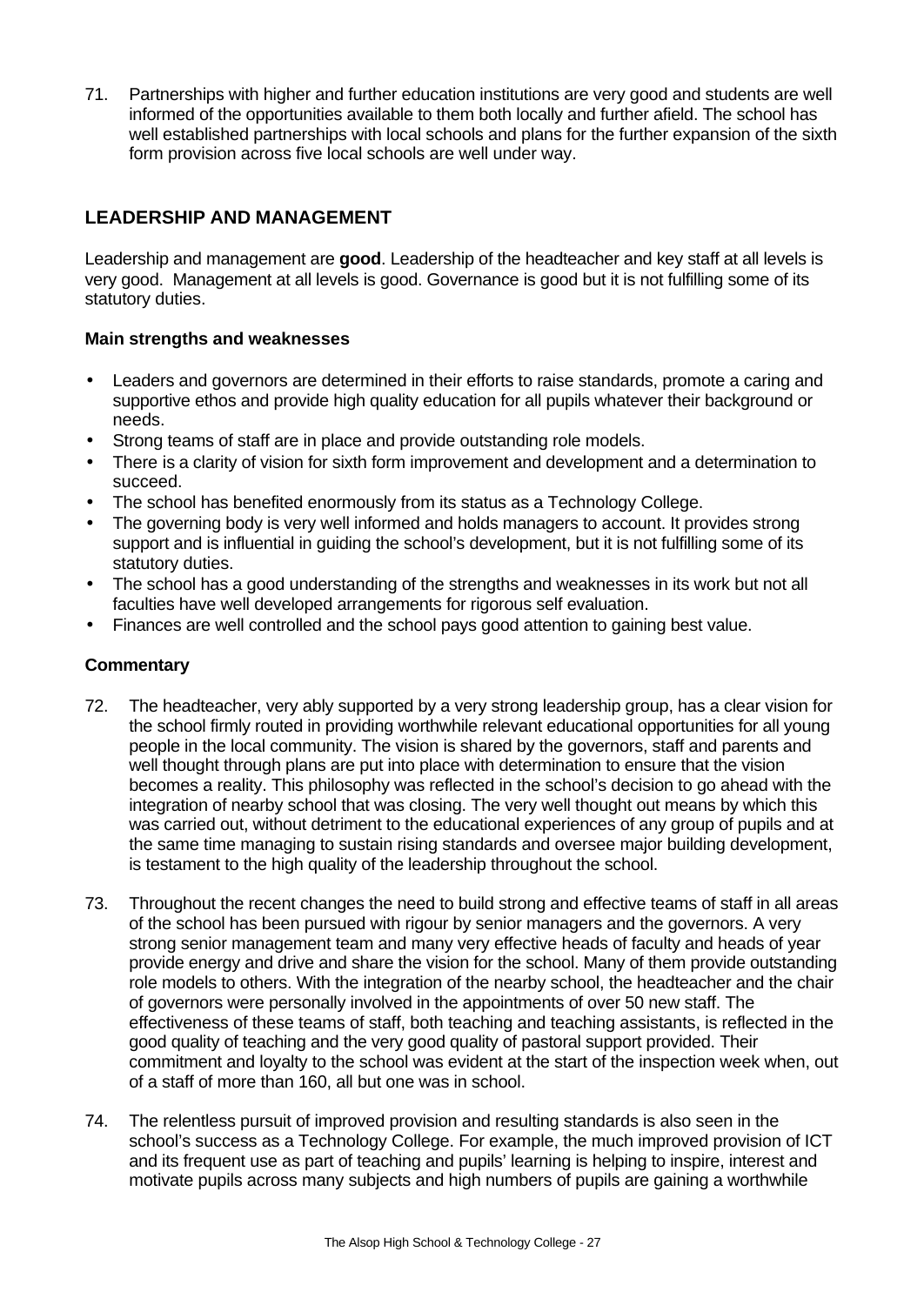71. Partnerships with higher and further education institutions are very good and students are well informed of the opportunities available to them both locally and further afield. The school has well established partnerships with local schools and plans for the further expansion of the sixth form provision across five local schools are well under way.

## LEADERSHIP AND MANAGEMENT

Leadership and management are **good**. Leadership of the headteacher and key staff at all levels is very good. Management at all levels is good. Governance is good but it is not fulfilling some of its statutory duties.

### Main strengths and weaknesses

- Leaders and governors are determined in their efforts to raise standards, promote a caring and supportive ethos and provide high quality education for all pupils whatever their background or needs.
- Strong teams of staff are in place and provide outstanding role models.
- There is a clarity of vision for sixth form improvement and development and a determination to succeed.
- The school has benefited enormously from its status as a Technology College.
- The governing body is very well informed and holds managers to account. It provides strong support and is influential in guiding the school's development, but it is not fulfilling some of its statutory duties.
- The school has a good understanding of the strengths and weaknesses in its work but not all faculties have well developed arrangements for rigorous self evaluation.
- Finances are well controlled and the school pays good attention to gaining best value.

### Commentary

72. The headteacher, very ably supported by a very strong leadership group, has a clear vision for the school firmly routed in providing worthwhile relevant educational opportunities for all young people in the local community. The vision is shared by the governors, staff and parents and well thought through plans are put into place with determination to ensure that the vision becomes a reality. This philosophy was reflected in the school's decision to go ahead with the integration of nearby school that was closing. The very well thought out means by which this was carried out, without detriment to the educational experiences of any group of pupils and at the same time managing to sustain rising standards and oversee major building development, is testament to the high quality of the leadership throughout the school.

73. Throughout the recent changes the need to build strong and effective teams of staff in all areas of the school has been pursued with rigour by senior managers and the governors. A very strong senior management team and many very effective heads of faculty and heads of year provide energy and drive and share the vision for the school. Many of them provide outstanding role models to others. With the integration of the nearby school, the headteacher and the chair of governors were personally involved in the appointments of over 50 new staff. The effectiveness of these teams of staff, both teaching and teaching assistants, is reflected in the good quality of teaching and the very good quality of pastoral support provided. Their commitment and loyalty to the school was evident at the start of the inspection week when, out of a staff of more than 160, all but one was in school.

74. The relentless pursuit of improved provision and resulting standards is also seen in the school's success as a Technology College. For example, the much improved provision of ICT and its frequent use as part of teaching and pupils' learning is helping to inspire, interest and motivate pupils across many subjects and high numbers of pupils are gaining a worthwhile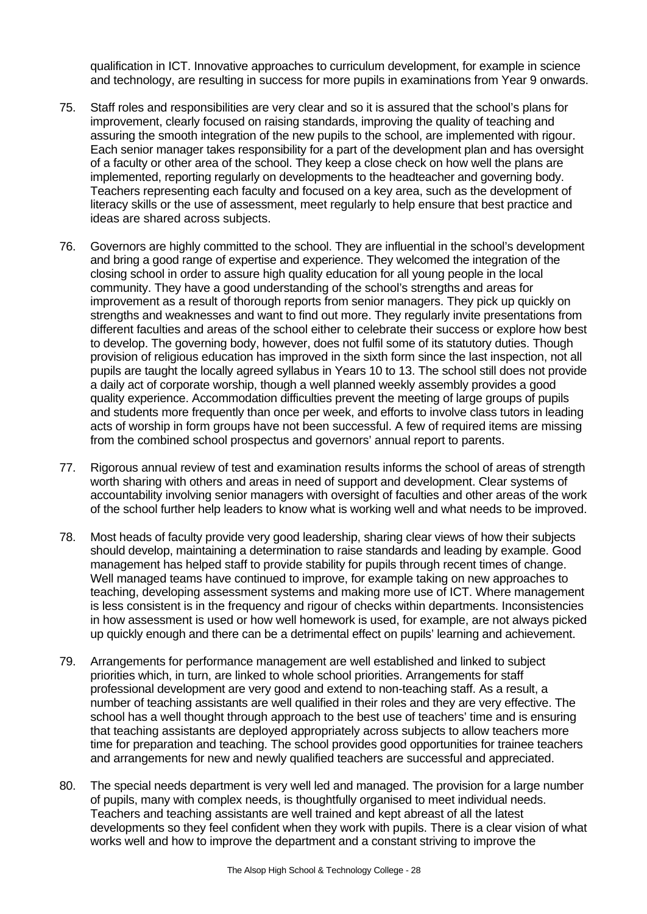qualification in ICT. Innovative approaches to curriculum development, for example in science and technology, are resulting in success for more pupils in examinations from Year 9 onwards.

75. Staff roles and responsibilities are very clear and so it is assured that the school's plans for improvement, clearly focused on raising standards, improving the quality of teaching and assuring the smooth integration of the new pupils to the school, are implemented with rigour. Each senior manager takes responsibility for a part of the development plan and has oversight of a faculty or other area of the school. They keep a close check on how well the plans are implemented, reporting regularly on developments to the headteacher and governing body. Teachers representing each faculty and focused on a key area, such as the development of literacy skills or the use of assessment, meet regularly to help ensure that best practice and ideas are shared across subjects.

76. Governors are highly committed to the school. They are influential in the school's development and bring a good range of expertise and experience. They welcomed the integration of the closing school in order to assure high quality education for all young people in the local community. They have a good understanding of the school's strengths and areas for improvement as a result of thorough reports from senior managers. They pick up quickly on strengths and weaknesses and want to find out more. They regularly invite presentations from different faculties and areas of the school either to celebrate their success or explore how best to develop. The governing body, however, does not fulfil some of its statutory duties. Though provision of religious education has improved in the sixth form since the last inspection, not all pupils are taught the locally agreed syllabus in Years 10 to 13. The school still does not provide a daily act of corporate worship, though a well planned weekly assembly provides a good quality experience. Accommodation difficulties prevent the meeting of large groups of pupils and students more frequently than once per week, and efforts to involve class tutors in leading acts of worship in form groups have not been successful. A few of required items are missing from the combined school prospectus and governors' annual report to parents.

77. Rigorous annual review of test and examination results informs the school of areas of strength worth sharing with others and areas in need of support and development. Clear systems of accountability involving senior managers with oversight of faculties and other areas of the work of the school further help leaders to know what is working well and what needs to be improved.

78. Most heads of faculty provide very good leadership, sharing clear views of how their subjects should develop, maintaining a determination to raise standards and leading by example. Good management has helped staff to provide stability for pupils through recent times of change. Well managed teams have continued to improve, for example taking on new approaches to teaching, developing assessment systems and making more use of ICT. Where management is less consistent is in the frequency and rigour of checks within departments. Inconsistencies in how assessment is used or how well homework is used, for example, are not always picked up quickly enough and there can be a detrimental effect on pupils' learning and achievement.

79. Arrangements for performance management are well established and linked to subject priorities which, in turn, are linked to whole school priorities. Arrangements for staff professional development are very good and extend to non-teaching staff. As a result, a number of teaching assistants are well qualified in their roles and they are very effective. The school has a well thought through approach to the best use of teachers' time and is ensuring that teaching assistants are deployed appropriately across subjects to allow teachers more time for preparation and teaching. The school provides good opportunities for trainee teachers and arrangements for new and newly qualified teachers are successful and appreciated.

80. The special needs department is very well led and managed. The provision for a large number of pupils, many with complex needs, is thoughtfully organised to meet individual needs. Teachers and teaching assistants are well trained and kept abreast of all the latest developments so they feel confident when they work with pupils. There is a clear vision of what works well and how to improve the department and a constant striving to improve the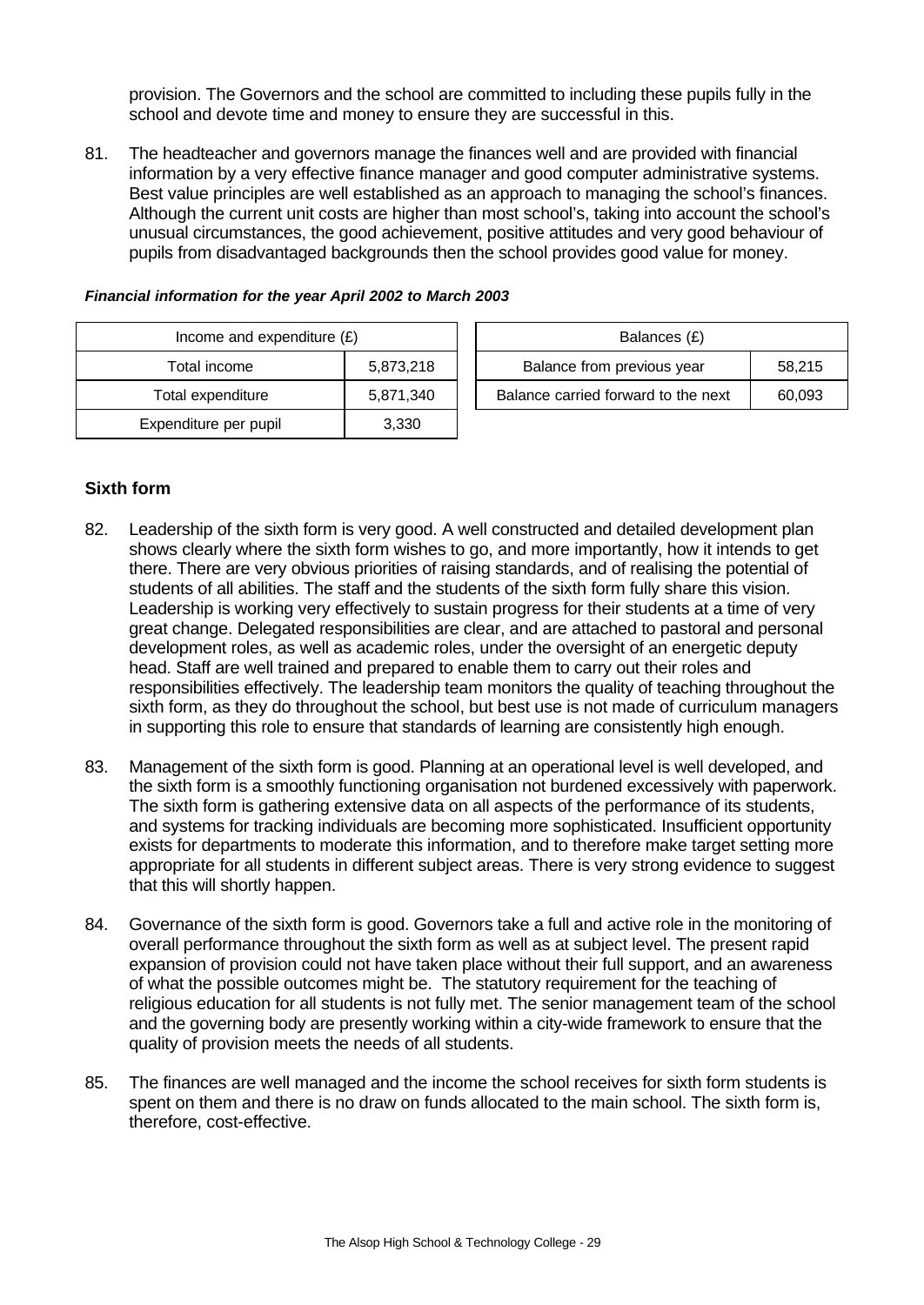provision. The Governors and the school are committed to including these pupils fully in the school and devote time and money to ensure they are successful in this.

81. The headteacher and governors manage the finances well and are provided with financial information by a very effective finance manager and good computer administrative systems. Best value principles are well established as an approach to managing the school's finances. Although the current unit costs are higher than most school's, taking into account the school's unusual circumstances, the good achievement, positive attitudes and very good behaviour of pupils from disadvantaged backgrounds then the school provides good value for money.

***Financial information for the year April 2002 to March 2003***

| Income and expenditure (£) | |
|---|---|
| Total income | 5,873,218 |
| Total expenditure | 5,871,340 |
| Expenditure per pupil | 3,330 |

| Balances (£) | |
|---|---|
| Balance from previous year | 58,215 |
| Balance carried forward to the next | 60,093 |

**Sixth form**

82. Leadership of the sixth form is very good. A well constructed and detailed development plan shows clearly where the sixth form wishes to go, and more importantly, how it intends to get there. There are very obvious priorities of raising standards, and of realising the potential of students of all abilities. The staff and the students of the sixth form fully share this vision. Leadership is working very effectively to sustain progress for their students at a time of very great change. Delegated responsibilities are clear, and are attached to pastoral and personal development roles, as well as academic roles, under the oversight of an energetic deputy head. Staff are well trained and prepared to enable them to carry out their roles and responsibilities effectively. The leadership team monitors the quality of teaching throughout the sixth form, as they do throughout the school, but best use is not made of curriculum managers in supporting this role to ensure that standards of learning are consistently high enough.

83. Management of the sixth form is good. Planning at an operational level is well developed, and the sixth form is a smoothly functioning organisation not burdened excessively with paperwork. The sixth form is gathering extensive data on all aspects of the performance of its students, and systems for tracking individuals are becoming more sophisticated. Insufficient opportunity exists for departments to moderate this information, and to therefore make target setting more appropriate for all students in different subject areas. There is very strong evidence to suggest that this will shortly happen.

84. Governance of the sixth form is good. Governors take a full and active role in the monitoring of overall performance throughout the sixth form as well as at subject level. The present rapid expansion of provision could not have taken place without their full support, and an awareness of what the possible outcomes might be. The statutory requirement for the teaching of religious education for all students is not fully met. The senior management team of the school and the governing body are presently working within a city-wide framework to ensure that the quality of provision meets the needs of all students.

85. The finances are well managed and the income the school receives for sixth form students is spent on them and there is no draw on funds allocated to the main school. The sixth form is, therefore, cost-effective.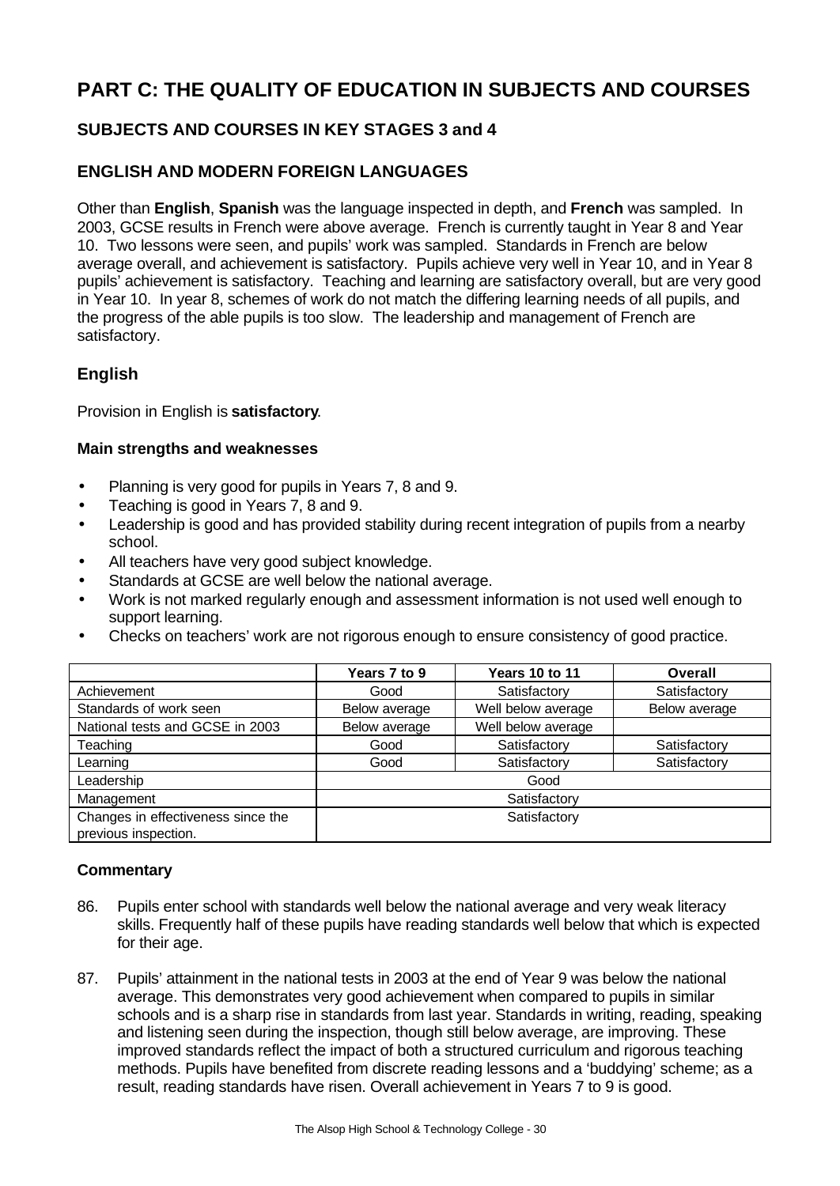# PART C: THE QUALITY OF EDUCATION IN SUBJECTS AND COURSES

## SUBJECTS AND COURSES IN KEY STAGES 3 and 4

## ENGLISH AND MODERN FOREIGN LANGUAGES

Other than **English**, **Spanish** was the language inspected in depth, and **French** was sampled. In 2003, GCSE results in French were above average. French is currently taught in Year 8 and Year 10. Two lessons were seen, and pupils' work was sampled. Standards in French are below average overall, and achievement is satisfactory. Pupils achieve very well in Year 10, and in Year 8 pupils' achievement is satisfactory. Teaching and learning are satisfactory overall, but are very good in Year 10. In year 8, schemes of work do not match the differing learning needs of all pupils, and the progress of the able pupils is too slow. The leadership and management of French are satisfactory.

### English

Provision in English is **satisfactory**.

#### Main strengths and weaknesses

- Planning is very good for pupils in Years 7, 8 and 9.
- Teaching is good in Years 7, 8 and 9.
- Leadership is good and has provided stability during recent integration of pupils from a nearby school.
- All teachers have very good subject knowledge.
- Standards at GCSE are well below the national average.
- Work is not marked regularly enough and assessment information is not used well enough to support learning.
- Checks on teachers' work are not rigorous enough to ensure consistency of good practice.

| | Years 7 to 9 | Years 10 to 11 | Overall |
|---|---|---|---|
| Achievement | Good | Satisfactory | Satisfactory |
| Standards of work seen | Below average | Well below average | Below average |
| National tests and GCSE in 2003 | Below average | Well below average | |
| Teaching | Good | Satisfactory | Satisfactory |
| Learning | Good | Satisfactory | Satisfactory |
| Leadership | Good | | |
| Management | Satisfactory | | |
| Changes in effectiveness since the previous inspection. | Satisfactory | | |

#### Commentary

86. Pupils enter school with standards well below the national average and very weak literacy skills. Frequently half of these pupils have reading standards well below that which is expected for their age.

87. Pupils' attainment in the national tests in 2003 at the end of Year 9 was below the national average. This demonstrates very good achievement when compared to pupils in similar schools and is a sharp rise in standards from last year. Standards in writing, reading, speaking and listening seen during the inspection, though still below average, are improving. These improved standards reflect the impact of both a structured curriculum and rigorous teaching methods. Pupils have benefited from discrete reading lessons and a 'buddying' scheme; as a result, reading standards have risen. Overall achievement in Years 7 to 9 is good.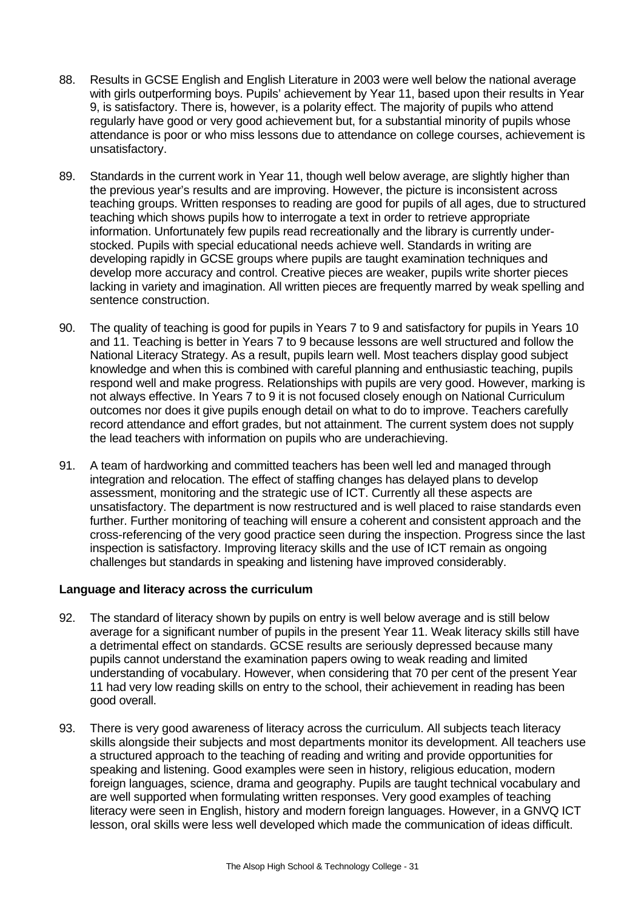88. Results in GCSE English and English Literature in 2003 were well below the national average with girls outperforming boys. Pupils' achievement by Year 11, based upon their results in Year 9, is satisfactory. There is, however, is a polarity effect. The majority of pupils who attend regularly have good or very good achievement but, for a substantial minority of pupils whose attendance is poor or who miss lessons due to attendance on college courses, achievement is unsatisfactory.

89. Standards in the current work in Year 11, though well below average, are slightly higher than the previous year's results and are improving. However, the picture is inconsistent across teaching groups. Written responses to reading are good for pupils of all ages, due to structured teaching which shows pupils how to interrogate a text in order to retrieve appropriate information. Unfortunately few pupils read recreationally and the library is currently under-stocked. Pupils with special educational needs achieve well. Standards in writing are developing rapidly in GCSE groups where pupils are taught examination techniques and develop more accuracy and control. Creative pieces are weaker, pupils write shorter pieces lacking in variety and imagination. All written pieces are frequently marred by weak spelling and sentence construction.

90. The quality of teaching is good for pupils in Years 7 to 9 and satisfactory for pupils in Years 10 and 11. Teaching is better in Years 7 to 9 because lessons are well structured and follow the National Literacy Strategy. As a result, pupils learn well. Most teachers display good subject knowledge and when this is combined with careful planning and enthusiastic teaching, pupils respond well and make progress. Relationships with pupils are very good. However, marking is not always effective. In Years 7 to 9 it is not focused closely enough on National Curriculum outcomes nor does it give pupils enough detail on what to do to improve. Teachers carefully record attendance and effort grades, but not attainment. The current system does not supply the lead teachers with information on pupils who are underachieving.

91. A team of hardworking and committed teachers has been well led and managed through integration and relocation. The effect of staffing changes has delayed plans to develop assessment, monitoring and the strategic use of ICT. Currently all these aspects are unsatisfactory. The department is now restructured and is well placed to raise standards even further. Further monitoring of teaching will ensure a coherent and consistent approach and the cross-referencing of the very good practice seen during the inspection. Progress since the last inspection is satisfactory. Improving literacy skills and the use of ICT remain as ongoing challenges but standards in speaking and listening have improved considerably.

**Language and literacy across the curriculum**

92. The standard of literacy shown by pupils on entry is well below average and is still below average for a significant number of pupils in the present Year 11. Weak literacy skills still have a detrimental effect on standards. GCSE results are seriously depressed because many pupils cannot understand the examination papers owing to weak reading and limited understanding of vocabulary. However, when considering that 70 per cent of the present Year 11 had very low reading skills on entry to the school, their achievement in reading has been good overall.

93. There is very good awareness of literacy across the curriculum. All subjects teach literacy skills alongside their subjects and most departments monitor its development. All teachers use a structured approach to the teaching of reading and writing and provide opportunities for speaking and listening. Good examples were seen in history, religious education, modern foreign languages, science, drama and geography. Pupils are taught technical vocabulary and are well supported when formulating written responses. Very good examples of teaching literacy were seen in English, history and modern foreign languages. However, in a GNVQ ICT lesson, oral skills were less well developed which made the communication of ideas difficult.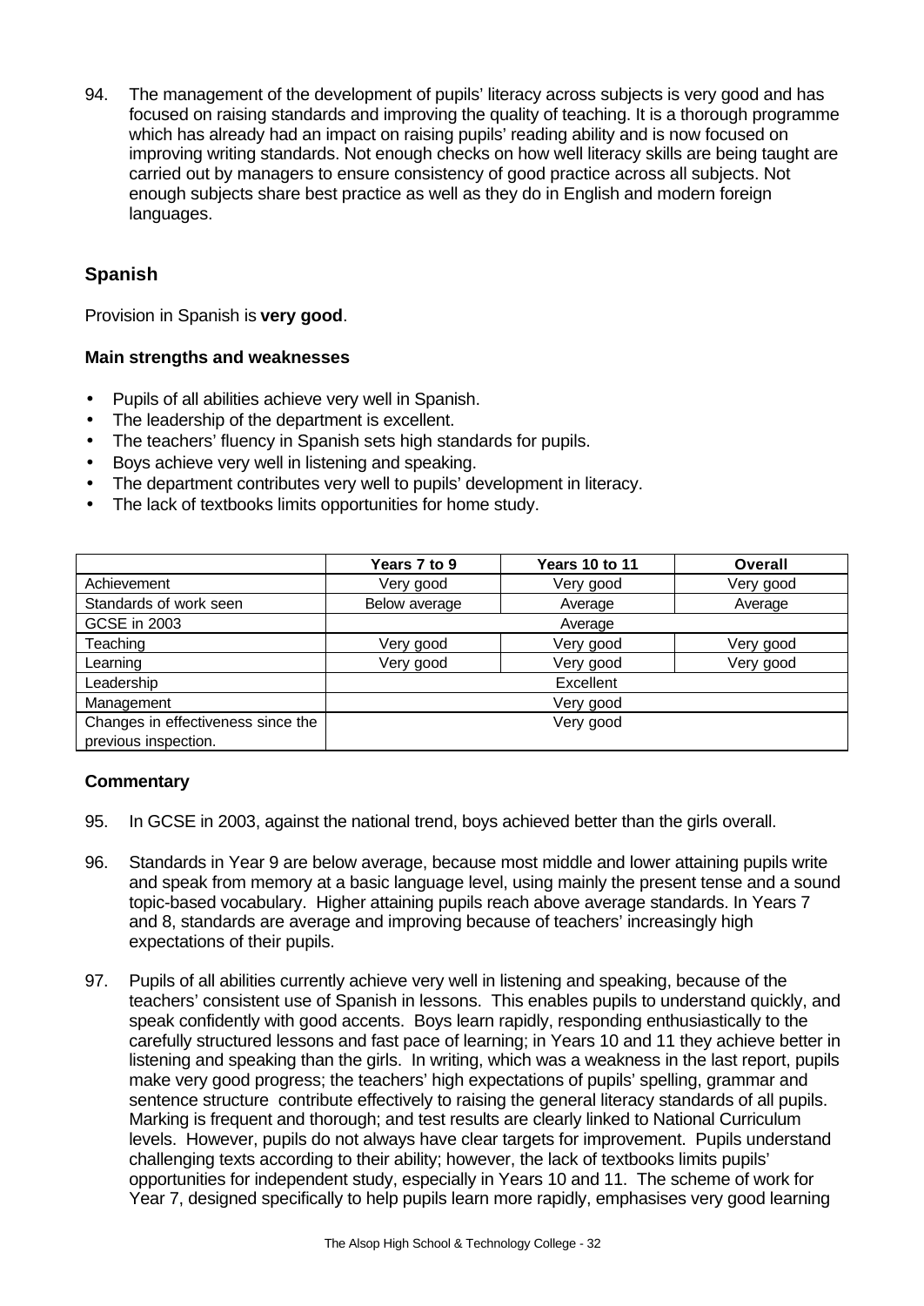94. The management of the development of pupils' literacy across subjects is very good and has focused on raising standards and improving the quality of teaching. It is a thorough programme which has already had an impact on raising pupils' reading ability and is now focused on improving writing standards. Not enough checks on how well literacy skills are being taught are carried out by managers to ensure consistency of good practice across all subjects. Not enough subjects share best practice as well as they do in English and modern foreign languages.

## Spanish

Provision in Spanish is **very good**.

### Main strengths and weaknesses

- Pupils of all abilities achieve very well in Spanish.
- The leadership of the department is excellent.
- The teachers' fluency in Spanish sets high standards for pupils.
- Boys achieve very well in listening and speaking.
- The department contributes very well to pupils' development in literacy.
- The lack of textbooks limits opportunities for home study.

| | Years 7 to 9 | Years 10 to 11 | Overall |
|---|---|---|---|
| Achievement | Very good | Very good | Very good |
| Standards of work seen | Below average | Average | Average |
| GCSE in 2003 | Average | | |
| Teaching | Very good | Very good | Very good |
| Learning | Very good | Very good | Very good |
| Leadership | Excellent | | |
| Management | Very good | | |
| Changes in effectiveness since the previous inspection. | Very good | | |

### Commentary

95. In GCSE in 2003, against the national trend, boys achieved better than the girls overall.

96. Standards in Year 9 are below average, because most middle and lower attaining pupils write and speak from memory at a basic language level, using mainly the present tense and a sound topic-based vocabulary. Higher attaining pupils reach above average standards. In Years 7 and 8, standards are average and improving because of teachers' increasingly high expectations of their pupils.

97. Pupils of all abilities currently achieve very well in listening and speaking, because of the teachers' consistent use of Spanish in lessons. This enables pupils to understand quickly, and speak confidently with good accents. Boys learn rapidly, responding enthusiastically to the carefully structured lessons and fast pace of learning; in Years 10 and 11 they achieve better in listening and speaking than the girls. In writing, which was a weakness in the last report, pupils make very good progress; the teachers' high expectations of pupils' spelling, grammar and sentence structure contribute effectively to raising the general literacy standards of all pupils. Marking is frequent and thorough; and test results are clearly linked to National Curriculum levels. However, pupils do not always have clear targets for improvement. Pupils understand challenging texts according to their ability; however, the lack of textbooks limits pupils' opportunities for independent study, especially in Years 10 and 11. The scheme of work for Year 7, designed specifically to help pupils learn more rapidly, emphasises very good learning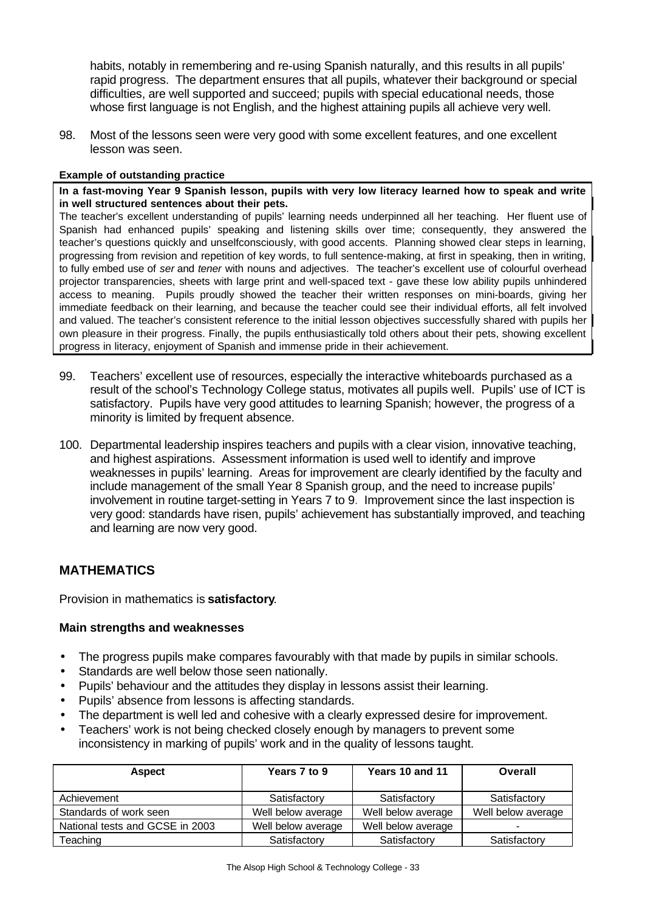habits, notably in remembering and re-using Spanish naturally, and this results in all pupils' rapid progress. The department ensures that all pupils, whatever their background or special difficulties, are well supported and succeed; pupils with special educational needs, those whose first language is not English, and the highest attaining pupils all achieve very well.

98. Most of the lessons seen were very good with some excellent features, and one excellent lesson was seen.

**Example of outstanding practice**

**In a fast-moving Year 9 Spanish lesson, pupils with very low literacy learned how to speak and write in well structured sentences about their pets.**

The teacher's excellent understanding of pupils' learning needs underpinned all her teaching. Her fluent use of Spanish had enhanced pupils' speaking and listening skills over time; consequently, they answered the teacher's questions quickly and unselfconsciously, with good accents. Planning showed clear steps in learning, progressing from revision and repetition of key words, to full sentence-making, at first in speaking, then in writing, to fully embed use of *ser* and *tener* with nouns and adjectives. The teacher's excellent use of colourful overhead projector transparencies, sheets with large print and well-spaced text - gave these low ability pupils unhindered access to meaning. Pupils proudly showed the teacher their written responses on mini-boards, giving her immediate feedback on their learning, and because the teacher could see their individual efforts, all felt involved and valued. The teacher's consistent reference to the initial lesson objectives successfully shared with pupils her own pleasure in their progress. Finally, the pupils enthusiastically told others about their pets, showing excellent progress in literacy, enjoyment of Spanish and immense pride in their achievement.

99. Teachers' excellent use of resources, especially the interactive whiteboards purchased as a result of the school's Technology College status, motivates all pupils well. Pupils' use of ICT is satisfactory. Pupils have very good attitudes to learning Spanish; however, the progress of a minority is limited by frequent absence.

100. Departmental leadership inspires teachers and pupils with a clear vision, innovative teaching, and highest aspirations. Assessment information is used well to identify and improve weaknesses in pupils' learning. Areas for improvement are clearly identified by the faculty and include management of the small Year 8 Spanish group, and the need to increase pupils' involvement in routine target-setting in Years 7 to 9. Improvement since the last inspection is very good: standards have risen, pupils' achievement has substantially improved, and teaching and learning are now very good.

## MATHEMATICS

Provision in mathematics is **satisfactory**.

### Main strengths and weaknesses

- The progress pupils make compares favourably with that made by pupils in similar schools.
- Standards are well below those seen nationally.
- Pupils' behaviour and the attitudes they display in lessons assist their learning.
- Pupils' absence from lessons is affecting standards.
- The department is well led and cohesive with a clearly expressed desire for improvement.
- Teachers' work is not being checked closely enough by managers to prevent some inconsistency in marking of pupils' work and in the quality of lessons taught.

| Aspect | Years 7 to 9 | Years 10 and 11 | Overall |
|---|---|---|---|
| Achievement | Satisfactory | Satisfactory | Satisfactory |
| Standards of work seen | Well below average | Well below average | Well below average |
| National tests and GCSE in 2003 | Well below average | Well below average | - |
| Teaching | Satisfactory | Satisfactory | Satisfactory |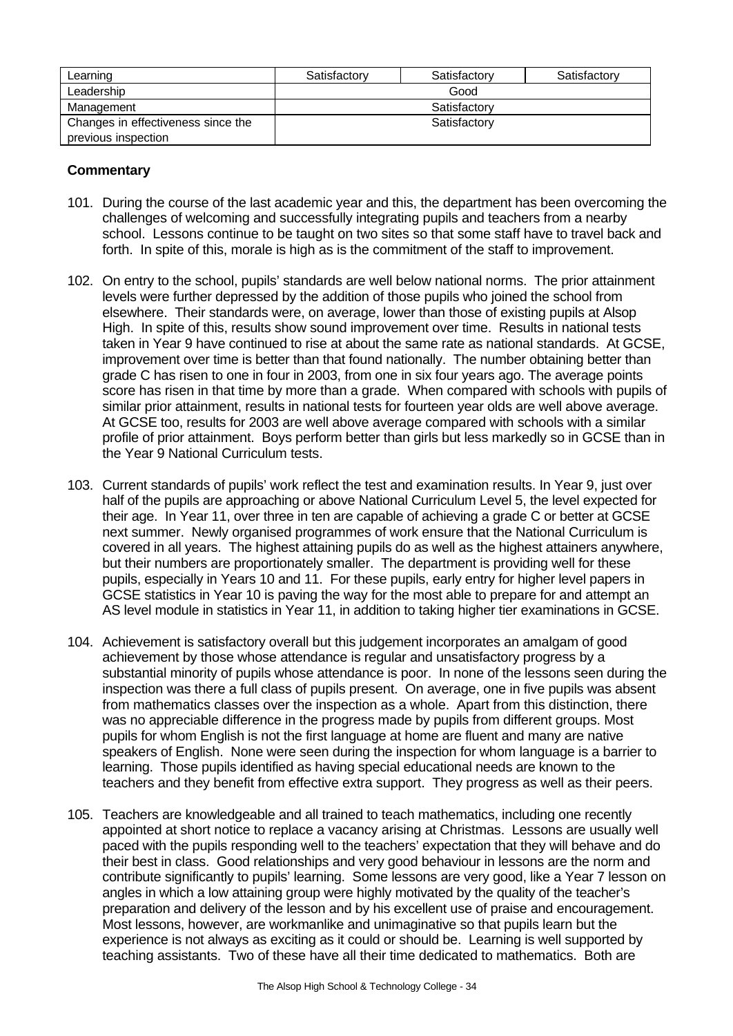| Learning | Satisfactory | Satisfactory | Satisfactory |
|---|---|---|---|
| Leadership | Good | | |
| Management | Satisfactory | | |
| Changes in effectiveness since the previous inspection | Satisfactory | | |

**Commentary**

101. During the course of the last academic year and this, the department has been overcoming the challenges of welcoming and successfully integrating pupils and teachers from a nearby school. Lessons continue to be taught on two sites so that some staff have to travel back and forth. In spite of this, morale is high as is the commitment of the staff to improvement.

102. On entry to the school, pupils' standards are well below national norms. The prior attainment levels were further depressed by the addition of those pupils who joined the school from elsewhere. Their standards were, on average, lower than those of existing pupils at Alsop High. In spite of this, results show sound improvement over time. Results in national tests taken in Year 9 have continued to rise at about the same rate as national standards. At GCSE, improvement over time is better than that found nationally. The number obtaining better than grade C has risen to one in four in 2003, from one in six four years ago. The average points score has risen in that time by more than a grade. When compared with schools with pupils of similar prior attainment, results in national tests for fourteen year olds are well above average. At GCSE too, results for 2003 are well above average compared with schools with a similar profile of prior attainment. Boys perform better than girls but less markedly so in GCSE than in the Year 9 National Curriculum tests.

103. Current standards of pupils' work reflect the test and examination results. In Year 9, just over half of the pupils are approaching or above National Curriculum Level 5, the level expected for their age. In Year 11, over three in ten are capable of achieving a grade C or better at GCSE next summer. Newly organised programmes of work ensure that the National Curriculum is covered in all years. The highest attaining pupils do as well as the highest attainers anywhere, but their numbers are proportionately smaller. The department is providing well for these pupils, especially in Years 10 and 11. For these pupils, early entry for higher level papers in GCSE statistics in Year 10 is paving the way for the most able to prepare for and attempt an AS level module in statistics in Year 11, in addition to taking higher tier examinations in GCSE.

104. Achievement is satisfactory overall but this judgement incorporates an amalgam of good achievement by those whose attendance is regular and unsatisfactory progress by a substantial minority of pupils whose attendance is poor. In none of the lessons seen during the inspection was there a full class of pupils present. On average, one in five pupils was absent from mathematics classes over the inspection as a whole. Apart from this distinction, there was no appreciable difference in the progress made by pupils from different groups. Most pupils for whom English is not the first language at home are fluent and many are native speakers of English. None were seen during the inspection for whom language is a barrier to learning. Those pupils identified as having special educational needs are known to the teachers and they benefit from effective extra support. They progress as well as their peers.

105. Teachers are knowledgeable and all trained to teach mathematics, including one recently appointed at short notice to replace a vacancy arising at Christmas. Lessons are usually well paced with the pupils responding well to the teachers' expectation that they will behave and do their best in class. Good relationships and very good behaviour in lessons are the norm and contribute significantly to pupils' learning. Some lessons are very good, like a Year 7 lesson on angles in which a low attaining group were highly motivated by the quality of the teacher's preparation and delivery of the lesson and by his excellent use of praise and encouragement. Most lessons, however, are workmanlike and unimaginative so that pupils learn but the experience is not always as exciting as it could or should be. Learning is well supported by teaching assistants. Two of these have all their time dedicated to mathematics. Both are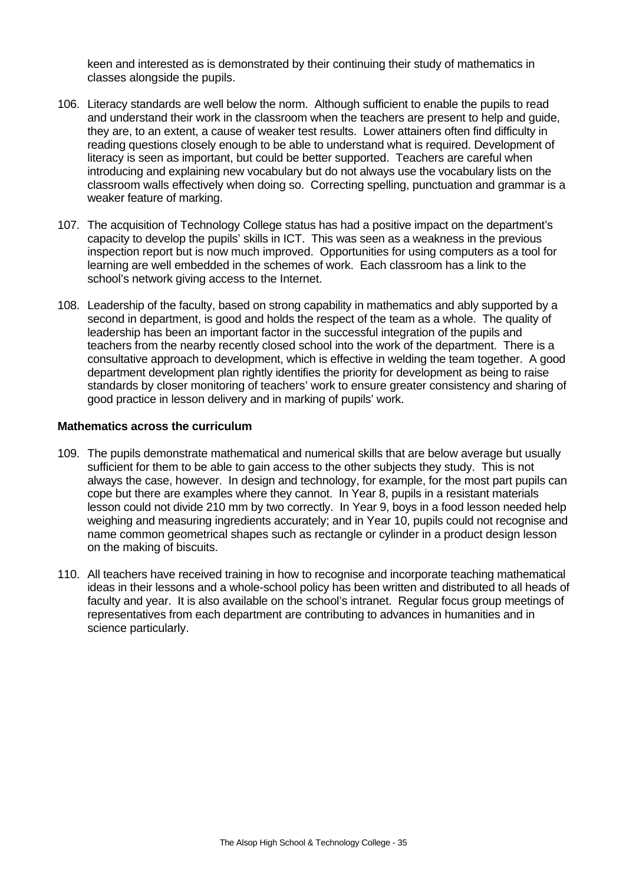keen and interested as is demonstrated by their continuing their study of mathematics in classes alongside the pupils.

106. Literacy standards are well below the norm. Although sufficient to enable the pupils to read and understand their work in the classroom when the teachers are present to help and guide, they are, to an extent, a cause of weaker test results. Lower attainers often find difficulty in reading questions closely enough to be able to understand what is required. Development of literacy is seen as important, but could be better supported. Teachers are careful when introducing and explaining new vocabulary but do not always use the vocabulary lists on the classroom walls effectively when doing so. Correcting spelling, punctuation and grammar is a weaker feature of marking.

107. The acquisition of Technology College status has had a positive impact on the department's capacity to develop the pupils' skills in ICT. This was seen as a weakness in the previous inspection report but is now much improved. Opportunities for using computers as a tool for learning are well embedded in the schemes of work. Each classroom has a link to the school's network giving access to the Internet.

108. Leadership of the faculty, based on strong capability in mathematics and ably supported by a second in department, is good and holds the respect of the team as a whole. The quality of leadership has been an important factor in the successful integration of the pupils and teachers from the nearby recently closed school into the work of the department. There is a consultative approach to development, which is effective in welding the team together. A good department development plan rightly identifies the priority for development as being to raise standards by closer monitoring of teachers' work to ensure greater consistency and sharing of good practice in lesson delivery and in marking of pupils' work.

**Mathematics across the curriculum**

109. The pupils demonstrate mathematical and numerical skills that are below average but usually sufficient for them to be able to gain access to the other subjects they study. This is not always the case, however. In design and technology, for example, for the most part pupils can cope but there are examples where they cannot. In Year 8, pupils in a resistant materials lesson could not divide 210 mm by two correctly. In Year 9, boys in a food lesson needed help weighing and measuring ingredients accurately; and in Year 10, pupils could not recognise and name common geometrical shapes such as rectangle or cylinder in a product design lesson on the making of biscuits.

110. All teachers have received training in how to recognise and incorporate teaching mathematical ideas in their lessons and a whole-school policy has been written and distributed to all heads of faculty and year. It is also available on the school's intranet. Regular focus group meetings of representatives from each department are contributing to advances in humanities and in science particularly.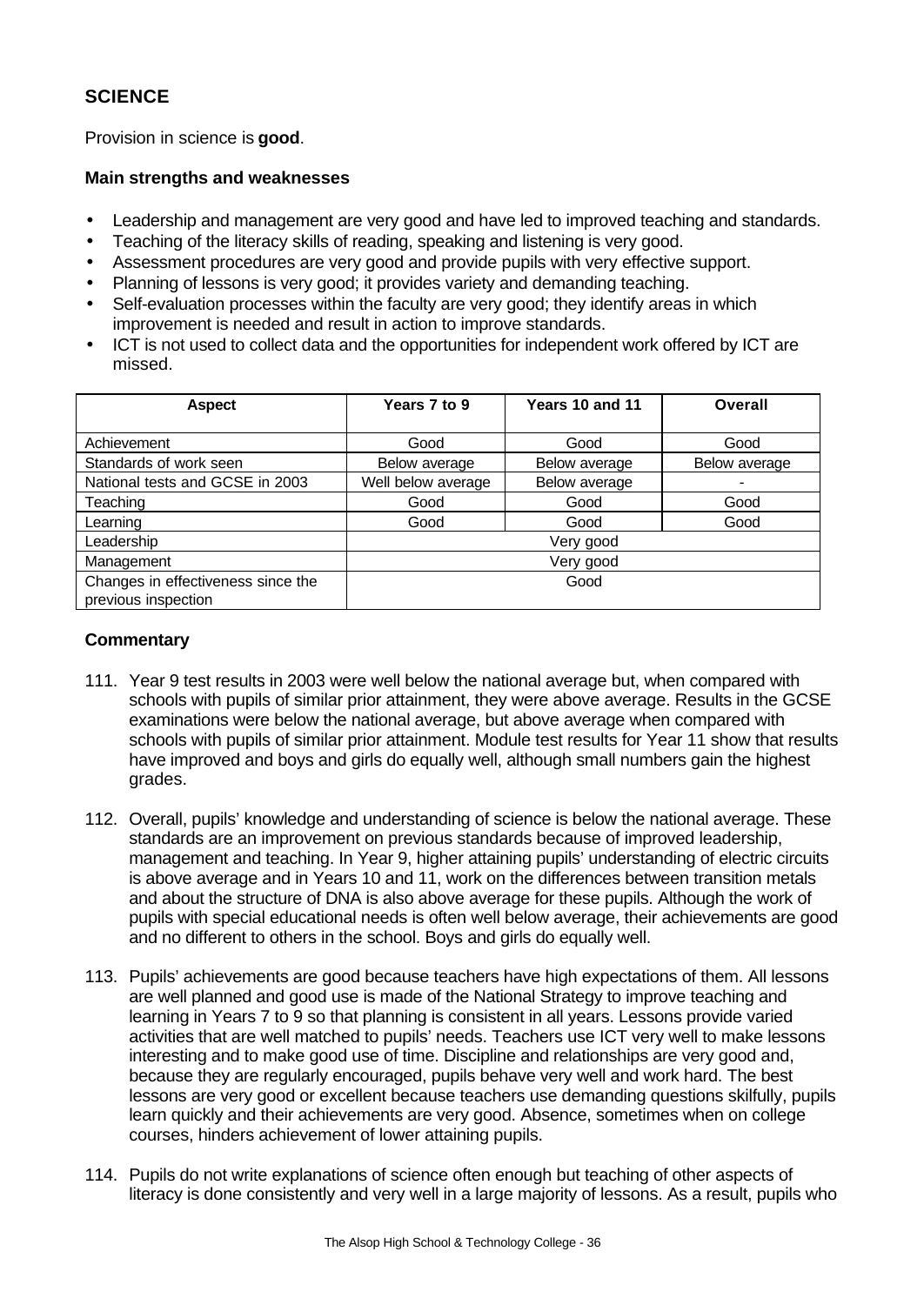## SCIENCE

Provision in science is **good**.

### Main strengths and weaknesses

- Leadership and management are very good and have led to improved teaching and standards.
- Teaching of the literacy skills of reading, speaking and listening is very good.
- Assessment procedures are very good and provide pupils with very effective support.
- Planning of lessons is very good; it provides variety and demanding teaching.
- Self-evaluation processes within the faculty are very good; they identify areas in which improvement is needed and result in action to improve standards.
- ICT is not used to collect data and the opportunities for independent work offered by ICT are missed.

| Aspect | Years 7 to 9 | Years 10 and 11 | Overall |
|---|---|---|---|
| Achievement | Good | Good | Good |
| Standards of work seen | Below average | Below average | Below average |
| National tests and GCSE in 2003 | Well below average | Below average | - |
| Teaching | Good | Good | Good |
| Learning | Good | Good | Good |
| Leadership | Very good | | |
| Management | Very good | | |
| Changes in effectiveness since the previous inspection | Good | | |

### Commentary

111. Year 9 test results in 2003 were well below the national average but, when compared with schools with pupils of similar prior attainment, they were above average. Results in the GCSE examinations were below the national average, but above average when compared with schools with pupils of similar prior attainment. Module test results for Year 11 show that results have improved and boys and girls do equally well, although small numbers gain the highest grades.

112. Overall, pupils' knowledge and understanding of science is below the national average. These standards are an improvement on previous standards because of improved leadership, management and teaching. In Year 9, higher attaining pupils' understanding of electric circuits is above average and in Years 10 and 11, work on the differences between transition metals and about the structure of DNA is also above average for these pupils. Although the work of pupils with special educational needs is often well below average, their achievements are good and no different to others in the school. Boys and girls do equally well.

113. Pupils' achievements are good because teachers have high expectations of them. All lessons are well planned and good use is made of the National Strategy to improve teaching and learning in Years 7 to 9 so that planning is consistent in all years. Lessons provide varied activities that are well matched to pupils' needs. Teachers use ICT very well to make lessons interesting and to make good use of time. Discipline and relationships are very good and, because they are regularly encouraged, pupils behave very well and work hard. The best lessons are very good or excellent because teachers use demanding questions skilfully, pupils learn quickly and their achievements are very good. Absence, sometimes when on college courses, hinders achievement of lower attaining pupils.

114. Pupils do not write explanations of science often enough but teaching of other aspects of literacy is done consistently and very well in a large majority of lessons. As a result, pupils who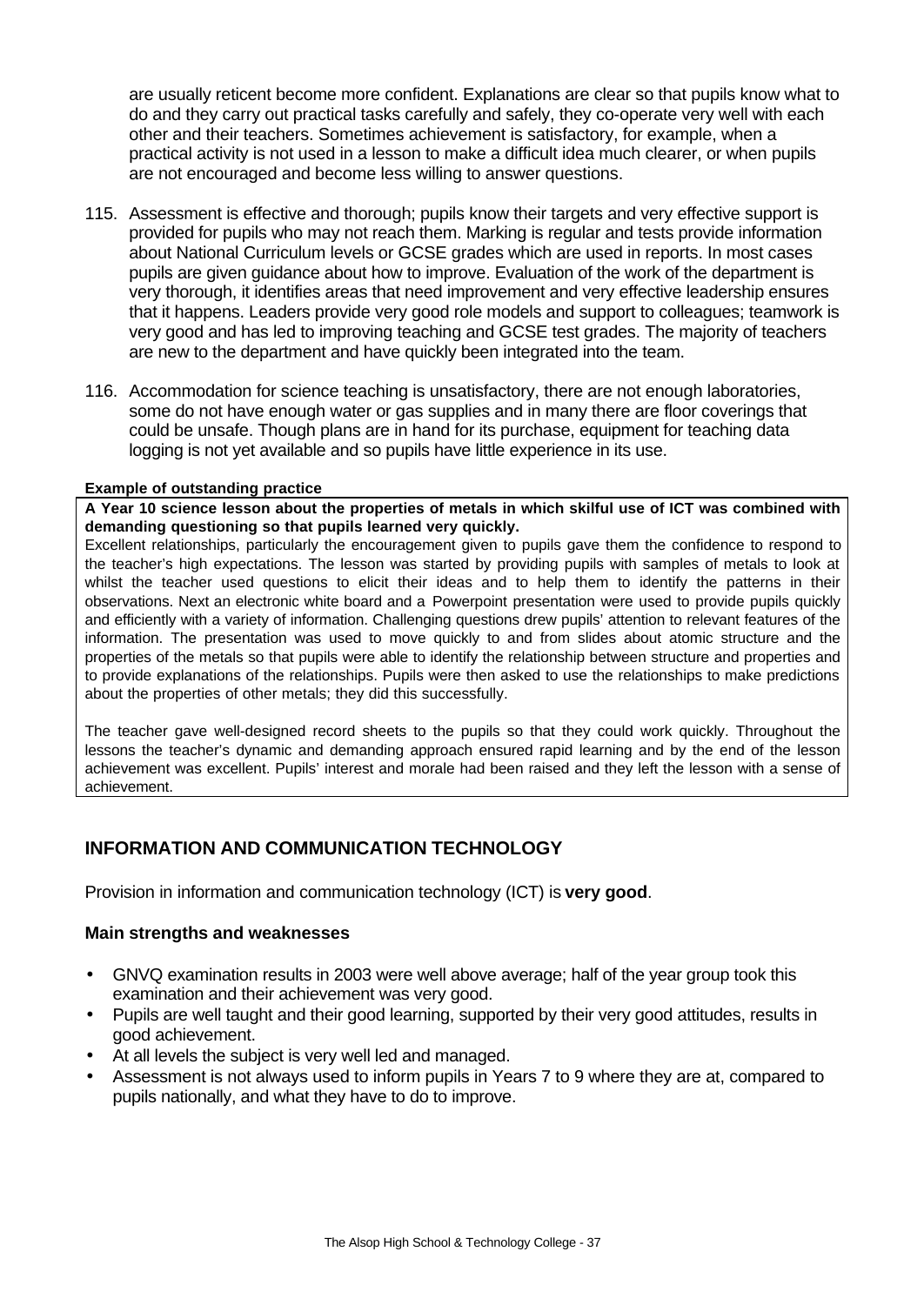are usually reticent become more confident. Explanations are clear so that pupils know what to do and they carry out practical tasks carefully and safely, they co-operate very well with each other and their teachers. Sometimes achievement is satisfactory, for example, when a practical activity is not used in a lesson to make a difficult idea much clearer, or when pupils are not encouraged and become less willing to answer questions.

115. Assessment is effective and thorough; pupils know their targets and very effective support is provided for pupils who may not reach them. Marking is regular and tests provide information about National Curriculum levels or GCSE grades which are used in reports. In most cases pupils are given guidance about how to improve. Evaluation of the work of the department is very thorough, it identifies areas that need improvement and very effective leadership ensures that it happens. Leaders provide very good role models and support to colleagues; teamwork is very good and has led to improving teaching and GCSE test grades. The majority of teachers are new to the department and have quickly been integrated into the team.

116. Accommodation for science teaching is unsatisfactory, there are not enough laboratories, some do not have enough water or gas supplies and in many there are floor coverings that could be unsafe. Though plans are in hand for its purchase, equipment for teaching data logging is not yet available and so pupils have little experience in its use.

**Example of outstanding practice**

**A Year 10 science lesson about the properties of metals in which skilful use of ICT was combined with demanding questioning so that pupils learned very quickly.**

Excellent relationships, particularly the encouragement given to pupils gave them the confidence to respond to the teacher's high expectations. The lesson was started by providing pupils with samples of metals to look at whilst the teacher used questions to elicit their ideas and to help them to identify the patterns in their observations. Next an electronic white board and a Powerpoint presentation were used to provide pupils quickly and efficiently with a variety of information. Challenging questions drew pupils' attention to relevant features of the information. The presentation was used to move quickly to and from slides about atomic structure and the properties of the metals so that pupils were able to identify the relationship between structure and properties and to provide explanations of the relationships. Pupils were then asked to use the relationships to make predictions about the properties of other metals; they did this successfully.

The teacher gave well-designed record sheets to the pupils so that they could work quickly. Throughout the lessons the teacher's dynamic and demanding approach ensured rapid learning and by the end of the lesson achievement was excellent. Pupils' interest and morale had been raised and they left the lesson with a sense of achievement.

## INFORMATION AND COMMUNICATION TECHNOLOGY

Provision in information and communication technology (ICT) is **very good**.

### Main strengths and weaknesses

- GNVQ examination results in 2003 were well above average; half of the year group took this examination and their achievement was very good.
- Pupils are well taught and their good learning, supported by their very good attitudes, results in good achievement.
- At all levels the subject is very well led and managed.
- Assessment is not always used to inform pupils in Years 7 to 9 where they are at, compared to pupils nationally, and what they have to do to improve.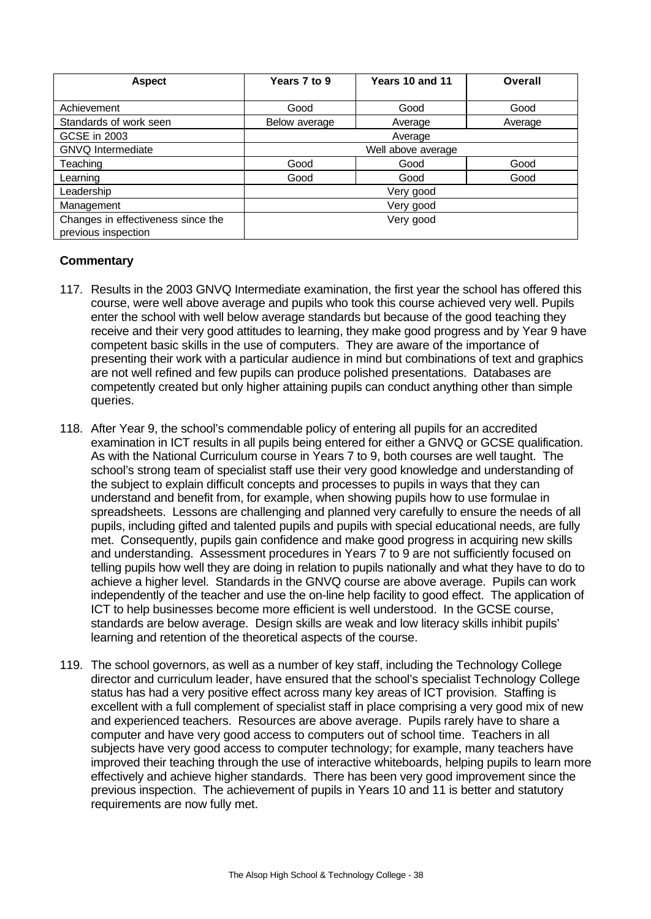| Aspect | Years 7 to 9 | Years 10 and 11 | Overall |
|---|---|---|---|
| Achievement | Good | Good | Good |
| Standards of work seen | Below average | Average | Average |
| GCSE in 2003 | Average | | |
| GNVQ Intermediate | Well above average | | |
| Teaching | Good | Good | Good |
| Learning | Good | Good | Good |
| Leadership | Very good | | |
| Management | Very good | | |
| Changes in effectiveness since the previous inspection | Very good | | |

**Commentary**

117. Results in the 2003 GNVQ Intermediate examination, the first year the school has offered this course, were well above average and pupils who took this course achieved very well. Pupils enter the school with well below average standards but because of the good teaching they receive and their very good attitudes to learning, they make good progress and by Year 9 have competent basic skills in the use of computers. They are aware of the importance of presenting their work with a particular audience in mind but combinations of text and graphics are not well refined and few pupils can produce polished presentations. Databases are competently created but only higher attaining pupils can conduct anything other than simple queries.

118. After Year 9, the school's commendable policy of entering all pupils for an accredited examination in ICT results in all pupils being entered for either a GNVQ or GCSE qualification. As with the National Curriculum course in Years 7 to 9, both courses are well taught. The school's strong team of specialist staff use their very good knowledge and understanding of the subject to explain difficult concepts and processes to pupils in ways that they can understand and benefit from, for example, when showing pupils how to use formulae in spreadsheets. Lessons are challenging and planned very carefully to ensure the needs of all pupils, including gifted and talented pupils and pupils with special educational needs, are fully met. Consequently, pupils gain confidence and make good progress in acquiring new skills and understanding. Assessment procedures in Years 7 to 9 are not sufficiently focused on telling pupils how well they are doing in relation to pupils nationally and what they have to do to achieve a higher level. Standards in the GNVQ course are above average. Pupils can work independently of the teacher and use the on-line help facility to good effect. The application of ICT to help businesses become more efficient is well understood. In the GCSE course, standards are below average. Design skills are weak and low literacy skills inhibit pupils' learning and retention of the theoretical aspects of the course.

119. The school governors, as well as a number of key staff, including the Technology College director and curriculum leader, have ensured that the school's specialist Technology College status has had a very positive effect across many key areas of ICT provision. Staffing is excellent with a full complement of specialist staff in place comprising a very good mix of new and experienced teachers. Resources are above average. Pupils rarely have to share a computer and have very good access to computers out of school time. Teachers in all subjects have very good access to computer technology; for example, many teachers have improved their teaching through the use of interactive whiteboards, helping pupils to learn more effectively and achieve higher standards. There has been very good improvement since the previous inspection. The achievement of pupils in Years 10 and 11 is better and statutory requirements are now fully met.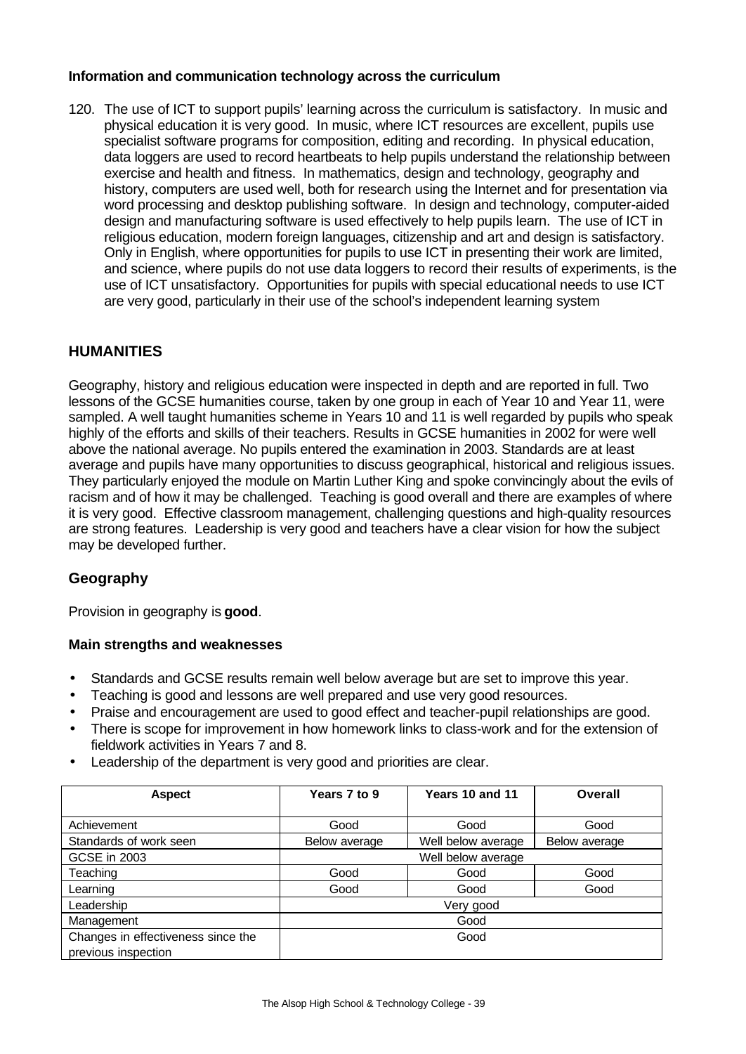**Information and communication technology across the curriculum**

120. The use of ICT to support pupils' learning across the curriculum is satisfactory. In music and physical education it is very good. In music, where ICT resources are excellent, pupils use specialist software programs for composition, editing and recording. In physical education, data loggers are used to record heartbeats to help pupils understand the relationship between exercise and health and fitness. In mathematics, design and technology, geography and history, computers are used well, both for research using the Internet and for presentation via word processing and desktop publishing software. In design and technology, computer-aided design and manufacturing software is used effectively to help pupils learn. The use of ICT in religious education, modern foreign languages, citizenship and art and design is satisfactory. Only in English, where opportunities for pupils to use ICT in presenting their work are limited, and science, where pupils do not use data loggers to record their results of experiments, is the use of ICT unsatisfactory. Opportunities for pupils with special educational needs to use ICT are very good, particularly in their use of the school's independent learning system

## HUMANITIES

Geography, history and religious education were inspected in depth and are reported in full. Two lessons of the GCSE humanities course, taken by one group in each of Year 10 and Year 11, were sampled. A well taught humanities scheme in Years 10 and 11 is well regarded by pupils who speak highly of the efforts and skills of their teachers. Results in GCSE humanities in 2002 for were well above the national average. No pupils entered the examination in 2003. Standards are at least average and pupils have many opportunities to discuss geographical, historical and religious issues. They particularly enjoyed the module on Martin Luther King and spoke convincingly about the evils of racism and of how it may be challenged. Teaching is good overall and there are examples of where it is very good. Effective classroom management, challenging questions and high-quality resources are strong features. Leadership is very good and teachers have a clear vision for how the subject may be developed further.

### Geography

Provision in geography is **good**.

**Main strengths and weaknesses**

- Standards and GCSE results remain well below average but are set to improve this year.
- Teaching is good and lessons are well prepared and use very good resources.
- Praise and encouragement are used to good effect and teacher-pupil relationships are good.
- There is scope for improvement in how homework links to class-work and for the extension of fieldwork activities in Years 7 and 8.
- Leadership of the department is very good and priorities are clear.

| Aspect | Years 7 to 9 | Years 10 and 11 | Overall |
|---|---|---|---|
| Achievement | Good | Good | Good |
| Standards of work seen | Below average | Well below average | Below average |
| GCSE in 2003 | Well below average | | |
| Teaching | Good | Good | Good |
| Learning | Good | Good | Good |
| Leadership | Very good | | |
| Management | Good | | |
| Changes in effectiveness since the previous inspection | Good | | |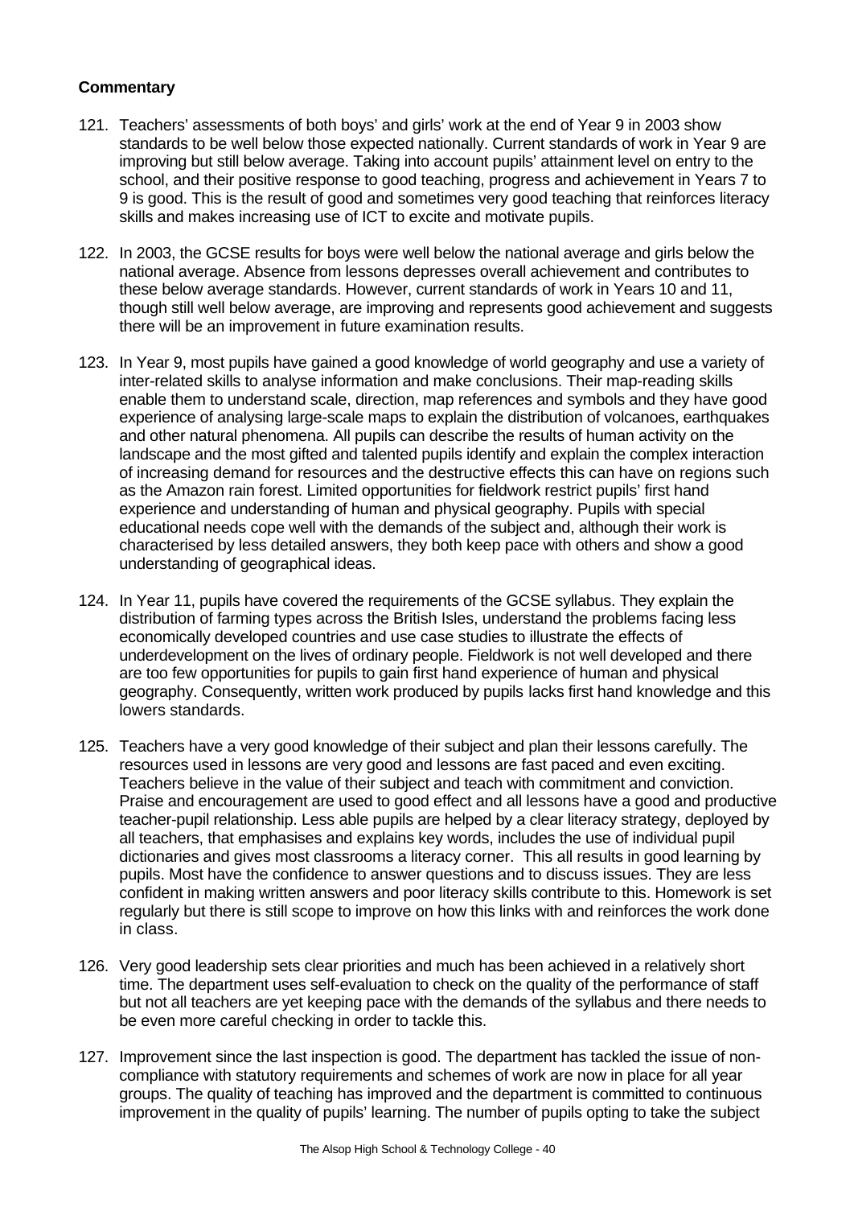**Commentary**

121. Teachers' assessments of both boys' and girls' work at the end of Year 9 in 2003 show standards to be well below those expected nationally. Current standards of work in Year 9 are improving but still below average. Taking into account pupils' attainment level on entry to the school, and their positive response to good teaching, progress and achievement in Years 7 to 9 is good. This is the result of good and sometimes very good teaching that reinforces literacy skills and makes increasing use of ICT to excite and motivate pupils.

122. In 2003, the GCSE results for boys were well below the national average and girls below the national average. Absence from lessons depresses overall achievement and contributes to these below average standards. However, current standards of work in Years 10 and 11, though still well below average, are improving and represents good achievement and suggests there will be an improvement in future examination results.

123. In Year 9, most pupils have gained a good knowledge of world geography and use a variety of inter-related skills to analyse information and make conclusions. Their map-reading skills enable them to understand scale, direction, map references and symbols and they have good experience of analysing large-scale maps to explain the distribution of volcanoes, earthquakes and other natural phenomena. All pupils can describe the results of human activity on the landscape and the most gifted and talented pupils identify and explain the complex interaction of increasing demand for resources and the destructive effects this can have on regions such as the Amazon rain forest. Limited opportunities for fieldwork restrict pupils' first hand experience and understanding of human and physical geography. Pupils with special educational needs cope well with the demands of the subject and, although their work is characterised by less detailed answers, they both keep pace with others and show a good understanding of geographical ideas.

124. In Year 11, pupils have covered the requirements of the GCSE syllabus. They explain the distribution of farming types across the British Isles, understand the problems facing less economically developed countries and use case studies to illustrate the effects of underdevelopment on the lives of ordinary people. Fieldwork is not well developed and there are too few opportunities for pupils to gain first hand experience of human and physical geography. Consequently, written work produced by pupils lacks first hand knowledge and this lowers standards.

125. Teachers have a very good knowledge of their subject and plan their lessons carefully. The resources used in lessons are very good and lessons are fast paced and even exciting. Teachers believe in the value of their subject and teach with commitment and conviction. Praise and encouragement are used to good effect and all lessons have a good and productive teacher-pupil relationship. Less able pupils are helped by a clear literacy strategy, deployed by all teachers, that emphasises and explains key words, includes the use of individual pupil dictionaries and gives most classrooms a literacy corner. This all results in good learning by pupils. Most have the confidence to answer questions and to discuss issues. They are less confident in making written answers and poor literacy skills contribute to this. Homework is set regularly but there is still scope to improve on how this links with and reinforces the work done in class.

126. Very good leadership sets clear priorities and much has been achieved in a relatively short time. The department uses self-evaluation to check on the quality of the performance of staff but not all teachers are yet keeping pace with the demands of the syllabus and there needs to be even more careful checking in order to tackle this.

127. Improvement since the last inspection is good. The department has tackled the issue of non-compliance with statutory requirements and schemes of work are now in place for all year groups. The quality of teaching has improved and the department is committed to continuous improvement in the quality of pupils' learning. The number of pupils opting to take the subject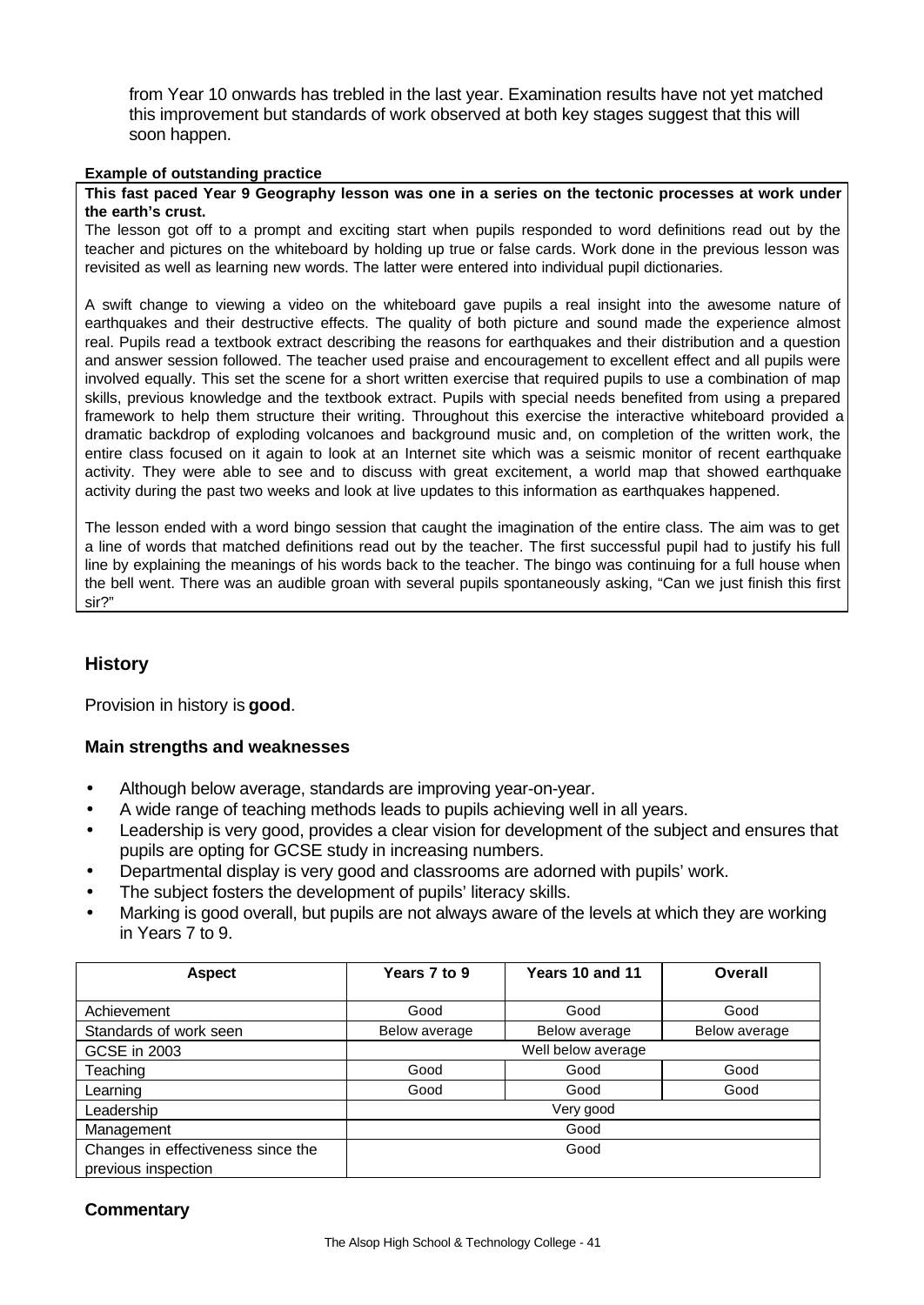from Year 10 onwards has trebled in the last year. Examination results have not yet matched this improvement but standards of work observed at both key stages suggest that this will soon happen.

**Example of outstanding practice**

**This fast paced Year 9 Geography lesson was one in a series on the tectonic processes at work under the earth's crust.**

The lesson got off to a prompt and exciting start when pupils responded to word definitions read out by the teacher and pictures on the whiteboard by holding up true or false cards. Work done in the previous lesson was revisited as well as learning new words. The latter were entered into individual pupil dictionaries.

A swift change to viewing a video on the whiteboard gave pupils a real insight into the awesome nature of earthquakes and their destructive effects. The quality of both picture and sound made the experience almost real. Pupils read a textbook extract describing the reasons for earthquakes and their distribution and a question and answer session followed. The teacher used praise and encouragement to excellent effect and all pupils were involved equally. This set the scene for a short written exercise that required pupils to use a combination of map skills, previous knowledge and the textbook extract. Pupils with special needs benefited from using a prepared framework to help them structure their writing. Throughout this exercise the interactive whiteboard provided a dramatic backdrop of exploding volcanoes and background music and, on completion of the written work, the entire class focused on it again to look at an Internet site which was a seismic monitor of recent earthquake activity. They were able to see and to discuss with great excitement, a world map that showed earthquake activity during the past two weeks and look at live updates to this information as earthquakes happened.

The lesson ended with a word bingo session that caught the imagination of the entire class. The aim was to get a line of words that matched definitions read out by the teacher. The first successful pupil had to justify his full line by explaining the meanings of his words back to the teacher. The bingo was continuing for a full house when the bell went. There was an audible groan with several pupils spontaneously asking, "Can we just finish this first sir?"

## History

Provision in history is **good**.

### Main strengths and weaknesses

- Although below average, standards are improving year-on-year.
- A wide range of teaching methods leads to pupils achieving well in all years.
- Leadership is very good, provides a clear vision for development of the subject and ensures that pupils are opting for GCSE study in increasing numbers.
- Departmental display is very good and classrooms are adorned with pupils' work.
- The subject fosters the development of pupils' literacy skills.
- Marking is good overall, but pupils are not always aware of the levels at which they are working in Years 7 to 9.

| Aspect | Years 7 to 9 | Years 10 and 11 | Overall |
|---|---|---|---|
| Achievement | Good | Good | Good |
| Standards of work seen | Below average | Below average | Below average |
| GCSE in 2003 | Well below average | | |
| Teaching | Good | Good | Good |
| Learning | Good | Good | Good |
| Leadership | Very good | | |
| Management | Good | | |
| Changes in effectiveness since the previous inspection | Good | | |

### Commentary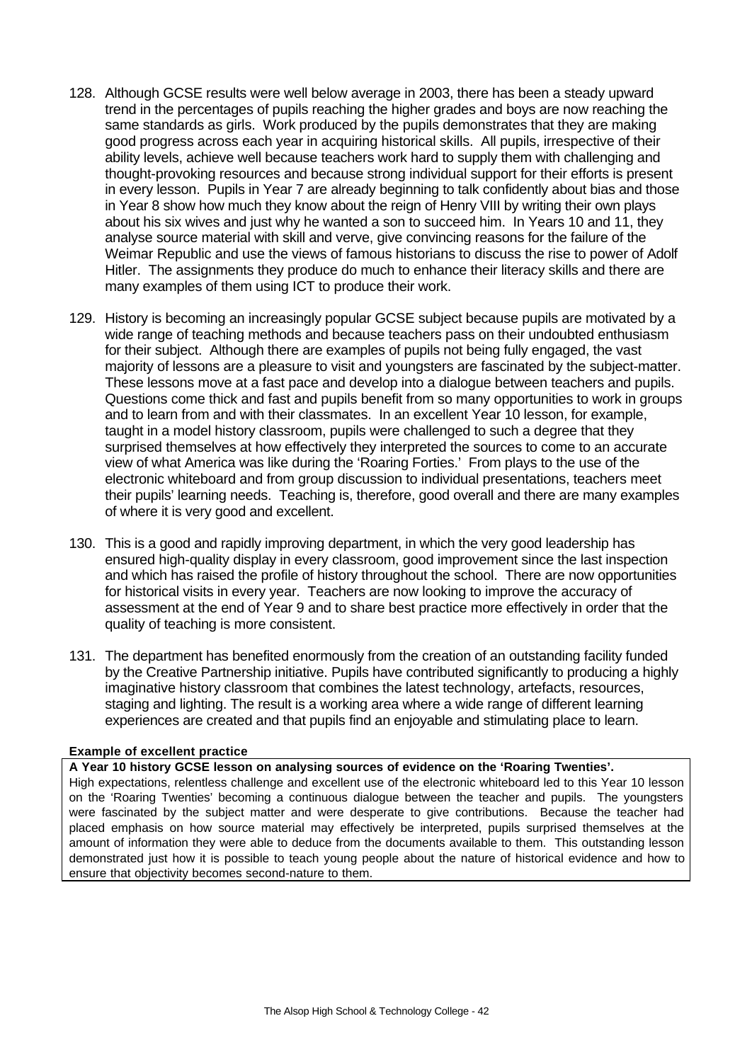128. Although GCSE results were well below average in 2003, there has been a steady upward trend in the percentages of pupils reaching the higher grades and boys are now reaching the same standards as girls. Work produced by the pupils demonstrates that they are making good progress across each year in acquiring historical skills. All pupils, irrespective of their ability levels, achieve well because teachers work hard to supply them with challenging and thought-provoking resources and because strong individual support for their efforts is present in every lesson. Pupils in Year 7 are already beginning to talk confidently about bias and those in Year 8 show how much they know about the reign of Henry VIII by writing their own plays about his six wives and just why he wanted a son to succeed him. In Years 10 and 11, they analyse source material with skill and verve, give convincing reasons for the failure of the Weimar Republic and use the views of famous historians to discuss the rise to power of Adolf Hitler. The assignments they produce do much to enhance their literacy skills and there are many examples of them using ICT to produce their work.

129. History is becoming an increasingly popular GCSE subject because pupils are motivated by a wide range of teaching methods and because teachers pass on their undoubted enthusiasm for their subject. Although there are examples of pupils not being fully engaged, the vast majority of lessons are a pleasure to visit and youngsters are fascinated by the subject-matter. These lessons move at a fast pace and develop into a dialogue between teachers and pupils. Questions come thick and fast and pupils benefit from so many opportunities to work in groups and to learn from and with their classmates. In an excellent Year 10 lesson, for example, taught in a model history classroom, pupils were challenged to such a degree that they surprised themselves at how effectively they interpreted the sources to come to an accurate view of what America was like during the 'Roaring Forties.' From plays to the use of the electronic whiteboard and from group discussion to individual presentations, teachers meet their pupils' learning needs. Teaching is, therefore, good overall and there are many examples of where it is very good and excellent.

130. This is a good and rapidly improving department, in which the very good leadership has ensured high-quality display in every classroom, good improvement since the last inspection and which has raised the profile of history throughout the school. There are now opportunities for historical visits in every year. Teachers are now looking to improve the accuracy of assessment at the end of Year 9 and to share best practice more effectively in order that the quality of teaching is more consistent.

131. The department has benefited enormously from the creation of an outstanding facility funded by the Creative Partnership initiative. Pupils have contributed significantly to producing a highly imaginative history classroom that combines the latest technology, artefacts, resources, staging and lighting. The result is a working area where a wide range of different learning experiences are created and that pupils find an enjoyable and stimulating place to learn.

**Example of excellent practice**

**A Year 10 history GCSE lesson on analysing sources of evidence on the 'Roaring Twenties'.**

High expectations, relentless challenge and excellent use of the electronic whiteboard led to this Year 10 lesson on the 'Roaring Twenties' becoming a continuous dialogue between the teacher and pupils. The youngsters were fascinated by the subject matter and were desperate to give contributions. Because the teacher had placed emphasis on how source material may effectively be interpreted, pupils surprised themselves at the amount of information they were able to deduce from the documents available to them. This outstanding lesson demonstrated just how it is possible to teach young people about the nature of historical evidence and how to ensure that objectivity becomes second-nature to them.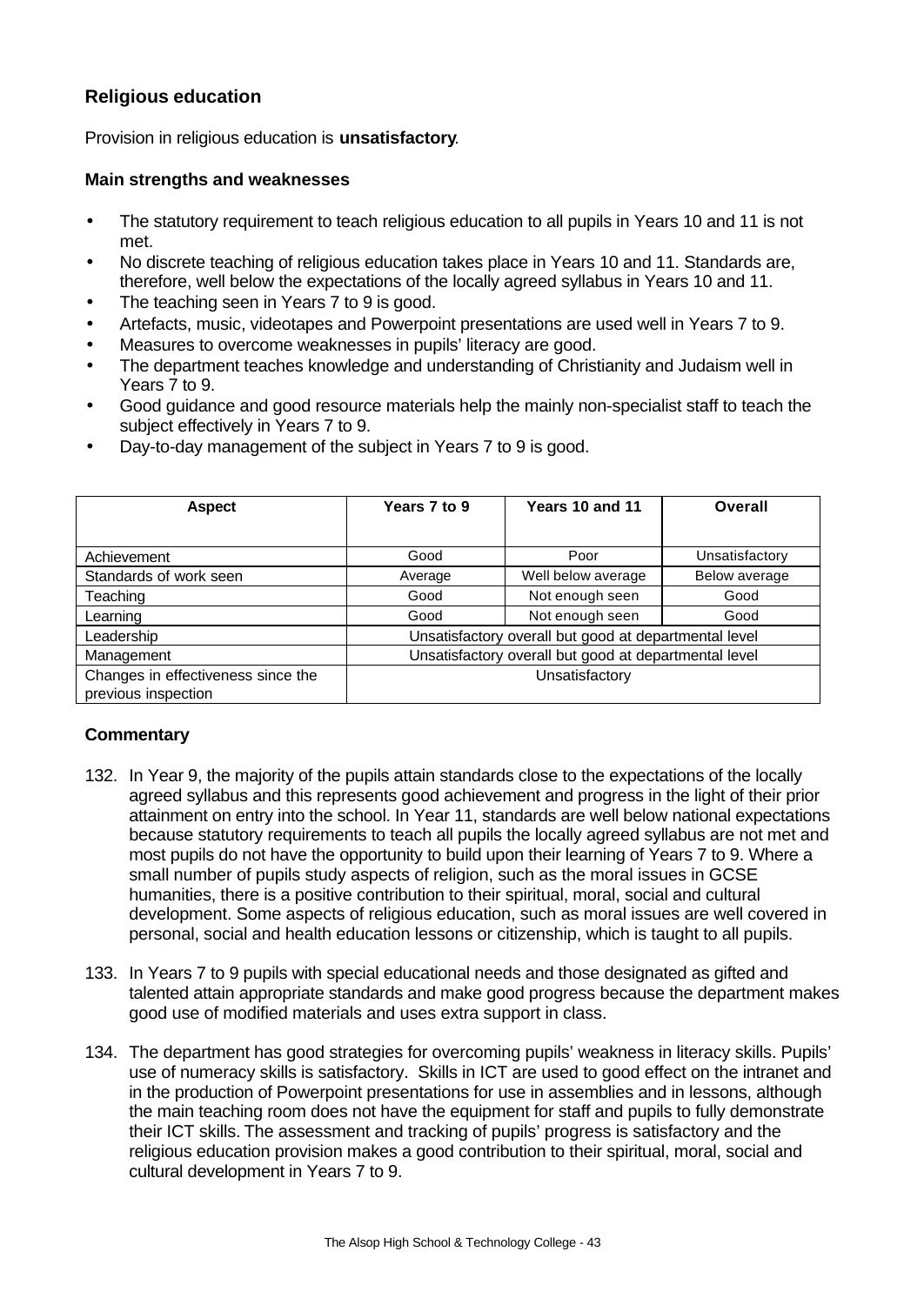### Religious education

Provision in religious education is **unsatisfactory**.

#### Main strengths and weaknesses

- The statutory requirement to teach religious education to all pupils in Years 10 and 11 is not met.
- No discrete teaching of religious education takes place in Years 10 and 11. Standards are, therefore, well below the expectations of the locally agreed syllabus in Years 10 and 11.
- The teaching seen in Years 7 to 9 is good.
- Artefacts, music, videotapes and Powerpoint presentations are used well in Years 7 to 9.
- Measures to overcome weaknesses in pupils' literacy are good.
- The department teaches knowledge and understanding of Christianity and Judaism well in Years 7 to 9.
- Good guidance and good resource materials help the mainly non-specialist staff to teach the subject effectively in Years 7 to 9.
- Day-to-day management of the subject in Years 7 to 9 is good.

| Aspect | Years 7 to 9 | Years 10 and 11 | Overall |
|---|---|---|---|
| Achievement | Good | Poor | Unsatisfactory |
| Standards of work seen | Average | Well below average | Below average |
| Teaching | Good | Not enough seen | Good |
| Learning | Good | Not enough seen | Good |
| Leadership | Unsatisfactory overall but good at departmental level | | |
| Management | Unsatisfactory overall but good at departmental level | | |
| Changes in effectiveness since the previous inspection | Unsatisfactory | | |

#### Commentary

132. In Year 9, the majority of the pupils attain standards close to the expectations of the locally agreed syllabus and this represents good achievement and progress in the light of their prior attainment on entry into the school. In Year 11, standards are well below national expectations because statutory requirements to teach all pupils the locally agreed syllabus are not met and most pupils do not have the opportunity to build upon their learning of Years 7 to 9. Where a small number of pupils study aspects of religion, such as the moral issues in GCSE humanities, there is a positive contribution to their spiritual, moral, social and cultural development. Some aspects of religious education, such as moral issues are well covered in personal, social and health education lessons or citizenship, which is taught to all pupils.

133. In Years 7 to 9 pupils with special educational needs and those designated as gifted and talented attain appropriate standards and make good progress because the department makes good use of modified materials and uses extra support in class.

134. The department has good strategies for overcoming pupils' weakness in literacy skills. Pupils' use of numeracy skills is satisfactory. Skills in ICT are used to good effect on the intranet and in the production of Powerpoint presentations for use in assemblies and in lessons, although the main teaching room does not have the equipment for staff and pupils to fully demonstrate their ICT skills. The assessment and tracking of pupils' progress is satisfactory and the religious education provision makes a good contribution to their spiritual, moral, social and cultural development in Years 7 to 9.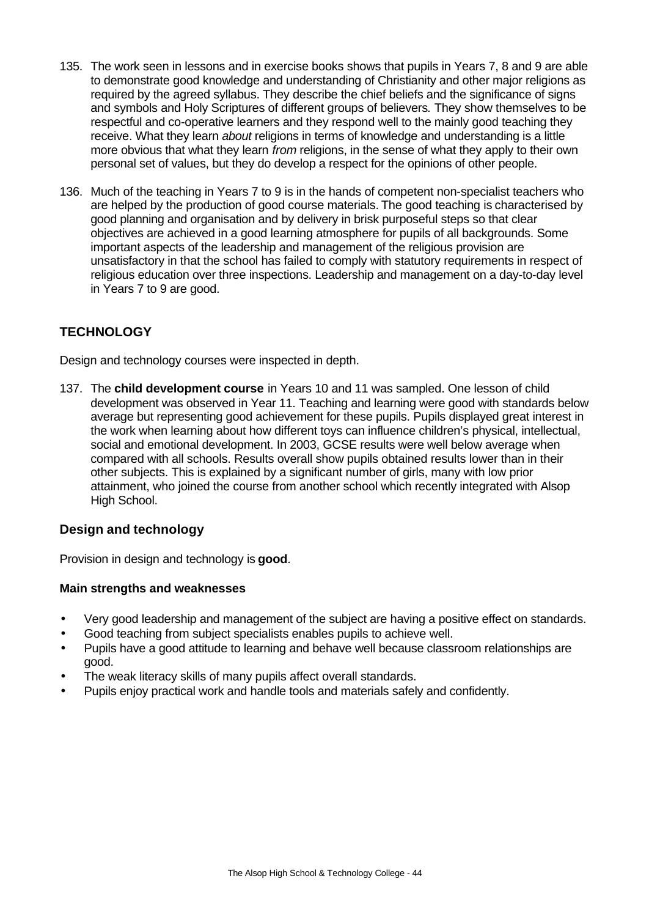135. The work seen in lessons and in exercise books shows that pupils in Years 7, 8 and 9 are able to demonstrate good knowledge and understanding of Christianity and other major religions as required by the agreed syllabus. They describe the chief beliefs and the significance of signs and symbols and Holy Scriptures of different groups of believers. They show themselves to be respectful and co-operative learners and they respond well to the mainly good teaching they receive. What they learn *about* religions in terms of knowledge and understanding is a little more obvious that what they learn *from* religions, in the sense of what they apply to their own personal set of values, but they do develop a respect for the opinions of other people.

136. Much of the teaching in Years 7 to 9 is in the hands of competent non-specialist teachers who are helped by the production of good course materials. The good teaching is characterised by good planning and organisation and by delivery in brisk purposeful steps so that clear objectives are achieved in a good learning atmosphere for pupils of all backgrounds. Some important aspects of the leadership and management of the religious provision are unsatisfactory in that the school has failed to comply with statutory requirements in respect of religious education over three inspections. Leadership and management on a day-to-day level in Years 7 to 9 are good.

## TECHNOLOGY

Design and technology courses were inspected in depth.

137. The **child development course** in Years 10 and 11 was sampled. One lesson of child development was observed in Year 11. Teaching and learning were good with standards below average but representing good achievement for these pupils. Pupils displayed great interest in the work when learning about how different toys can influence children's physical, intellectual, social and emotional development. In 2003, GCSE results were well below average when compared with all schools. Results overall show pupils obtained results lower than in their other subjects. This is explained by a significant number of girls, many with low prior attainment, who joined the course from another school which recently integrated with Alsop High School.

### Design and technology

Provision in design and technology is **good**.

#### Main strengths and weaknesses

- Very good leadership and management of the subject are having a positive effect on standards.
- Good teaching from subject specialists enables pupils to achieve well.
- Pupils have a good attitude to learning and behave well because classroom relationships are good.
- The weak literacy skills of many pupils affect overall standards.
- Pupils enjoy practical work and handle tools and materials safely and confidently.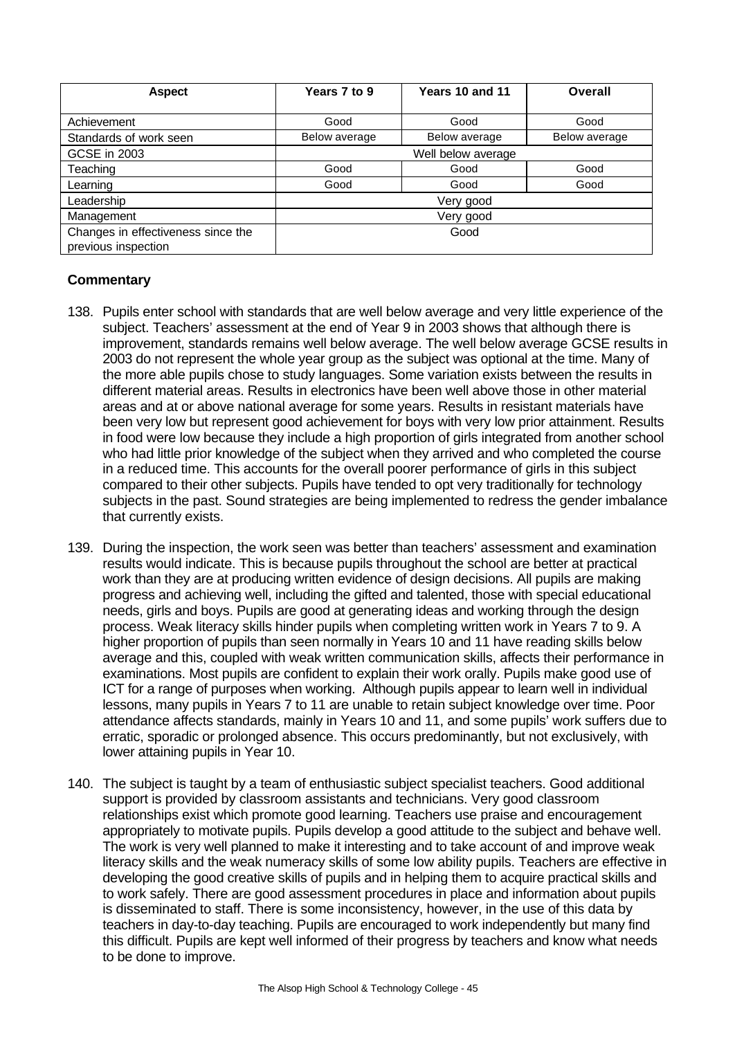| Aspect | Years 7 to 9 | Years 10 and 11 | Overall |
|---|---|---|---|
| Achievement | Good | Good | Good |
| Standards of work seen | Below average | Below average | Below average |
| GCSE in 2003 | Well below average | | |
| Teaching | Good | Good | Good |
| Learning | Good | Good | Good |
| Leadership | Very good | | |
| Management | Very good | | |
| Changes in effectiveness since the previous inspection | Good | | |

**Commentary**

138. Pupils enter school with standards that are well below average and very little experience of the subject. Teachers' assessment at the end of Year 9 in 2003 shows that although there is improvement, standards remains well below average. The well below average GCSE results in 2003 do not represent the whole year group as the subject was optional at the time. Many of the more able pupils chose to study languages. Some variation exists between the results in different material areas. Results in electronics have been well above those in other material areas and at or above national average for some years. Results in resistant materials have been very low but represent good achievement for boys with very low prior attainment. Results in food were low because they include a high proportion of girls integrated from another school who had little prior knowledge of the subject when they arrived and who completed the course in a reduced time. This accounts for the overall poorer performance of girls in this subject compared to their other subjects. Pupils have tended to opt very traditionally for technology subjects in the past. Sound strategies are being implemented to redress the gender imbalance that currently exists.

139. During the inspection, the work seen was better than teachers' assessment and examination results would indicate. This is because pupils throughout the school are better at practical work than they are at producing written evidence of design decisions. All pupils are making progress and achieving well, including the gifted and talented, those with special educational needs, girls and boys. Pupils are good at generating ideas and working through the design process. Weak literacy skills hinder pupils when completing written work in Years 7 to 9. A higher proportion of pupils than seen normally in Years 10 and 11 have reading skills below average and this, coupled with weak written communication skills, affects their performance in examinations. Most pupils are confident to explain their work orally. Pupils make good use of ICT for a range of purposes when working. Although pupils appear to learn well in individual lessons, many pupils in Years 7 to 11 are unable to retain subject knowledge over time. Poor attendance affects standards, mainly in Years 10 and 11, and some pupils' work suffers due to erratic, sporadic or prolonged absence. This occurs predominantly, but not exclusively, with lower attaining pupils in Year 10.

140. The subject is taught by a team of enthusiastic subject specialist teachers. Good additional support is provided by classroom assistants and technicians. Very good classroom relationships exist which promote good learning. Teachers use praise and encouragement appropriately to motivate pupils. Pupils develop a good attitude to the subject and behave well. The work is very well planned to make it interesting and to take account of and improve weak literacy skills and the weak numeracy skills of some low ability pupils. Teachers are effective in developing the good creative skills of pupils and in helping them to acquire practical skills and to work safely. There are good assessment procedures in place and information about pupils is disseminated to staff. There is some inconsistency, however, in the use of this data by teachers in day-to-day teaching. Pupils are encouraged to work independently but many find this difficult. Pupils are kept well informed of their progress by teachers and know what needs to be done to improve.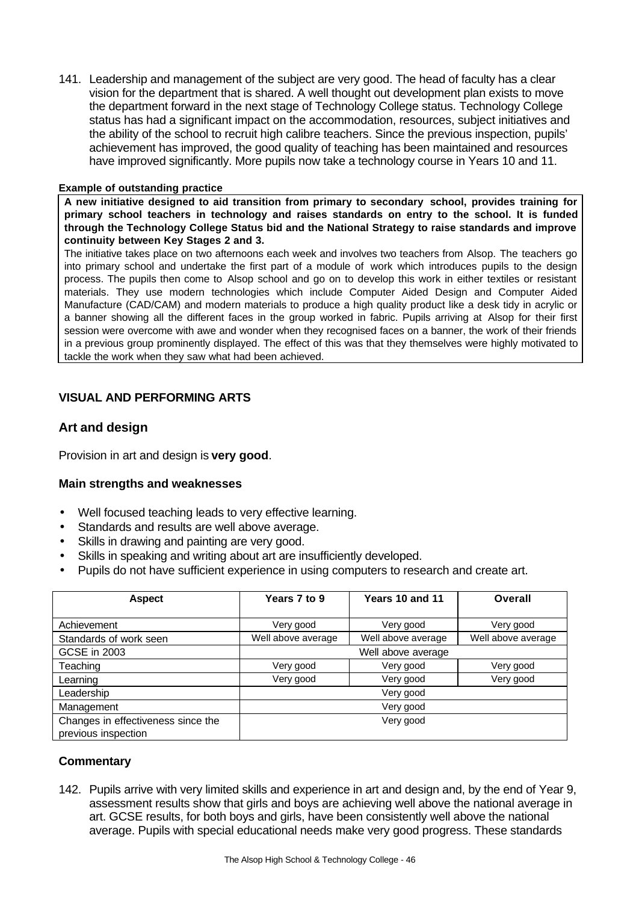141. Leadership and management of the subject are very good. The head of faculty has a clear vision for the department that is shared. A well thought out development plan exists to move the department forward in the next stage of Technology College status. Technology College status has had a significant impact on the accommodation, resources, subject initiatives and the ability of the school to recruit high calibre teachers. Since the previous inspection, pupils' achievement has improved, the good quality of teaching has been maintained and resources have improved significantly. More pupils now take a technology course in Years 10 and 11.

**Example of outstanding practice**

**A new initiative designed to aid transition from primary to secondary school, provides training for primary school teachers in technology and raises standards on entry to the school. It is funded through the Technology College Status bid and the National Strategy to raise standards and improve continuity between Key Stages 2 and 3.**

The initiative takes place on two afternoons each week and involves two teachers from Alsop. The teachers go into primary school and undertake the first part of a module of work which introduces pupils to the design process. The pupils then come to Alsop school and go on to develop this work in either textiles or resistant materials. They use modern technologies which include Computer Aided Design and Computer Aided Manufacture (CAD/CAM) and modern materials to produce a high quality product like a desk tidy in acrylic or a banner showing all the different faces in the group worked in fabric. Pupils arriving at Alsop for their first session were overcome with awe and wonder when they recognised faces on a banner, the work of their friends in a previous group prominently displayed. The effect of this was that they themselves were highly motivated to tackle the work when they saw what had been achieved.

## VISUAL AND PERFORMING ARTS

### Art and design

Provision in art and design is **very good**.

#### Main strengths and weaknesses

- Well focused teaching leads to very effective learning.
- Standards and results are well above average.
- Skills in drawing and painting are very good.
- Skills in speaking and writing about art are insufficiently developed.
- Pupils do not have sufficient experience in using computers to research and create art.

| Aspect | Years 7 to 9 | Years 10 and 11 | Overall |
|---|---|---|---|
| Achievement | Very good | Very good | Very good |
| Standards of work seen | Well above average | Well above average | Well above average |
| GCSE in 2003 | Well above average | | |
| Teaching | Very good | Very good | Very good |
| Learning | Very good | Very good | Very good |
| Leadership | Very good | | |
| Management | Very good | | |
| Changes in effectiveness since the previous inspection | Very good | | |

#### Commentary

142. Pupils arrive with very limited skills and experience in art and design and, by the end of Year 9, assessment results show that girls and boys are achieving well above the national average in art. GCSE results, for both boys and girls, have been consistently well above the national average. Pupils with special educational needs make very good progress. These standards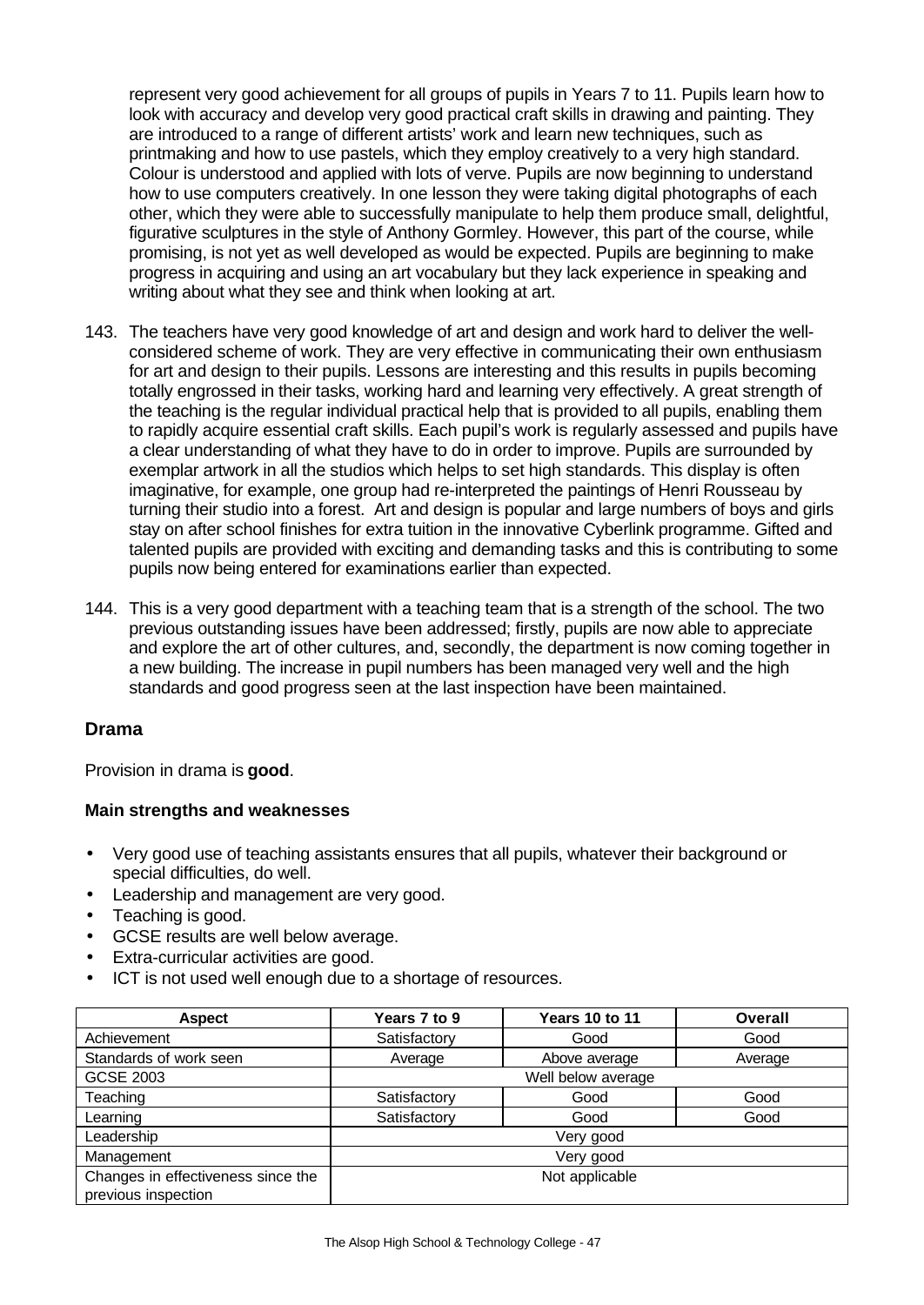represent very good achievement for all groups of pupils in Years 7 to 11. Pupils learn how to look with accuracy and develop very good practical craft skills in drawing and painting. They are introduced to a range of different artists' work and learn new techniques, such as printmaking and how to use pastels, which they employ creatively to a very high standard. Colour is understood and applied with lots of verve. Pupils are now beginning to understand how to use computers creatively. In one lesson they were taking digital photographs of each other, which they were able to successfully manipulate to help them produce small, delightful, figurative sculptures in the style of Anthony Gormley. However, this part of the course, while promising, is not yet as well developed as would be expected. Pupils are beginning to make progress in acquiring and using an art vocabulary but they lack experience in speaking and writing about what they see and think when looking at art.

143. The teachers have very good knowledge of art and design and work hard to deliver the well-considered scheme of work. They are very effective in communicating their own enthusiasm for art and design to their pupils. Lessons are interesting and this results in pupils becoming totally engrossed in their tasks, working hard and learning very effectively. A great strength of the teaching is the regular individual practical help that is provided to all pupils, enabling them to rapidly acquire essential craft skills. Each pupil's work is regularly assessed and pupils have a clear understanding of what they have to do in order to improve. Pupils are surrounded by exemplar artwork in all the studios which helps to set high standards. This display is often imaginative, for example, one group had re-interpreted the paintings of Henri Rousseau by turning their studio into a forest. Art and design is popular and large numbers of boys and girls stay on after school finishes for extra tuition in the innovative Cyberlink programme. Gifted and talented pupils are provided with exciting and demanding tasks and this is contributing to some pupils now being entered for examinations earlier than expected.

144. This is a very good department with a teaching team that is a strength of the school. The two previous outstanding issues have been addressed; firstly, pupils are now able to appreciate and explore the art of other cultures, and, secondly, the department is now coming together in a new building. The increase in pupil numbers has been managed very well and the high standards and good progress seen at the last inspection have been maintained.

## Drama

Provision in drama is **good**.

### Main strengths and weaknesses

- Very good use of teaching assistants ensures that all pupils, whatever their background or special difficulties, do well.
- Leadership and management are very good.
- Teaching is good.
- GCSE results are well below average.
- Extra-curricular activities are good.
- ICT is not used well enough due to a shortage of resources.

| Aspect | Years 7 to 9 | Years 10 to 11 | Overall |
|---|---|---|---|
| Achievement | Satisfactory | Good | Good |
| Standards of work seen | Average | Above average | Average |
| GCSE 2003 | Well below average | | |
| Teaching | Satisfactory | Good | Good |
| Learning | Satisfactory | Good | Good |
| Leadership | Very good | | |
| Management | Very good | | |
| Changes in effectiveness since the previous inspection | Not applicable | | |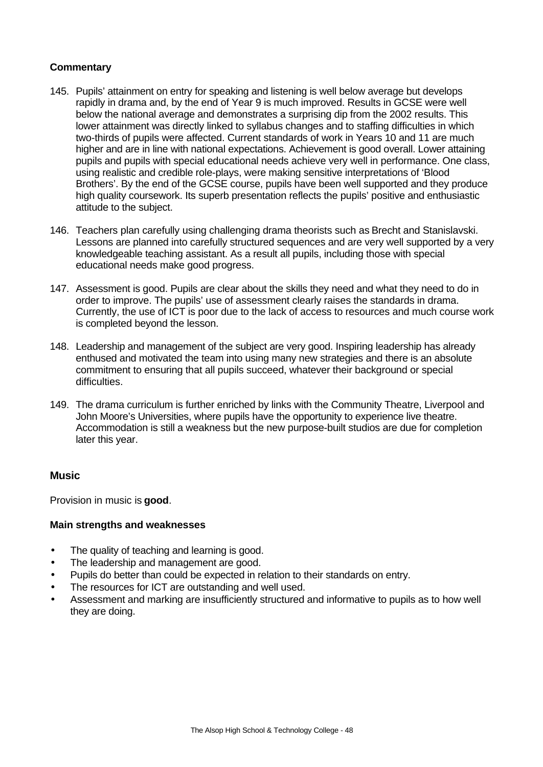**Commentary**

145. Pupils' attainment on entry for speaking and listening is well below average but develops rapidly in drama and, by the end of Year 9 is much improved. Results in GCSE were well below the national average and demonstrates a surprising dip from the 2002 results. This lower attainment was directly linked to syllabus changes and to staffing difficulties in which two-thirds of pupils were affected. Current standards of work in Years 10 and 11 are much higher and are in line with national expectations. Achievement is good overall. Lower attaining pupils and pupils with special educational needs achieve very well in performance. One class, using realistic and credible role-plays, were making sensitive interpretations of 'Blood Brothers'. By the end of the GCSE course, pupils have been well supported and they produce high quality coursework. Its superb presentation reflects the pupils' positive and enthusiastic attitude to the subject.

146. Teachers plan carefully using challenging drama theorists such as Brecht and Stanislavski. Lessons are planned into carefully structured sequences and are very well supported by a very knowledgeable teaching assistant. As a result all pupils, including those with special educational needs make good progress.

147. Assessment is good. Pupils are clear about the skills they need and what they need to do in order to improve. The pupils' use of assessment clearly raises the standards in drama. Currently, the use of ICT is poor due to the lack of access to resources and much course work is completed beyond the lesson.

148. Leadership and management of the subject are very good. Inspiring leadership has already enthused and motivated the team into using many new strategies and there is an absolute commitment to ensuring that all pupils succeed, whatever their background or special difficulties.

149. The drama curriculum is further enriched by links with the Community Theatre, Liverpool and John Moore's Universities, where pupils have the opportunity to experience live theatre. Accommodation is still a weakness but the new purpose-built studios are due for completion later this year.

## Music

Provision in music is **good**.

**Main strengths and weaknesses**

- The quality of teaching and learning is good.
- The leadership and management are good.
- Pupils do better than could be expected in relation to their standards on entry.
- The resources for ICT are outstanding and well used.
- Assessment and marking are insufficiently structured and informative to pupils as to how well they are doing.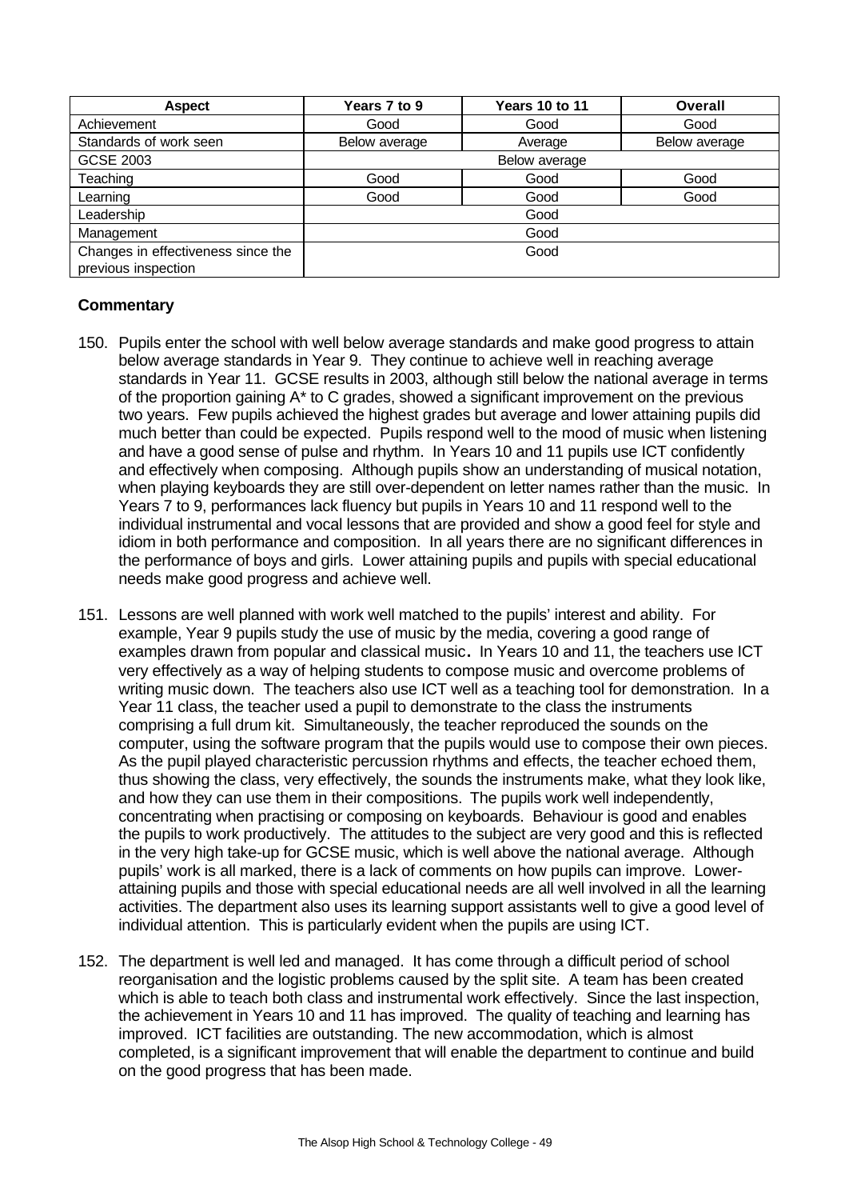| Aspect | Years 7 to 9 | Years 10 to 11 | Overall |
|---|---|---|---|
| Achievement | Good | Good | Good |
| Standards of work seen | Below average | Average | Below average |
| GCSE 2003 | Below average | | |
| Teaching | Good | Good | Good |
| Learning | Good | Good | Good |
| Leadership | Good | | |
| Management | Good | | |
| Changes in effectiveness since the previous inspection | Good | | |

**Commentary**

150. Pupils enter the school with well below average standards and make good progress to attain below average standards in Year 9. They continue to achieve well in reaching average standards in Year 11. GCSE results in 2003, although still below the national average in terms of the proportion gaining A* to C grades, showed a significant improvement on the previous two years. Few pupils achieved the highest grades but average and lower attaining pupils did much better than could be expected. Pupils respond well to the mood of music when listening and have a good sense of pulse and rhythm. In Years 10 and 11 pupils use ICT confidently and effectively when composing. Although pupils show an understanding of musical notation, when playing keyboards they are still over-dependent on letter names rather than the music. In Years 7 to 9, performances lack fluency but pupils in Years 10 and 11 respond well to the individual instrumental and vocal lessons that are provided and show a good feel for style and idiom in both performance and composition. In all years there are no significant differences in the performance of boys and girls. Lower attaining pupils and pupils with special educational needs make good progress and achieve well.

151. Lessons are well planned with work well matched to the pupils' interest and ability. For example, Year 9 pupils study the use of music by the media, covering a good range of examples drawn from popular and classical music**.** In Years 10 and 11, the teachers use ICT very effectively as a way of helping students to compose music and overcome problems of writing music down. The teachers also use ICT well as a teaching tool for demonstration. In a Year 11 class, the teacher used a pupil to demonstrate to the class the instruments comprising a full drum kit. Simultaneously, the teacher reproduced the sounds on the computer, using the software program that the pupils would use to compose their own pieces. As the pupil played characteristic percussion rhythms and effects, the teacher echoed them, thus showing the class, very effectively, the sounds the instruments make, what they look like, and how they can use them in their compositions. The pupils work well independently, concentrating when practising or composing on keyboards. Behaviour is good and enables the pupils to work productively. The attitudes to the subject are very good and this is reflected in the very high take-up for GCSE music, which is well above the national average. Although pupils' work is all marked, there is a lack of comments on how pupils can improve. Lower-attaining pupils and those with special educational needs are all well involved in all the learning activities. The department also uses its learning support assistants well to give a good level of individual attention. This is particularly evident when the pupils are using ICT.

152. The department is well led and managed. It has come through a difficult period of school reorganisation and the logistic problems caused by the split site. A team has been created which is able to teach both class and instrumental work effectively. Since the last inspection, the achievement in Years 10 and 11 has improved. The quality of teaching and learning has improved. ICT facilities are outstanding. The new accommodation, which is almost completed, is a significant improvement that will enable the department to continue and build on the good progress that has been made.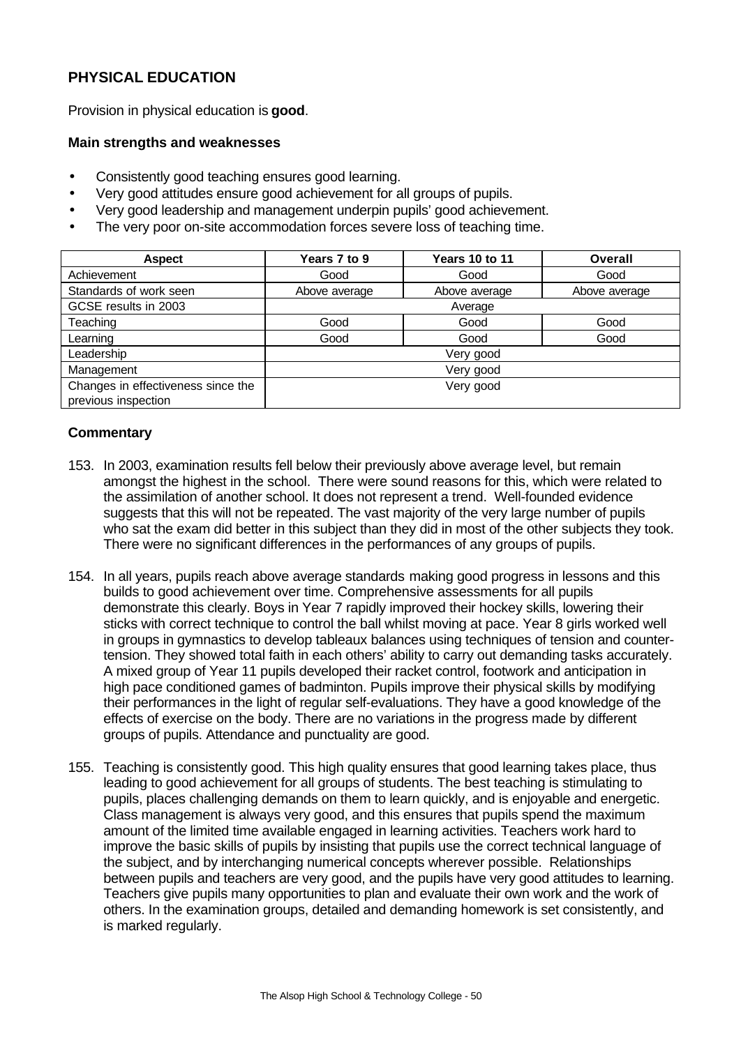## PHYSICAL EDUCATION

Provision in physical education is **good**.

### Main strengths and weaknesses

- Consistently good teaching ensures good learning.
- Very good attitudes ensure good achievement for all groups of pupils.
- Very good leadership and management underpin pupils' good achievement.
- The very poor on-site accommodation forces severe loss of teaching time.

| Aspect | Years 7 to 9 | Years 10 to 11 | Overall |
|---|---|---|---|
| Achievement | Good | Good | Good |
| Standards of work seen | Above average | Above average | Above average |
| GCSE results in 2003 | Average | | |
| Teaching | Good | Good | Good |
| Learning | Good | Good | Good |
| Leadership | Very good | | |
| Management | Very good | | |
| Changes in effectiveness since the previous inspection | Very good | | |

### Commentary

153. In 2003, examination results fell below their previously above average level, but remain amongst the highest in the school. There were sound reasons for this, which were related to the assimilation of another school. It does not represent a trend. Well-founded evidence suggests that this will not be repeated. The vast majority of the very large number of pupils who sat the exam did better in this subject than they did in most of the other subjects they took. There were no significant differences in the performances of any groups of pupils.

154. In all years, pupils reach above average standards making good progress in lessons and this builds to good achievement over time. Comprehensive assessments for all pupils demonstrate this clearly. Boys in Year 7 rapidly improved their hockey skills, lowering their sticks with correct technique to control the ball whilst moving at pace. Year 8 girls worked well in groups in gymnastics to develop tableaux balances using techniques of tension and counter-tension. They showed total faith in each others' ability to carry out demanding tasks accurately. A mixed group of Year 11 pupils developed their racket control, footwork and anticipation in high pace conditioned games of badminton. Pupils improve their physical skills by modifying their performances in the light of regular self-evaluations. They have a good knowledge of the effects of exercise on the body. There are no variations in the progress made by different groups of pupils. Attendance and punctuality are good.

155. Teaching is consistently good. This high quality ensures that good learning takes place, thus leading to good achievement for all groups of students. The best teaching is stimulating to pupils, places challenging demands on them to learn quickly, and is enjoyable and energetic. Class management is always very good, and this ensures that pupils spend the maximum amount of the limited time available engaged in learning activities. Teachers work hard to improve the basic skills of pupils by insisting that pupils use the correct technical language of the subject, and by interchanging numerical concepts wherever possible. Relationships between pupils and teachers are very good, and the pupils have very good attitudes to learning. Teachers give pupils many opportunities to plan and evaluate their own work and the work of others. In the examination groups, detailed and demanding homework is set consistently, and is marked regularly.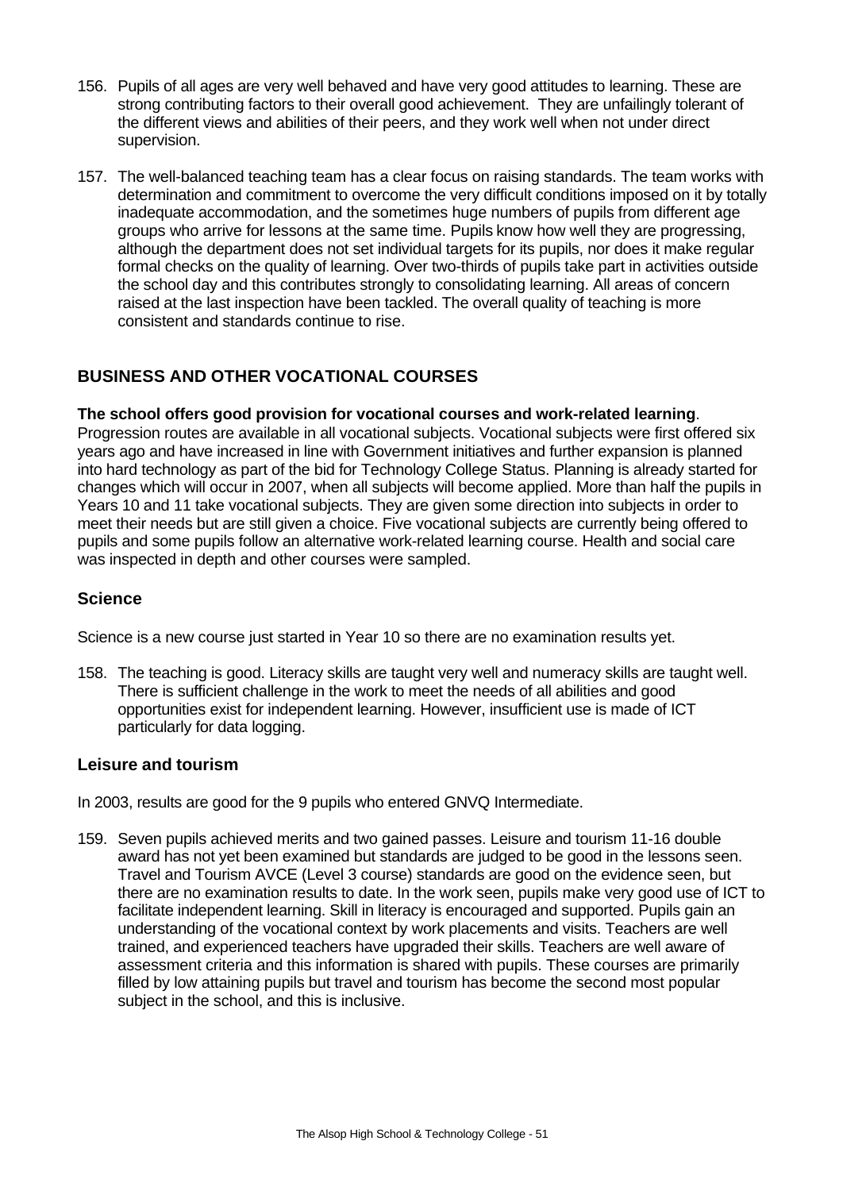156. Pupils of all ages are very well behaved and have very good attitudes to learning. These are strong contributing factors to their overall good achievement. They are unfailingly tolerant of the different views and abilities of their peers, and they work well when not under direct supervision.

157. The well-balanced teaching team has a clear focus on raising standards. The team works with determination and commitment to overcome the very difficult conditions imposed on it by totally inadequate accommodation, and the sometimes huge numbers of pupils from different age groups who arrive for lessons at the same time. Pupils know how well they are progressing, although the department does not set individual targets for its pupils, nor does it make regular formal checks on the quality of learning. Over two-thirds of pupils take part in activities outside the school day and this contributes strongly to consolidating learning. All areas of concern raised at the last inspection have been tackled. The overall quality of teaching is more consistent and standards continue to rise.

## BUSINESS AND OTHER VOCATIONAL COURSES

**The school offers good provision for vocational courses and work-related learning**. Progression routes are available in all vocational subjects. Vocational subjects were first offered six years ago and have increased in line with Government initiatives and further expansion is planned into hard technology as part of the bid for Technology College Status. Planning is already started for changes which will occur in 2007, when all subjects will become applied. More than half the pupils in Years 10 and 11 take vocational subjects. They are given some direction into subjects in order to meet their needs but are still given a choice. Five vocational subjects are currently being offered to pupils and some pupils follow an alternative work-related learning course. Health and social care was inspected in depth and other courses were sampled.

### Science

Science is a new course just started in Year 10 so there are no examination results yet.

158. The teaching is good. Literacy skills are taught very well and numeracy skills are taught well. There is sufficient challenge in the work to meet the needs of all abilities and good opportunities exist for independent learning. However, insufficient use is made of ICT particularly for data logging.

### Leisure and tourism

In 2003, results are good for the 9 pupils who entered GNVQ Intermediate.

159. Seven pupils achieved merits and two gained passes. Leisure and tourism 11-16 double award has not yet been examined but standards are judged to be good in the lessons seen. Travel and Tourism AVCE (Level 3 course) standards are good on the evidence seen, but there are no examination results to date. In the work seen, pupils make very good use of ICT to facilitate independent learning. Skill in literacy is encouraged and supported. Pupils gain an understanding of the vocational context by work placements and visits. Teachers are well trained, and experienced teachers have upgraded their skills. Teachers are well aware of assessment criteria and this information is shared with pupils. These courses are primarily filled by low attaining pupils but travel and tourism has become the second most popular subject in the school, and this is inclusive.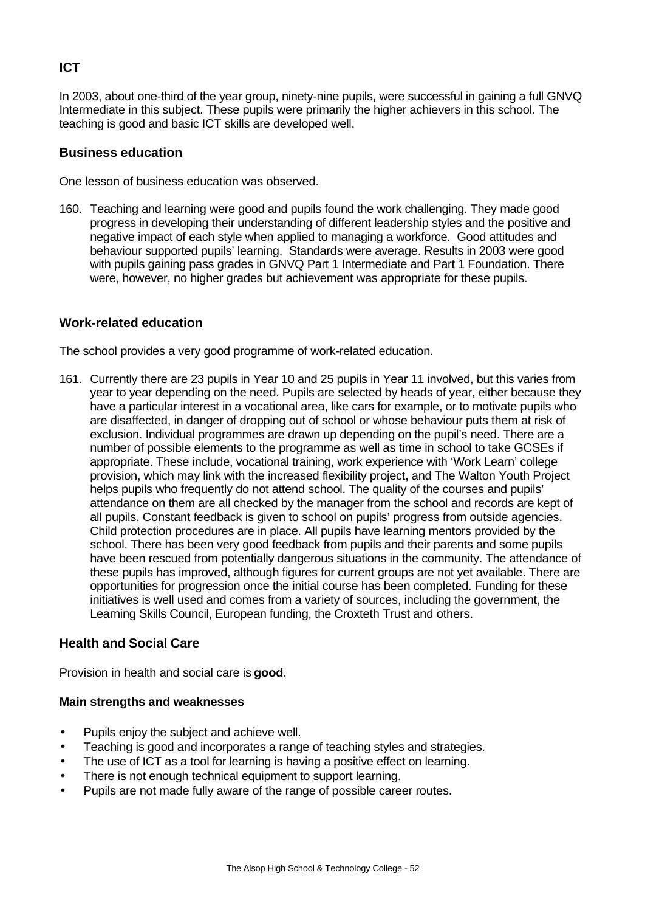### ICT

In 2003, about one-third of the year group, ninety-nine pupils, were successful in gaining a full GNVQ Intermediate in this subject. These pupils were primarily the higher achievers in this school. The teaching is good and basic ICT skills are developed well.

### Business education

One lesson of business education was observed.

160. Teaching and learning were good and pupils found the work challenging. They made good progress in developing their understanding of different leadership styles and the positive and negative impact of each style when applied to managing a workforce. Good attitudes and behaviour supported pupils' learning. Standards were average. Results in 2003 were good with pupils gaining pass grades in GNVQ Part 1 Intermediate and Part 1 Foundation. There were, however, no higher grades but achievement was appropriate for these pupils.

### Work-related education

The school provides a very good programme of work-related education.

161. Currently there are 23 pupils in Year 10 and 25 pupils in Year 11 involved, but this varies from year to year depending on the need. Pupils are selected by heads of year, either because they have a particular interest in a vocational area, like cars for example, or to motivate pupils who are disaffected, in danger of dropping out of school or whose behaviour puts them at risk of exclusion. Individual programmes are drawn up depending on the pupil's need. There are a number of possible elements to the programme as well as time in school to take GCSEs if appropriate. These include, vocational training, work experience with 'Work Learn' college provision, which may link with the increased flexibility project, and The Walton Youth Project helps pupils who frequently do not attend school. The quality of the courses and pupils' attendance on them are all checked by the manager from the school and records are kept of all pupils. Constant feedback is given to school on pupils' progress from outside agencies. Child protection procedures are in place. All pupils have learning mentors provided by the school. There has been very good feedback from pupils and their parents and some pupils have been rescued from potentially dangerous situations in the community. The attendance of these pupils has improved, although figures for current groups are not yet available. There are opportunities for progression once the initial course has been completed. Funding for these initiatives is well used and comes from a variety of sources, including the government, the Learning Skills Council, European funding, the Croxteth Trust and others.

### Health and Social Care

Provision in health and social care is **good**.

**Main strengths and weaknesses**

- Pupils enjoy the subject and achieve well.
- Teaching is good and incorporates a range of teaching styles and strategies.
- The use of ICT as a tool for learning is having a positive effect on learning.
- There is not enough technical equipment to support learning.
- Pupils are not made fully aware of the range of possible career routes.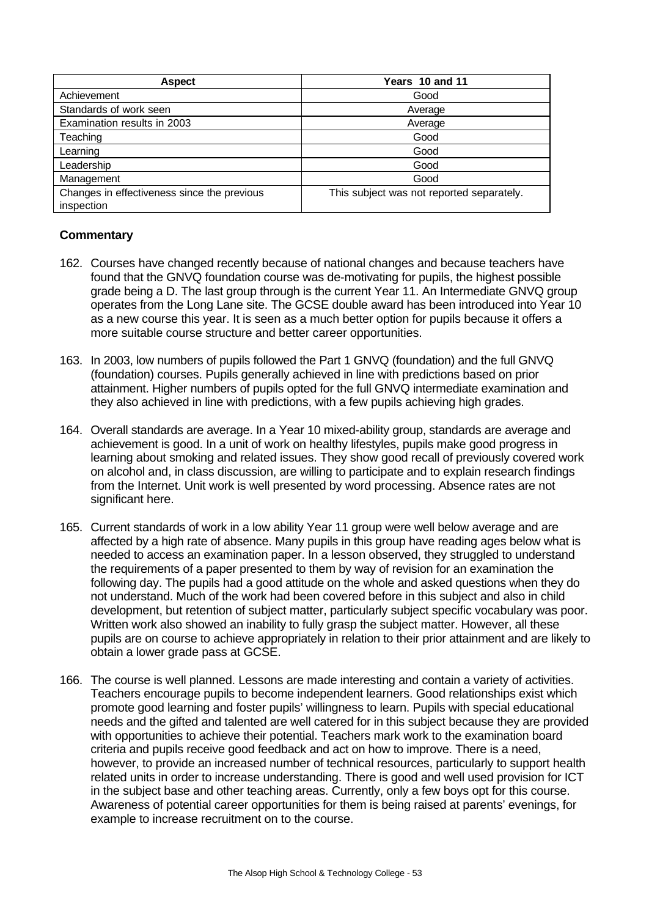| Aspect | Years 10 and 11 |
|---|---|
| Achievement | Good |
| Standards of work seen | Average |
| Examination results in 2003 | Average |
| Teaching | Good |
| Learning | Good |
| Leadership | Good |
| Management | Good |
| Changes in effectiveness since the previous inspection | This subject was not reported separately. |

**Commentary**

162. Courses have changed recently because of national changes and because teachers have found that the GNVQ foundation course was de-motivating for pupils, the highest possible grade being a D. The last group through is the current Year 11. An Intermediate GNVQ group operates from the Long Lane site. The GCSE double award has been introduced into Year 10 as a new course this year. It is seen as a much better option for pupils because it offers a more suitable course structure and better career opportunities.

163. In 2003, low numbers of pupils followed the Part 1 GNVQ (foundation) and the full GNVQ (foundation) courses. Pupils generally achieved in line with predictions based on prior attainment. Higher numbers of pupils opted for the full GNVQ intermediate examination and they also achieved in line with predictions, with a few pupils achieving high grades.

164. Overall standards are average. In a Year 10 mixed-ability group, standards are average and achievement is good. In a unit of work on healthy lifestyles, pupils make good progress in learning about smoking and related issues. They show good recall of previously covered work on alcohol and, in class discussion, are willing to participate and to explain research findings from the Internet. Unit work is well presented by word processing. Absence rates are not significant here.

165. Current standards of work in a low ability Year 11 group were well below average and are affected by a high rate of absence. Many pupils in this group have reading ages below what is needed to access an examination paper. In a lesson observed, they struggled to understand the requirements of a paper presented to them by way of revision for an examination the following day. The pupils had a good attitude on the whole and asked questions when they do not understand. Much of the work had been covered before in this subject and also in child development, but retention of subject matter, particularly subject specific vocabulary was poor. Written work also showed an inability to fully grasp the subject matter. However, all these pupils are on course to achieve appropriately in relation to their prior attainment and are likely to obtain a lower grade pass at GCSE.

166. The course is well planned. Lessons are made interesting and contain a variety of activities. Teachers encourage pupils to become independent learners. Good relationships exist which promote good learning and foster pupils' willingness to learn. Pupils with special educational needs and the gifted and talented are well catered for in this subject because they are provided with opportunities to achieve their potential. Teachers mark work to the examination board criteria and pupils receive good feedback and act on how to improve. There is a need, however, to provide an increased number of technical resources, particularly to support health related units in order to increase understanding. There is good and well used provision for ICT in the subject base and other teaching areas. Currently, only a few boys opt for this course. Awareness of potential career opportunities for them is being raised at parents' evenings, for example to increase recruitment on to the course.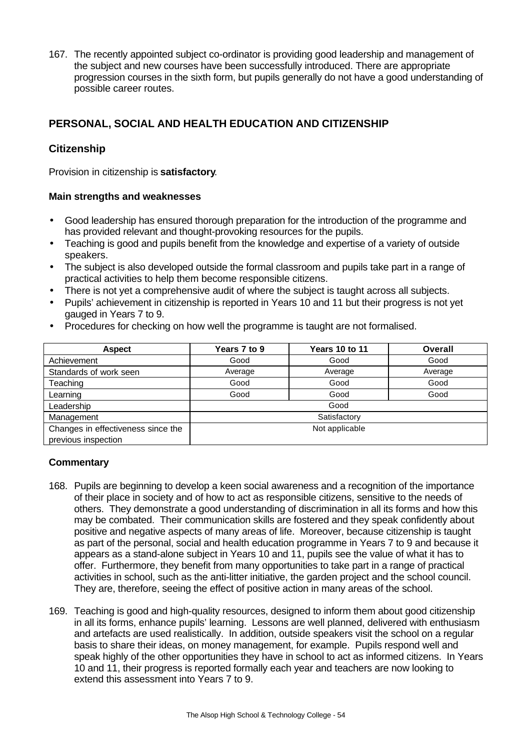167. The recently appointed subject co-ordinator is providing good leadership and management of the subject and new courses have been successfully introduced. There are appropriate progression courses in the sixth form, but pupils generally do not have a good understanding of possible career routes.

## PERSONAL, SOCIAL AND HEALTH EDUCATION AND CITIZENSHIP

### Citizenship

Provision in citizenship is **satisfactory**.

**Main strengths and weaknesses**

- Good leadership has ensured thorough preparation for the introduction of the programme and has provided relevant and thought-provoking resources for the pupils.
- Teaching is good and pupils benefit from the knowledge and expertise of a variety of outside speakers.
- The subject is also developed outside the formal classroom and pupils take part in a range of practical activities to help them become responsible citizens.
- There is not yet a comprehensive audit of where the subject is taught across all subjects.
- Pupils' achievement in citizenship is reported in Years 10 and 11 but their progress is not yet gauged in Years 7 to 9.
- Procedures for checking on how well the programme is taught are not formalised.

| Aspect | Years 7 to 9 | Years 10 to 11 | Overall |
|---|---|---|---|
| Achievement | Good | Good | Good |
| Standards of work seen | Average | Average | Average |
| Teaching | Good | Good | Good |
| Learning | Good | Good | Good |
| Leadership | Good | | |
| Management | Satisfactory | | |
| Changes in effectiveness since the previous inspection | Not applicable | | |

**Commentary**

168. Pupils are beginning to develop a keen social awareness and a recognition of the importance of their place in society and of how to act as responsible citizens, sensitive to the needs of others. They demonstrate a good understanding of discrimination in all its forms and how this may be combated. Their communication skills are fostered and they speak confidently about positive and negative aspects of many areas of life. Moreover, because citizenship is taught as part of the personal, social and health education programme in Years 7 to 9 and because it appears as a stand-alone subject in Years 10 and 11, pupils see the value of what it has to offer. Furthermore, they benefit from many opportunities to take part in a range of practical activities in school, such as the anti-litter initiative, the garden project and the school council. They are, therefore, seeing the effect of positive action in many areas of the school.

169. Teaching is good and high-quality resources, designed to inform them about good citizenship in all its forms, enhance pupils' learning. Lessons are well planned, delivered with enthusiasm and artefacts are used realistically. In addition, outside speakers visit the school on a regular basis to share their ideas, on money management, for example. Pupils respond well and speak highly of the other opportunities they have in school to act as informed citizens. In Years 10 and 11, their progress is reported formally each year and teachers are now looking to extend this assessment into Years 7 to 9.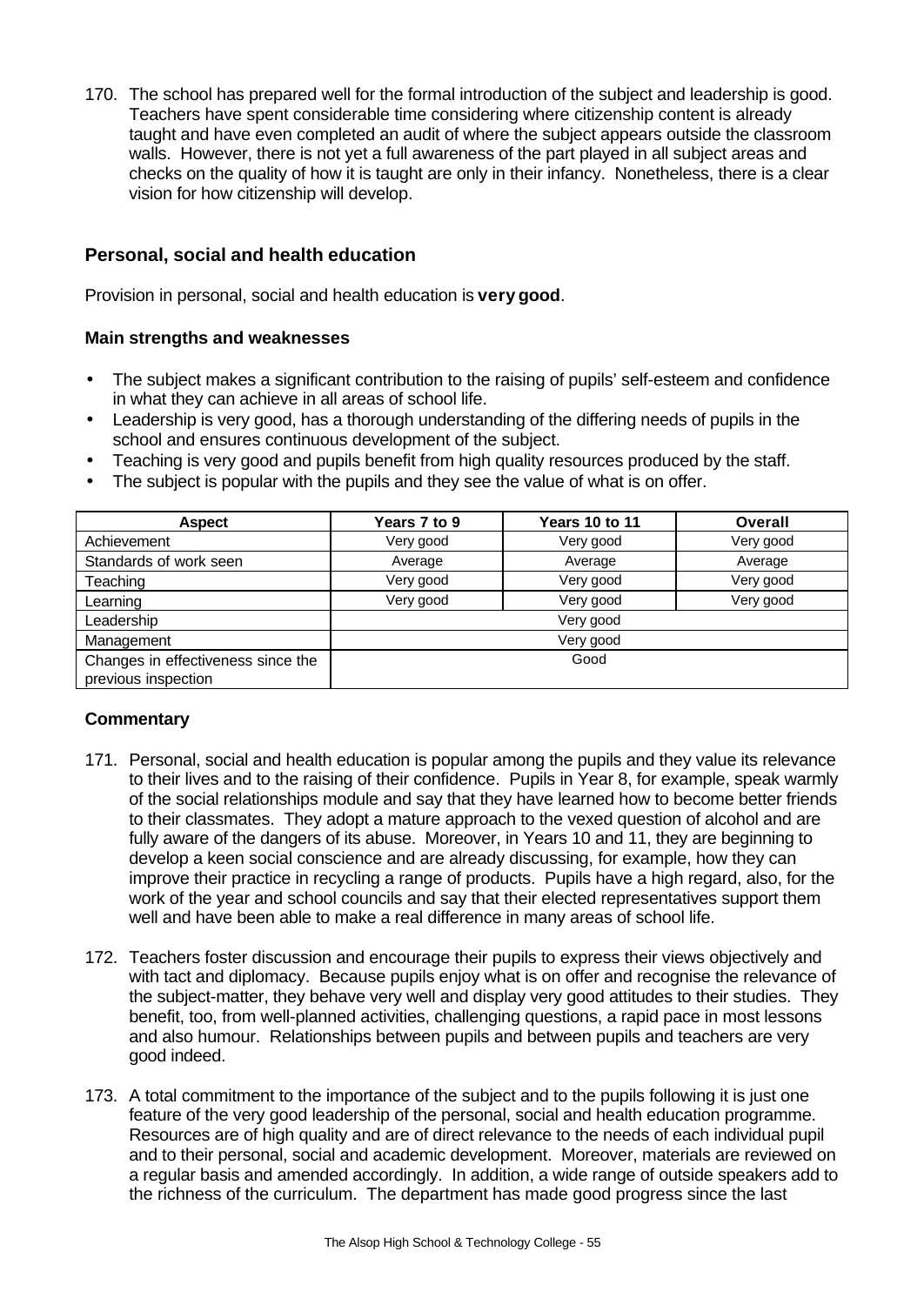170. The school has prepared well for the formal introduction of the subject and leadership is good. Teachers have spent considerable time considering where citizenship content is already taught and have even completed an audit of where the subject appears outside the classroom walls. However, there is not yet a full awareness of the part played in all subject areas and checks on the quality of how it is taught are only in their infancy. Nonetheless, there is a clear vision for how citizenship will develop.

## Personal, social and health education

Provision in personal, social and health education is **very good**.

### Main strengths and weaknesses

- The subject makes a significant contribution to the raising of pupils' self-esteem and confidence in what they can achieve in all areas of school life.
- Leadership is very good, has a thorough understanding of the differing needs of pupils in the school and ensures continuous development of the subject.
- Teaching is very good and pupils benefit from high quality resources produced by the staff.
- The subject is popular with the pupils and they see the value of what is on offer.

| Aspect | Years 7 to 9 | Years 10 to 11 | Overall |
|---|---|---|---|
| Achievement | Very good | Very good | Very good |
| Standards of work seen | Average | Average | Average |
| Teaching | Very good | Very good | Very good |
| Learning | Very good | Very good | Very good |
| Leadership | Very good | | |
| Management | Very good | | |
| Changes in effectiveness since the previous inspection | Good | | |

### Commentary

171. Personal, social and health education is popular among the pupils and they value its relevance to their lives and to the raising of their confidence. Pupils in Year 8, for example, speak warmly of the social relationships module and say that they have learned how to become better friends to their classmates. They adopt a mature approach to the vexed question of alcohol and are fully aware of the dangers of its abuse. Moreover, in Years 10 and 11, they are beginning to develop a keen social conscience and are already discussing, for example, how they can improve their practice in recycling a range of products. Pupils have a high regard, also, for the work of the year and school councils and say that their elected representatives support them well and have been able to make a real difference in many areas of school life.

172. Teachers foster discussion and encourage their pupils to express their views objectively and with tact and diplomacy. Because pupils enjoy what is on offer and recognise the relevance of the subject-matter, they behave very well and display very good attitudes to their studies. They benefit, too, from well-planned activities, challenging questions, a rapid pace in most lessons and also humour. Relationships between pupils and between pupils and teachers are very good indeed.

173. A total commitment to the importance of the subject and to the pupils following it is just one feature of the very good leadership of the personal, social and health education programme. Resources are of high quality and are of direct relevance to the needs of each individual pupil and to their personal, social and academic development. Moreover, materials are reviewed on a regular basis and amended accordingly. In addition, a wide range of outside speakers add to the richness of the curriculum. The department has made good progress since the last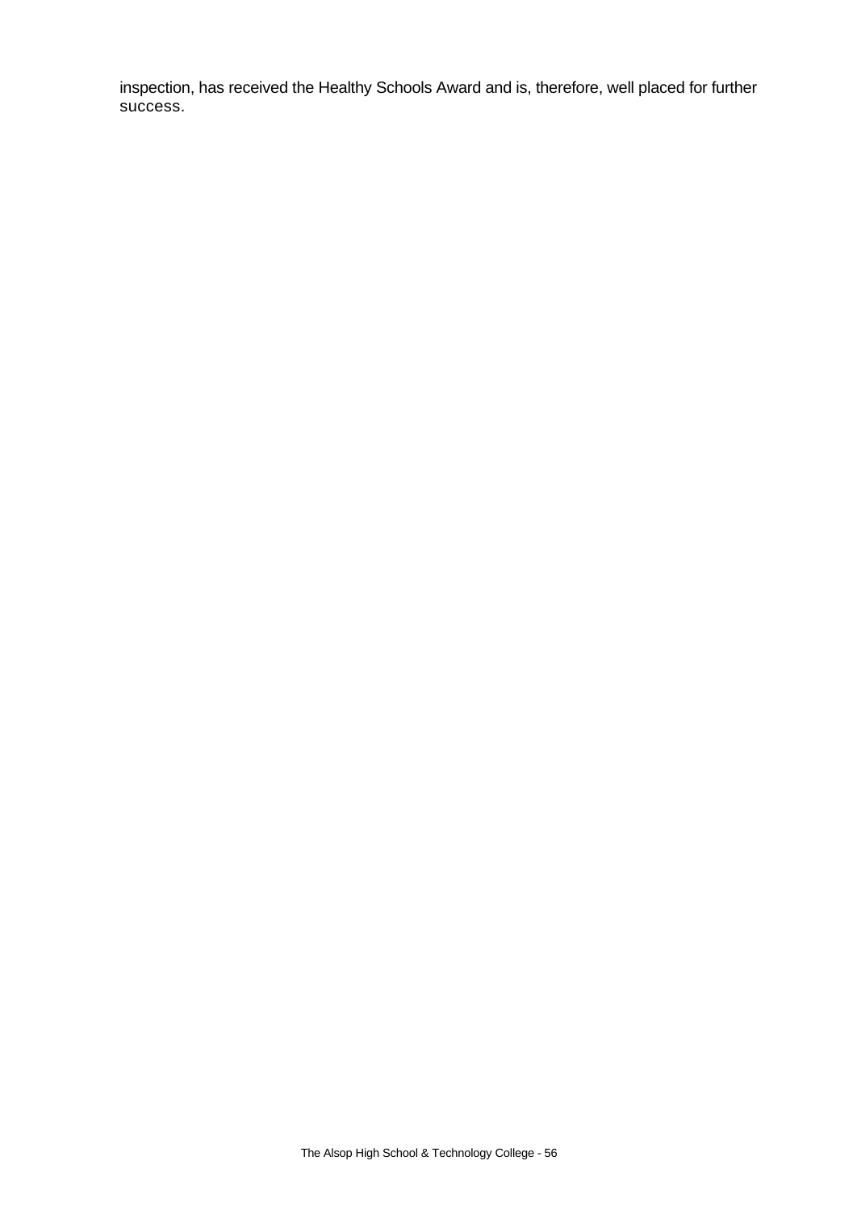inspection, has received the Healthy Schools Award and is, therefore, well placed for further success.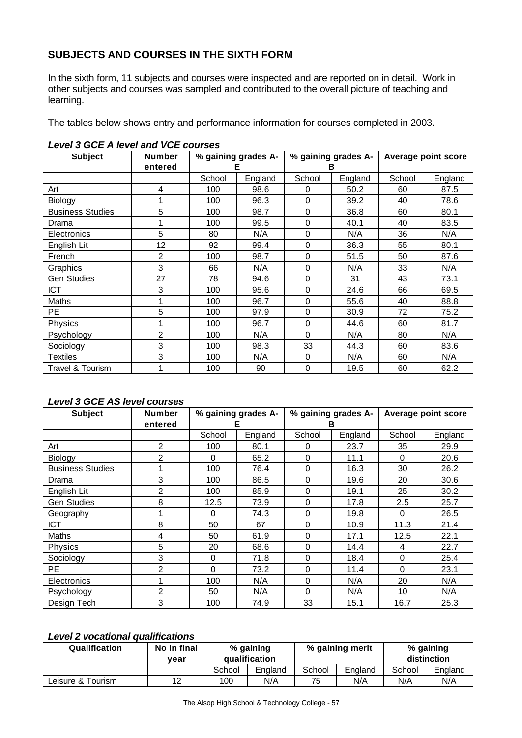## SUBJECTS AND COURSES IN THE SIXTH FORM

In the sixth form, 11 subjects and courses were inspected and are reported on in detail. Work in other subjects and courses was sampled and contributed to the overall picture of teaching and learning.

The tables below shows entry and performance information for courses completed in 2003.

### *Level 3 GCE A level and VCE courses*

| Subject | Number entered | % gaining grades A-E | | % gaining grades A-B | | Average point score | |
|---|---|---|---|---|---|---|---|
| | | School | England | School | England | School | England |
| Art | 4 | 100 | 98.6 | 0 | 50.2 | 60 | 87.5 |
| Biology | 1 | 100 | 96.3 | 0 | 39.2 | 40 | 78.6 |
| Business Studies | 5 | 100 | 98.7 | 0 | 36.8 | 60 | 80.1 |
| Drama | 1 | 100 | 99.5 | 0 | 40.1 | 40 | 83.5 |
| Electronics | 5 | 80 | N/A | 0 | N/A | 36 | N/A |
| English Lit | 12 | 92 | 99.4 | 0 | 36.3 | 55 | 80.1 |
| French | 2 | 100 | 98.7 | 0 | 51.5 | 50 | 87.6 |
| Graphics | 3 | 66 | N/A | 0 | N/A | 33 | N/A |
| Gen Studies | 27 | 78 | 94.6 | 0 | 31 | 43 | 73.1 |
| ICT | 3 | 100 | 95.6 | 0 | 24.6 | 66 | 69.5 |
| Maths | 1 | 100 | 96.7 | 0 | 55.6 | 40 | 88.8 |
| PE | 5 | 100 | 97.9 | 0 | 30.9 | 72 | 75.2 |
| Physics | 1 | 100 | 96.7 | 0 | 44.6 | 60 | 81.7 |
| Psychology | 2 | 100 | N/A | 0 | N/A | 80 | N/A |
| Sociology | 3 | 100 | 98.3 | 33 | 44.3 | 60 | 83.6 |
| Textiles | 3 | 100 | N/A | 0 | N/A | 60 | N/A |
| Travel & Tourism | 1 | 100 | 90 | 0 | 19.5 | 60 | 62.2 |

### *Level 3 GCE AS level courses*

| Subject | Number entered | % gaining grades A-E | | % gaining grades A-B | | Average point score | |
|---|---|---|---|---|---|---|---|
| | | School | England | School | England | School | England |
| Art | 2 | 100 | 80.1 | 0 | 23.7 | 35 | 29.9 |
| Biology | 2 | 0 | 65.2 | 0 | 11.1 | 0 | 20.6 |
| Business Studies | 1 | 100 | 76.4 | 0 | 16.3 | 30 | 26.2 |
| Drama | 3 | 100 | 86.5 | 0 | 19.6 | 20 | 30.6 |
| English Lit | 2 | 100 | 85.9 | 0 | 19.1 | 25 | 30.2 |
| Gen Studies | 8 | 12.5 | 73.9 | 0 | 17.8 | 2.5 | 25.7 |
| Geography | 1 | 0 | 74.3 | 0 | 19.8 | 0 | 26.5 |
| ICT | 8 | 50 | 67 | 0 | 10.9 | 11.3 | 21.4 |
| Maths | 4 | 50 | 61.9 | 0 | 17.1 | 12.5 | 22.1 |
| Physics | 5 | 20 | 68.6 | 0 | 14.4 | 4 | 22.7 |
| Sociology | 3 | 0 | 71.8 | 0 | 18.4 | 0 | 25.4 |
| PE | 2 | 0 | 73.2 | 0 | 11.4 | 0 | 23.1 |
| Electronics | 1 | 100 | N/A | 0 | N/A | 20 | N/A |
| Psychology | 2 | 50 | N/A | 0 | N/A | 10 | N/A |
| Design Tech | 3 | 100 | 74.9 | 33 | 15.1 | 16.7 | 25.3 |

### *Level 2 vocational qualifications*

| Qualification | No in final year | % gaining qualification | | % gaining merit | | % gaining distinction | |
|---|---|---|---|---|---|---|---|
| | | School | England | School | England | School | England |
| Leisure & Tourism | 12 | 100 | N/A | 75 | N/A | N/A | N/A |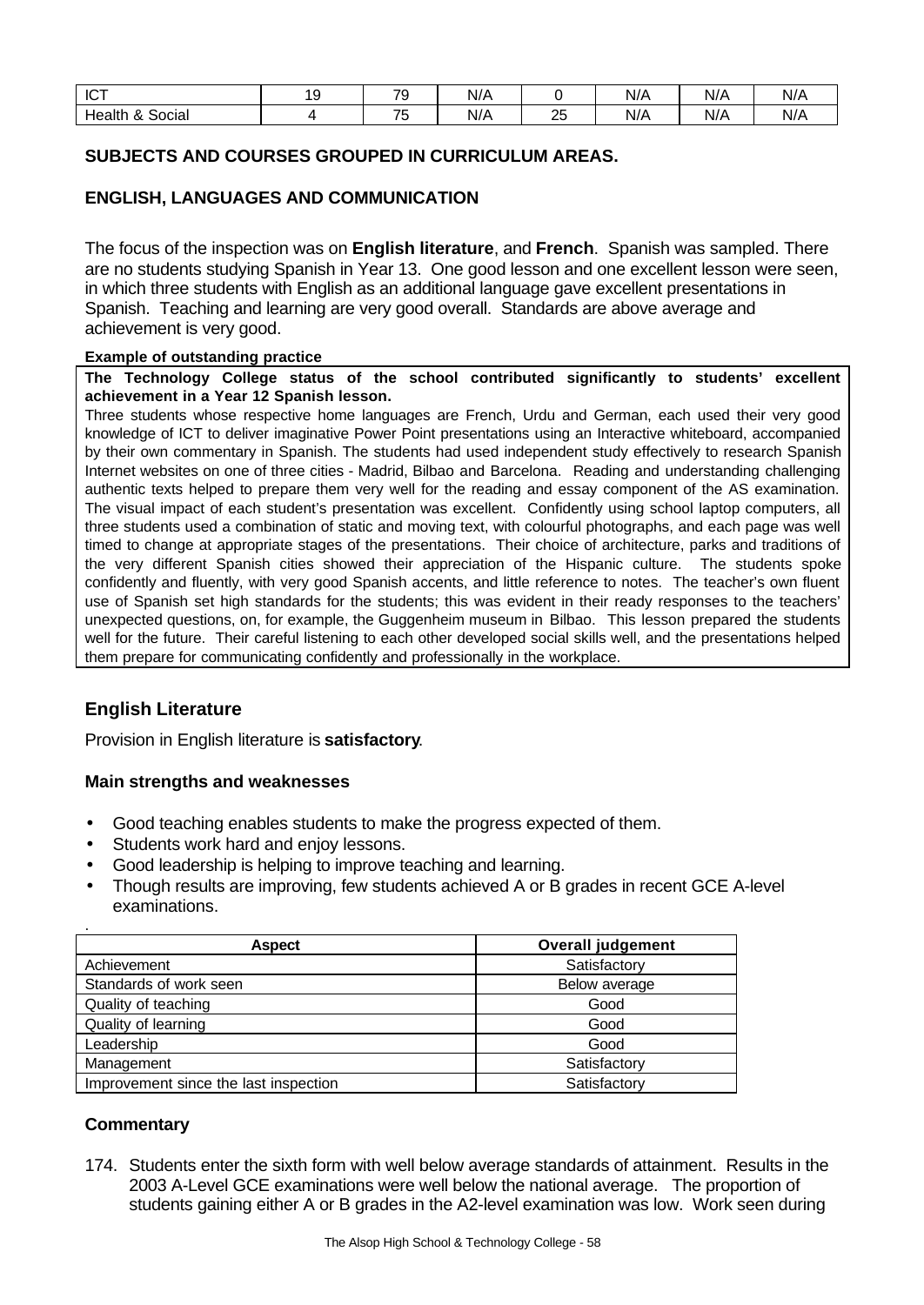| ICT | 19 | 79 | N/A | 0 | N/A | N/A | N/A |
|---|---|---|---|---|---|---|---|
| Health & Social | 4 | 75 | N/A | 25 | N/A | N/A | N/A |

## SUBJECTS AND COURSES GROUPED IN CURRICULUM AREAS.

### ENGLISH, LANGUAGES AND COMMUNICATION

The focus of the inspection was on **English literature**, and **French**. Spanish was sampled. There are no students studying Spanish in Year 13. One good lesson and one excellent lesson were seen, in which three students with English as an additional language gave excellent presentations in Spanish. Teaching and learning are very good overall. Standards are above average and achievement is very good.

**Example of outstanding practice**

**The Technology College status of the school contributed significantly to students' excellent achievement in a Year 12 Spanish lesson.**

Three students whose respective home languages are French, Urdu and German, each used their very good knowledge of ICT to deliver imaginative Power Point presentations using an Interactive whiteboard, accompanied by their own commentary in Spanish. The students had used independent study effectively to research Spanish Internet websites on one of three cities - Madrid, Bilbao and Barcelona. Reading and understanding challenging authentic texts helped to prepare them very well for the reading and essay component of the AS examination. The visual impact of each student's presentation was excellent. Confidently using school laptop computers, all three students used a combination of static and moving text, with colourful photographs, and each page was well timed to change at appropriate stages of the presentations. Their choice of architecture, parks and traditions of the very different Spanish cities showed their appreciation of the Hispanic culture. The students spoke confidently and fluently, with very good Spanish accents, and little reference to notes. The teacher's own fluent use of Spanish set high standards for the students; this was evident in their ready responses to the teachers' unexpected questions, on, for example, the Guggenheim museum in Bilbao. This lesson prepared the students well for the future. Their careful listening to each other developed social skills well, and the presentations helped them prepare for communicating confidently and professionally in the workplace.

### English Literature

Provision in English literature is **satisfactory**.

**Main strengths and weaknesses**

- Good teaching enables students to make the progress expected of them.
- Students work hard and enjoy lessons.
- Good leadership is helping to improve teaching and learning.
- Though results are improving, few students achieved A or B grades in recent GCE A-level examinations.

| Aspect | Overall judgement |
|---|---|
| Achievement | Satisfactory |
| Standards of work seen | Below average |
| Quality of teaching | Good |
| Quality of learning | Good |
| Leadership | Good |
| Management | Satisfactory |
| Improvement since the last inspection | Satisfactory |

**Commentary**

174. Students enter the sixth form with well below average standards of attainment. Results in the 2003 A-Level GCE examinations were well below the national average. The proportion of students gaining either A or B grades in the A2-level examination was low. Work seen during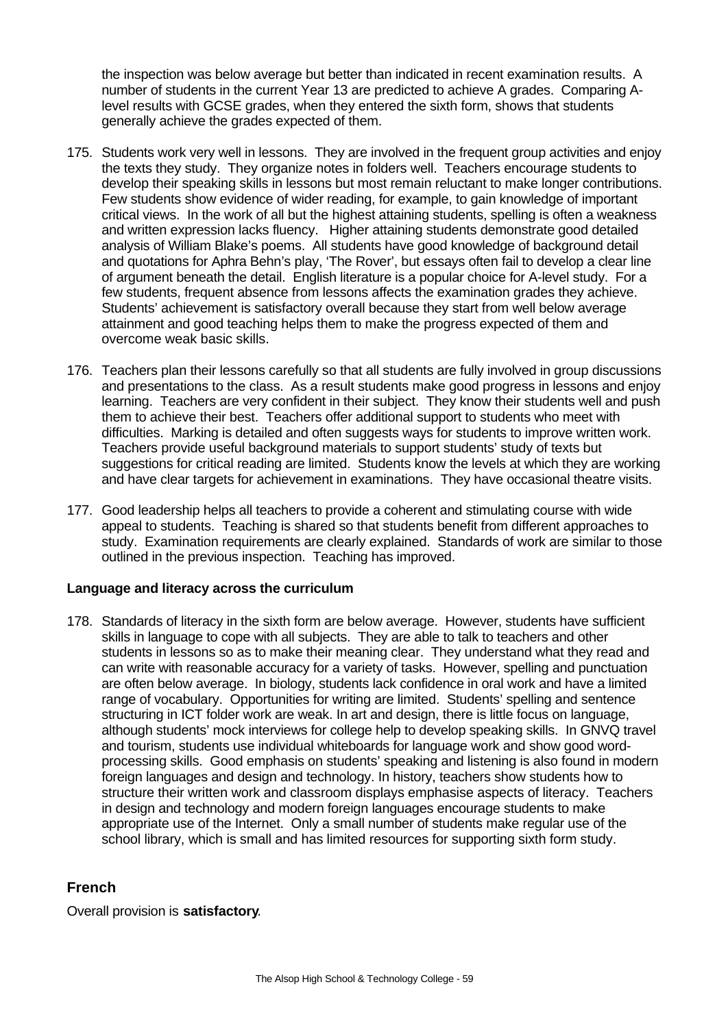the inspection was below average but better than indicated in recent examination results. A number of students in the current Year 13 are predicted to achieve A grades. Comparing A-level results with GCSE grades, when they entered the sixth form, shows that students generally achieve the grades expected of them.

175. Students work very well in lessons. They are involved in the frequent group activities and enjoy the texts they study. They organize notes in folders well. Teachers encourage students to develop their speaking skills in lessons but most remain reluctant to make longer contributions. Few students show evidence of wider reading, for example, to gain knowledge of important critical views. In the work of all but the highest attaining students, spelling is often a weakness and written expression lacks fluency. Higher attaining students demonstrate good detailed analysis of William Blake's poems. All students have good knowledge of background detail and quotations for Aphra Behn's play, 'The Rover', but essays often fail to develop a clear line of argument beneath the detail. English literature is a popular choice for A-level study. For a few students, frequent absence from lessons affects the examination grades they achieve. Students' achievement is satisfactory overall because they start from well below average attainment and good teaching helps them to make the progress expected of them and overcome weak basic skills.

176. Teachers plan their lessons carefully so that all students are fully involved in group discussions and presentations to the class. As a result students make good progress in lessons and enjoy learning. Teachers are very confident in their subject. They know their students well and push them to achieve their best. Teachers offer additional support to students who meet with difficulties. Marking is detailed and often suggests ways for students to improve written work. Teachers provide useful background materials to support students' study of texts but suggestions for critical reading are limited. Students know the levels at which they are working and have clear targets for achievement in examinations. They have occasional theatre visits.

177. Good leadership helps all teachers to provide a coherent and stimulating course with wide appeal to students. Teaching is shared so that students benefit from different approaches to study. Examination requirements are clearly explained. Standards of work are similar to those outlined in the previous inspection. Teaching has improved.

**Language and literacy across the curriculum**

178. Standards of literacy in the sixth form are below average. However, students have sufficient skills in language to cope with all subjects. They are able to talk to teachers and other students in lessons so as to make their meaning clear. They understand what they read and can write with reasonable accuracy for a variety of tasks. However, spelling and punctuation are often below average. In biology, students lack confidence in oral work and have a limited range of vocabulary. Opportunities for writing are limited. Students' spelling and sentence structuring in ICT folder work are weak. In art and design, there is little focus on language, although students' mock interviews for college help to develop speaking skills. In GNVQ travel and tourism, students use individual whiteboards for language work and show good word-processing skills. Good emphasis on students' speaking and listening is also found in modern foreign languages and design and technology. In history, teachers show students how to structure their written work and classroom displays emphasise aspects of literacy. Teachers in design and technology and modern foreign languages encourage students to make appropriate use of the Internet. Only a small number of students make regular use of the school library, which is small and has limited resources for supporting sixth form study.

## French

Overall provision is **satisfactory**.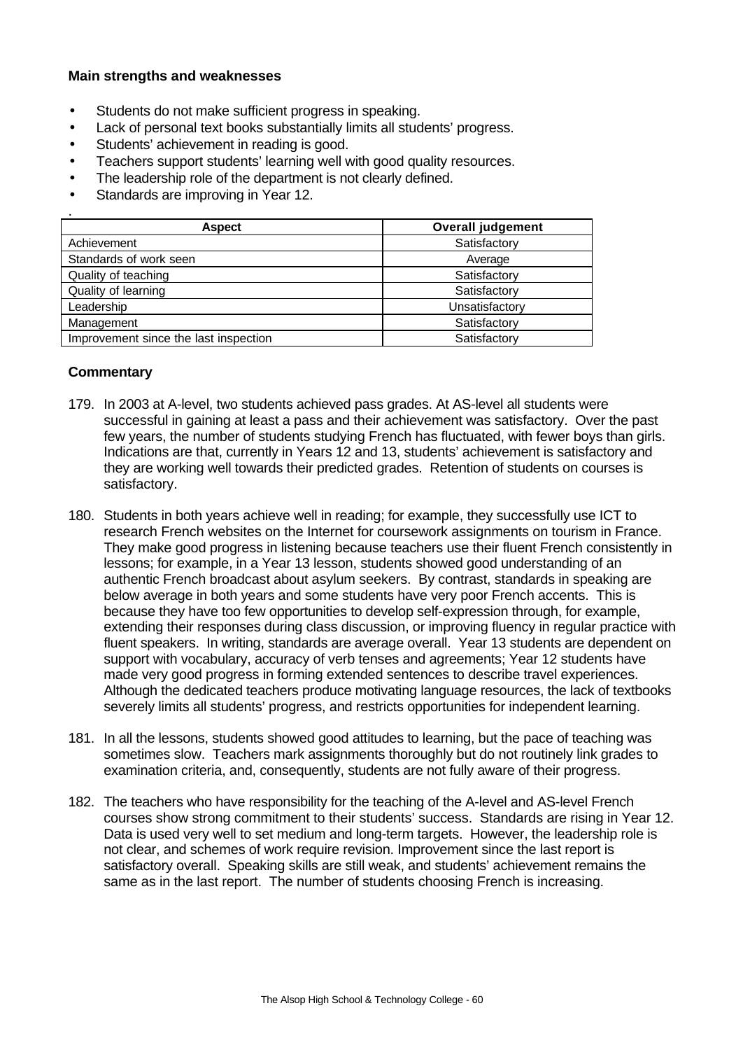**Main strengths and weaknesses**

- Students do not make sufficient progress in speaking.
- Lack of personal text books substantially limits all students' progress.
- Students' achievement in reading is good.
- Teachers support students' learning well with good quality resources.
- The leadership role of the department is not clearly defined.
- Standards are improving in Year 12.

| Aspect | Overall judgement |
|---|---|
| Achievement | Satisfactory |
| Standards of work seen | Average |
| Quality of teaching | Satisfactory |
| Quality of learning | Satisfactory |
| Leadership | Unsatisfactory |
| Management | Satisfactory |
| Improvement since the last inspection | Satisfactory |

**Commentary**

179. In 2003 at A-level, two students achieved pass grades. At AS-level all students were successful in gaining at least a pass and their achievement was satisfactory. Over the past few years, the number of students studying French has fluctuated, with fewer boys than girls. Indications are that, currently in Years 12 and 13, students' achievement is satisfactory and they are working well towards their predicted grades. Retention of students on courses is satisfactory.

180. Students in both years achieve well in reading; for example, they successfully use ICT to research French websites on the Internet for coursework assignments on tourism in France. They make good progress in listening because teachers use their fluent French consistently in lessons; for example, in a Year 13 lesson, students showed good understanding of an authentic French broadcast about asylum seekers. By contrast, standards in speaking are below average in both years and some students have very poor French accents. This is because they have too few opportunities to develop self-expression through, for example, extending their responses during class discussion, or improving fluency in regular practice with fluent speakers. In writing, standards are average overall. Year 13 students are dependent on support with vocabulary, accuracy of verb tenses and agreements; Year 12 students have made very good progress in forming extended sentences to describe travel experiences. Although the dedicated teachers produce motivating language resources, the lack of textbooks severely limits all students' progress, and restricts opportunities for independent learning.

181. In all the lessons, students showed good attitudes to learning, but the pace of teaching was sometimes slow. Teachers mark assignments thoroughly but do not routinely link grades to examination criteria, and, consequently, students are not fully aware of their progress.

182. The teachers who have responsibility for the teaching of the A-level and AS-level French courses show strong commitment to their students' success. Standards are rising in Year 12. Data is used very well to set medium and long-term targets. However, the leadership role is not clear, and schemes of work require revision. Improvement since the last report is satisfactory overall. Speaking skills are still weak, and students' achievement remains the same as in the last report. The number of students choosing French is increasing.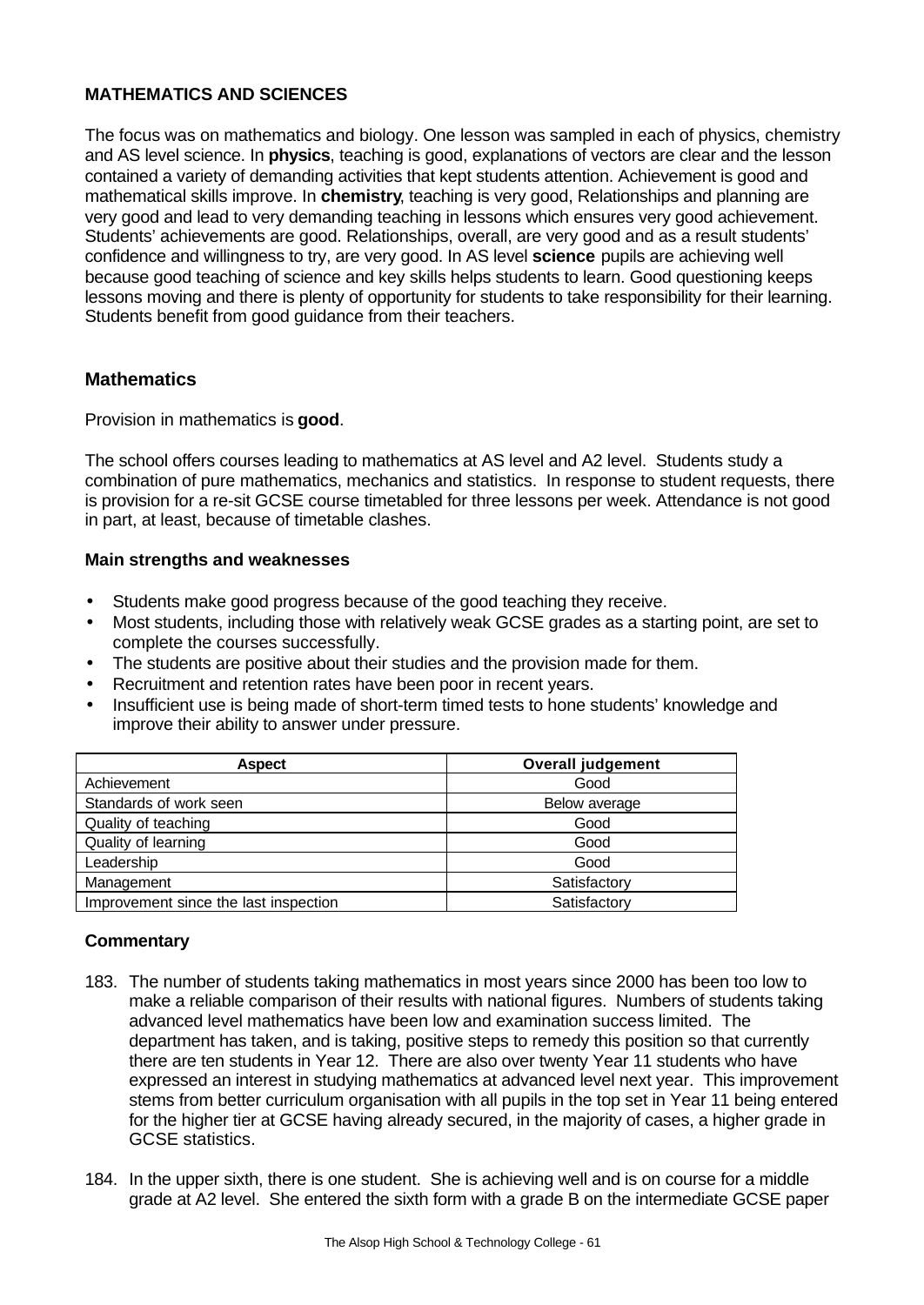### MATHEMATICS AND SCIENCES

The focus was on mathematics and biology. One lesson was sampled in each of physics, chemistry and AS level science. In **physics**, teaching is good, explanations of vectors are clear and the lesson contained a variety of demanding activities that kept students attention. Achievement is good and mathematical skills improve. In **chemistry**, teaching is very good, Relationships and planning are very good and lead to very demanding teaching in lessons which ensures very good achievement. Students' achievements are good. Relationships, overall, are very good and as a result students' confidence and willingness to try, are very good. In AS level **science** pupils are achieving well because good teaching of science and key skills helps students to learn. Good questioning keeps lessons moving and there is plenty of opportunity for students to take responsibility for their learning. Students benefit from good guidance from their teachers.

## Mathematics

Provision in mathematics is **good**.

The school offers courses leading to mathematics at AS level and A2 level. Students study a combination of pure mathematics, mechanics and statistics. In response to student requests, there is provision for a re-sit GCSE course timetabled for three lessons per week. Attendance is not good in part, at least, because of timetable clashes.

### Main strengths and weaknesses

- Students make good progress because of the good teaching they receive.
- Most students, including those with relatively weak GCSE grades as a starting point, are set to complete the courses successfully.
- The students are positive about their studies and the provision made for them.
- Recruitment and retention rates have been poor in recent years.
- Insufficient use is being made of short-term timed tests to hone students' knowledge and improve their ability to answer under pressure.

| Aspect | Overall judgement |
|---|---|
| Achievement | Good |
| Standards of work seen | Below average |
| Quality of teaching | Good |
| Quality of learning | Good |
| Leadership | Good |
| Management | Satisfactory |
| Improvement since the last inspection | Satisfactory |

### Commentary

183. The number of students taking mathematics in most years since 2000 has been too low to make a reliable comparison of their results with national figures. Numbers of students taking advanced level mathematics have been low and examination success limited. The department has taken, and is taking, positive steps to remedy this position so that currently there are ten students in Year 12. There are also over twenty Year 11 students who have expressed an interest in studying mathematics at advanced level next year. This improvement stems from better curriculum organisation with all pupils in the top set in Year 11 being entered for the higher tier at GCSE having already secured, in the majority of cases, a higher grade in GCSE statistics.

184. In the upper sixth, there is one student. She is achieving well and is on course for a middle grade at A2 level. She entered the sixth form with a grade B on the intermediate GCSE paper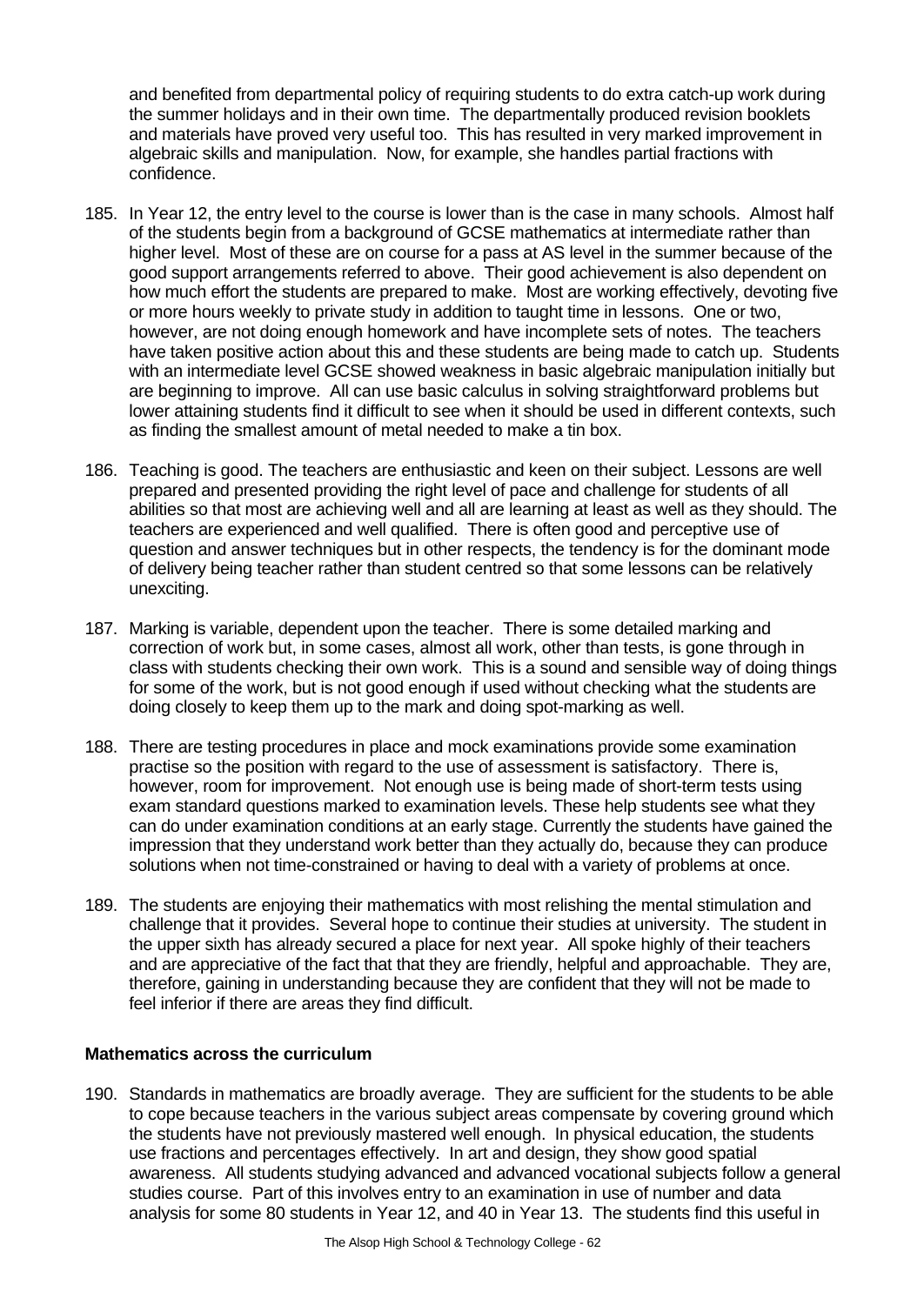and benefited from departmental policy of requiring students to do extra catch-up work during the summer holidays and in their own time. The departmentally produced revision booklets and materials have proved very useful too. This has resulted in very marked improvement in algebraic skills and manipulation. Now, for example, she handles partial fractions with confidence.

185. In Year 12, the entry level to the course is lower than is the case in many schools. Almost half of the students begin from a background of GCSE mathematics at intermediate rather than higher level. Most of these are on course for a pass at AS level in the summer because of the good support arrangements referred to above. Their good achievement is also dependent on how much effort the students are prepared to make. Most are working effectively, devoting five or more hours weekly to private study in addition to taught time in lessons. One or two, however, are not doing enough homework and have incomplete sets of notes. The teachers have taken positive action about this and these students are being made to catch up. Students with an intermediate level GCSE showed weakness in basic algebraic manipulation initially but are beginning to improve. All can use basic calculus in solving straightforward problems but lower attaining students find it difficult to see when it should be used in different contexts, such as finding the smallest amount of metal needed to make a tin box.

186. Teaching is good. The teachers are enthusiastic and keen on their subject. Lessons are well prepared and presented providing the right level of pace and challenge for students of all abilities so that most are achieving well and all are learning at least as well as they should. The teachers are experienced and well qualified. There is often good and perceptive use of question and answer techniques but in other respects, the tendency is for the dominant mode of delivery being teacher rather than student centred so that some lessons can be relatively unexciting.

187. Marking is variable, dependent upon the teacher. There is some detailed marking and correction of work but, in some cases, almost all work, other than tests, is gone through in class with students checking their own work. This is a sound and sensible way of doing things for some of the work, but is not good enough if used without checking what the students are doing closely to keep them up to the mark and doing spot-marking as well.

188. There are testing procedures in place and mock examinations provide some examination practise so the position with regard to the use of assessment is satisfactory. There is, however, room for improvement. Not enough use is being made of short-term tests using exam standard questions marked to examination levels. These help students see what they can do under examination conditions at an early stage. Currently the students have gained the impression that they understand work better than they actually do, because they can produce solutions when not time-constrained or having to deal with a variety of problems at once.

189. The students are enjoying their mathematics with most relishing the mental stimulation and challenge that it provides. Several hope to continue their studies at university. The student in the upper sixth has already secured a place for next year. All spoke highly of their teachers and are appreciative of the fact that that they are friendly, helpful and approachable. They are, therefore, gaining in understanding because they are confident that they will not be made to feel inferior if there are areas they find difficult.

**Mathematics across the curriculum**

190. Standards in mathematics are broadly average. They are sufficient for the students to be able to cope because teachers in the various subject areas compensate by covering ground which the students have not previously mastered well enough. In physical education, the students use fractions and percentages effectively. In art and design, they show good spatial awareness. All students studying advanced and advanced vocational subjects follow a general studies course. Part of this involves entry to an examination in use of number and data analysis for some 80 students in Year 12, and 40 in Year 13. The students find this useful in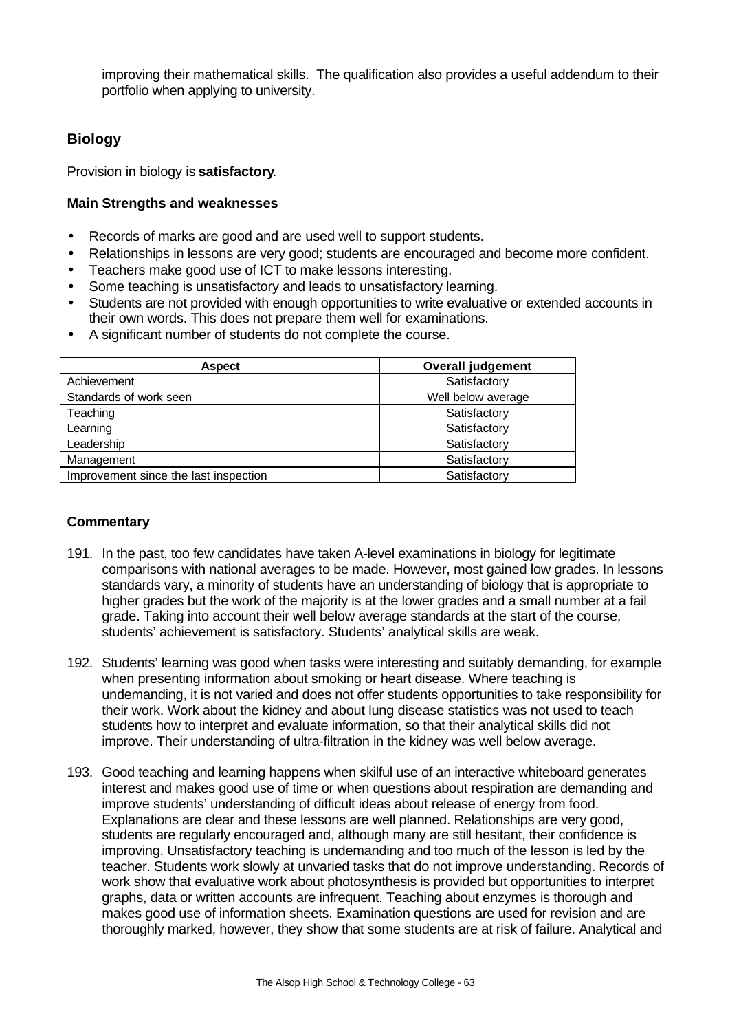improving their mathematical skills. The qualification also provides a useful addendum to their portfolio when applying to university.

## Biology

Provision in biology is **satisfactory**.

### Main Strengths and weaknesses

- Records of marks are good and are used well to support students.
- Relationships in lessons are very good; students are encouraged and become more confident.
- Teachers make good use of ICT to make lessons interesting.
- Some teaching is unsatisfactory and leads to unsatisfactory learning.
- Students are not provided with enough opportunities to write evaluative or extended accounts in their own words. This does not prepare them well for examinations.
- A significant number of students do not complete the course.

| Aspect | Overall judgement |
|---|---|
| Achievement | Satisfactory |
| Standards of work seen | Well below average |
| Teaching | Satisfactory |
| Learning | Satisfactory |
| Leadership | Satisfactory |
| Management | Satisfactory |
| Improvement since the last inspection | Satisfactory |

### Commentary

191. In the past, too few candidates have taken A-level examinations in biology for legitimate comparisons with national averages to be made. However, most gained low grades. In lessons standards vary, a minority of students have an understanding of biology that is appropriate to higher grades but the work of the majority is at the lower grades and a small number at a fail grade. Taking into account their well below average standards at the start of the course, students' achievement is satisfactory. Students' analytical skills are weak.

192. Students' learning was good when tasks were interesting and suitably demanding, for example when presenting information about smoking or heart disease. Where teaching is undemanding, it is not varied and does not offer students opportunities to take responsibility for their work. Work about the kidney and about lung disease statistics was not used to teach students how to interpret and evaluate information, so that their analytical skills did not improve. Their understanding of ultra-filtration in the kidney was well below average.

193. Good teaching and learning happens when skilful use of an interactive whiteboard generates interest and makes good use of time or when questions about respiration are demanding and improve students' understanding of difficult ideas about release of energy from food. Explanations are clear and these lessons are well planned. Relationships are very good, students are regularly encouraged and, although many are still hesitant, their confidence is improving. Unsatisfactory teaching is undemanding and too much of the lesson is led by the teacher. Students work slowly at unvaried tasks that do not improve understanding. Records of work show that evaluative work about photosynthesis is provided but opportunities to interpret graphs, data or written accounts are infrequent. Teaching about enzymes is thorough and makes good use of information sheets. Examination questions are used for revision and are thoroughly marked, however, they show that some students are at risk of failure. Analytical and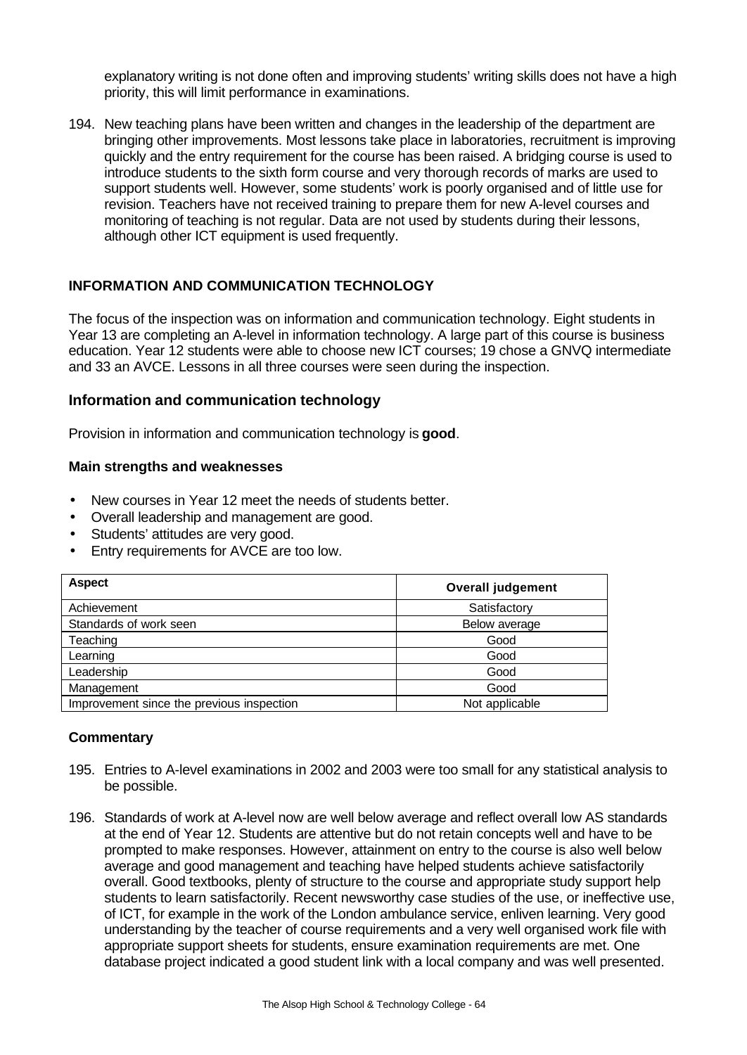explanatory writing is not done often and improving students' writing skills does not have a high priority, this will limit performance in examinations.

194. New teaching plans have been written and changes in the leadership of the department are bringing other improvements. Most lessons take place in laboratories, recruitment is improving quickly and the entry requirement for the course has been raised. A bridging course is used to introduce students to the sixth form course and very thorough records of marks are used to support students well. However, some students' work is poorly organised and of little use for revision. Teachers have not received training to prepare them for new A-level courses and monitoring of teaching is not regular. Data are not used by students during their lessons, although other ICT equipment is used frequently.

## INFORMATION AND COMMUNICATION TECHNOLOGY

The focus of the inspection was on information and communication technology. Eight students in Year 13 are completing an A-level in information technology. A large part of this course is business education. Year 12 students were able to choose new ICT courses; 19 chose a GNVQ intermediate and 33 an AVCE. Lessons in all three courses were seen during the inspection.

### Information and communication technology

Provision in information and communication technology is **good**.

#### Main strengths and weaknesses

- New courses in Year 12 meet the needs of students better.
- Overall leadership and management are good.
- Students' attitudes are very good.
- Entry requirements for AVCE are too low.

| Aspect | Overall judgement |
|---|---|
| Achievement | Satisfactory |
| Standards of work seen | Below average |
| Teaching | Good |
| Learning | Good |
| Leadership | Good |
| Management | Good |
| Improvement since the previous inspection | Not applicable |

#### Commentary

195. Entries to A-level examinations in 2002 and 2003 were too small for any statistical analysis to be possible.

196. Standards of work at A-level now are well below average and reflect overall low AS standards at the end of Year 12. Students are attentive but do not retain concepts well and have to be prompted to make responses. However, attainment on entry to the course is also well below average and good management and teaching have helped students achieve satisfactorily overall. Good textbooks, plenty of structure to the course and appropriate study support help students to learn satisfactorily. Recent newsworthy case studies of the use, or ineffective use, of ICT, for example in the work of the London ambulance service, enliven learning. Very good understanding by the teacher of course requirements and a very well organised work file with appropriate support sheets for students, ensure examination requirements are met. One database project indicated a good student link with a local company and was well presented.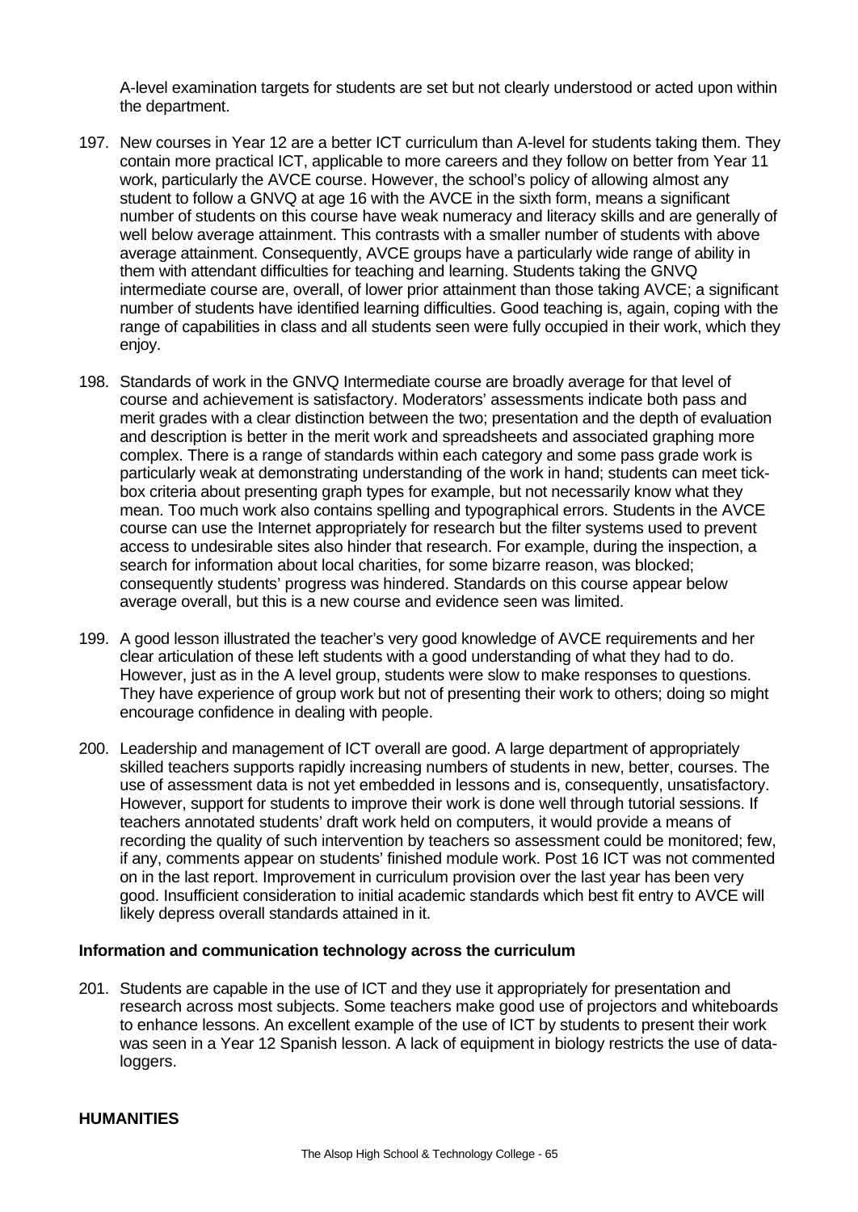A-level examination targets for students are set but not clearly understood or acted upon within the department.

197. New courses in Year 12 are a better ICT curriculum than A-level for students taking them. They contain more practical ICT, applicable to more careers and they follow on better from Year 11 work, particularly the AVCE course. However, the school's policy of allowing almost any student to follow a GNVQ at age 16 with the AVCE in the sixth form, means a significant number of students on this course have weak numeracy and literacy skills and are generally of well below average attainment. This contrasts with a smaller number of students with above average attainment. Consequently, AVCE groups have a particularly wide range of ability in them with attendant difficulties for teaching and learning. Students taking the GNVQ intermediate course are, overall, of lower prior attainment than those taking AVCE; a significant number of students have identified learning difficulties. Good teaching is, again, coping with the range of capabilities in class and all students seen were fully occupied in their work, which they enjoy.

198. Standards of work in the GNVQ Intermediate course are broadly average for that level of course and achievement is satisfactory. Moderators' assessments indicate both pass and merit grades with a clear distinction between the two; presentation and the depth of evaluation and description is better in the merit work and spreadsheets and associated graphing more complex. There is a range of standards within each category and some pass grade work is particularly weak at demonstrating understanding of the work in hand; students can meet tick-box criteria about presenting graph types for example, but not necessarily know what they mean. Too much work also contains spelling and typographical errors. Students in the AVCE course can use the Internet appropriately for research but the filter systems used to prevent access to undesirable sites also hinder that research. For example, during the inspection, a search for information about local charities, for some bizarre reason, was blocked; consequently students' progress was hindered. Standards on this course appear below average overall, but this is a new course and evidence seen was limited.

199. A good lesson illustrated the teacher's very good knowledge of AVCE requirements and her clear articulation of these left students with a good understanding of what they had to do. However, just as in the A level group, students were slow to make responses to questions. They have experience of group work but not of presenting their work to others; doing so might encourage confidence in dealing with people.

200. Leadership and management of ICT overall are good. A large department of appropriately skilled teachers supports rapidly increasing numbers of students in new, better, courses. The use of assessment data is not yet embedded in lessons and is, consequently, unsatisfactory. However, support for students to improve their work is done well through tutorial sessions. If teachers annotated students' draft work held on computers, it would provide a means of recording the quality of such intervention by teachers so assessment could be monitored; few, if any, comments appear on students' finished module work. Post 16 ICT was not commented on in the last report. Improvement in curriculum provision over the last year has been very good. Insufficient consideration to initial academic standards which best fit entry to AVCE will likely depress overall standards attained in it.

**Information and communication technology across the curriculum**

201. Students are capable in the use of ICT and they use it appropriately for presentation and research across most subjects. Some teachers make good use of projectors and whiteboards to enhance lessons. An excellent example of the use of ICT by students to present their work was seen in a Year 12 Spanish lesson. A lack of equipment in biology restricts the use of data-loggers.

**HUMANITIES**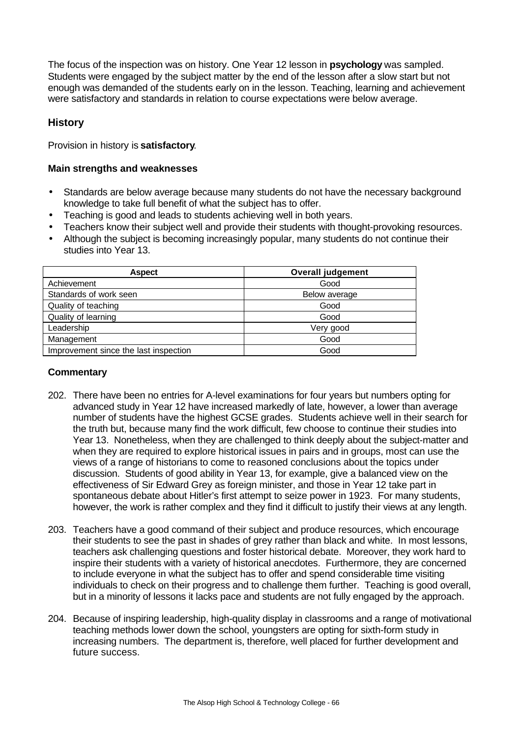The focus of the inspection was on history. One Year 12 lesson in **psychology** was sampled. Students were engaged by the subject matter by the end of the lesson after a slow start but not enough was demanded of the students early on in the lesson. Teaching, learning and achievement were satisfactory and standards in relation to course expectations were below average.

## History

Provision in history is **satisfactory**.

### Main strengths and weaknesses

- Standards are below average because many students do not have the necessary background knowledge to take full benefit of what the subject has to offer.
- Teaching is good and leads to students achieving well in both years.
- Teachers know their subject well and provide their students with thought-provoking resources.
- Although the subject is becoming increasingly popular, many students do not continue their studies into Year 13.

| Aspect | Overall judgement |
|---|---|
| Achievement | Good |
| Standards of work seen | Below average |
| Quality of teaching | Good |
| Quality of learning | Good |
| Leadership | Very good |
| Management | Good |
| Improvement since the last inspection | Good |

### Commentary

202. There have been no entries for A-level examinations for four years but numbers opting for advanced study in Year 12 have increased markedly of late, however, a lower than average number of students have the highest GCSE grades. Students achieve well in their search for the truth but, because many find the work difficult, few choose to continue their studies into Year 13. Nonetheless, when they are challenged to think deeply about the subject-matter and when they are required to explore historical issues in pairs and in groups, most can use the views of a range of historians to come to reasoned conclusions about the topics under discussion. Students of good ability in Year 13, for example, give a balanced view on the effectiveness of Sir Edward Grey as foreign minister, and those in Year 12 take part in spontaneous debate about Hitler's first attempt to seize power in 1923. For many students, however, the work is rather complex and they find it difficult to justify their views at any length.

203. Teachers have a good command of their subject and produce resources, which encourage their students to see the past in shades of grey rather than black and white. In most lessons, teachers ask challenging questions and foster historical debate. Moreover, they work hard to inspire their students with a variety of historical anecdotes. Furthermore, they are concerned to include everyone in what the subject has to offer and spend considerable time visiting individuals to check on their progress and to challenge them further. Teaching is good overall, but in a minority of lessons it lacks pace and students are not fully engaged by the approach.

204. Because of inspiring leadership, high-quality display in classrooms and a range of motivational teaching methods lower down the school, youngsters are opting for sixth-form study in increasing numbers. The department is, therefore, well placed for further development and future success.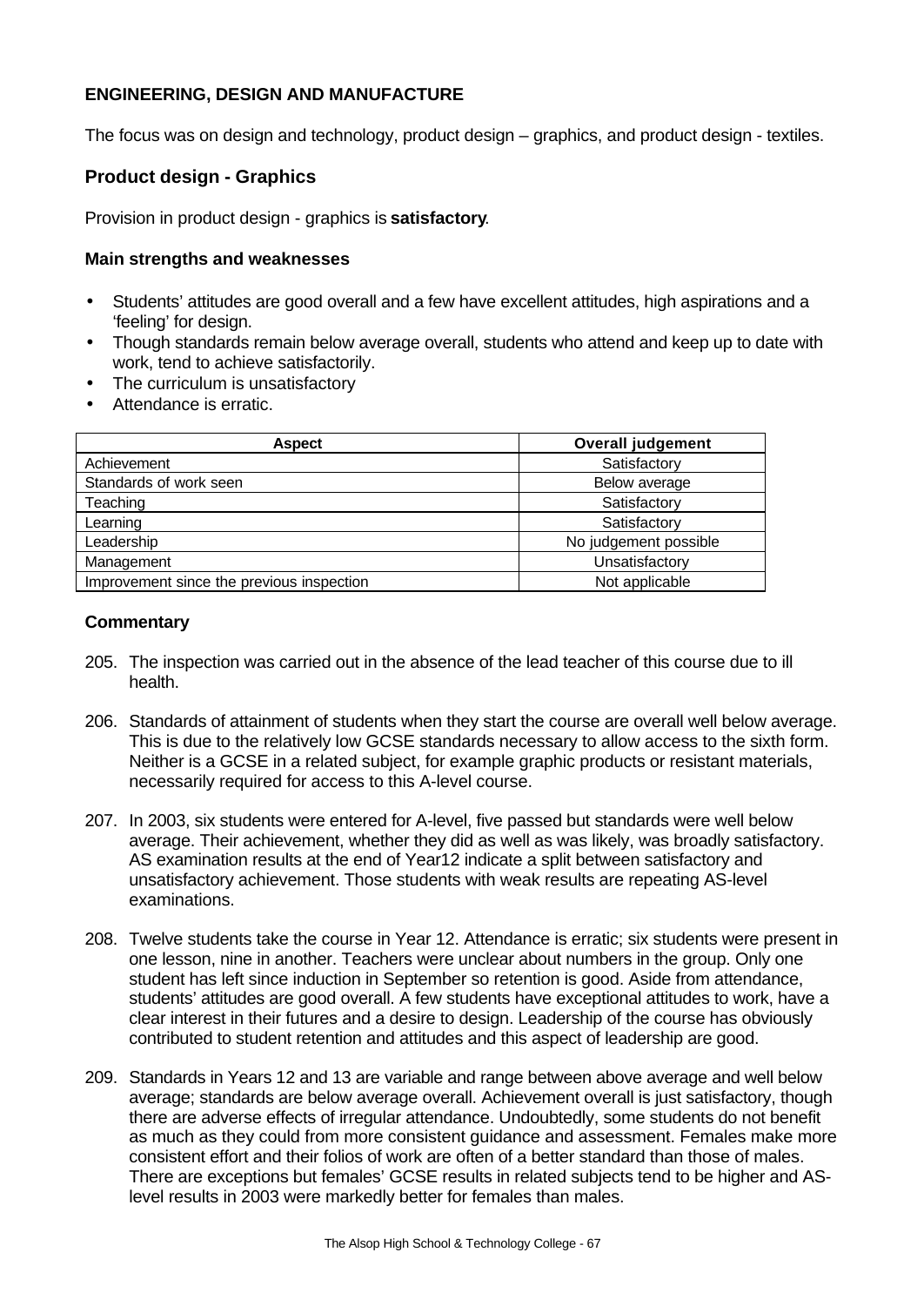## ENGINEERING, DESIGN AND MANUFACTURE

The focus was on design and technology, product design – graphics, and product design - textiles.

### Product design - Graphics

Provision in product design - graphics is **satisfactory**.

#### Main strengths and weaknesses

- Students' attitudes are good overall and a few have excellent attitudes, high aspirations and a 'feeling' for design.
- Though standards remain below average overall, students who attend and keep up to date with work, tend to achieve satisfactorily.
- The curriculum is unsatisfactory
- Attendance is erratic.

| Aspect | Overall judgement |
|---|---|
| Achievement | Satisfactory |
| Standards of work seen | Below average |
| Teaching | Satisfactory |
| Learning | Satisfactory |
| Leadership | No judgement possible |
| Management | Unsatisfactory |
| Improvement since the previous inspection | Not applicable |

#### Commentary

205. The inspection was carried out in the absence of the lead teacher of this course due to ill health.

206. Standards of attainment of students when they start the course are overall well below average. This is due to the relatively low GCSE standards necessary to allow access to the sixth form. Neither is a GCSE in a related subject, for example graphic products or resistant materials, necessarily required for access to this A-level course.

207. In 2003, six students were entered for A-level, five passed but standards were well below average. Their achievement, whether they did as well as was likely, was broadly satisfactory. AS examination results at the end of Year12 indicate a split between satisfactory and unsatisfactory achievement. Those students with weak results are repeating AS-level examinations.

208. Twelve students take the course in Year 12. Attendance is erratic; six students were present in one lesson, nine in another. Teachers were unclear about numbers in the group. Only one student has left since induction in September so retention is good. Aside from attendance, students' attitudes are good overall. A few students have exceptional attitudes to work, have a clear interest in their futures and a desire to design. Leadership of the course has obviously contributed to student retention and attitudes and this aspect of leadership are good.

209. Standards in Years 12 and 13 are variable and range between above average and well below average; standards are below average overall. Achievement overall is just satisfactory, though there are adverse effects of irregular attendance. Undoubtedly, some students do not benefit as much as they could from more consistent guidance and assessment. Females make more consistent effort and their folios of work are often of a better standard than those of males. There are exceptions but females' GCSE results in related subjects tend to be higher and AS-level results in 2003 were markedly better for females than males.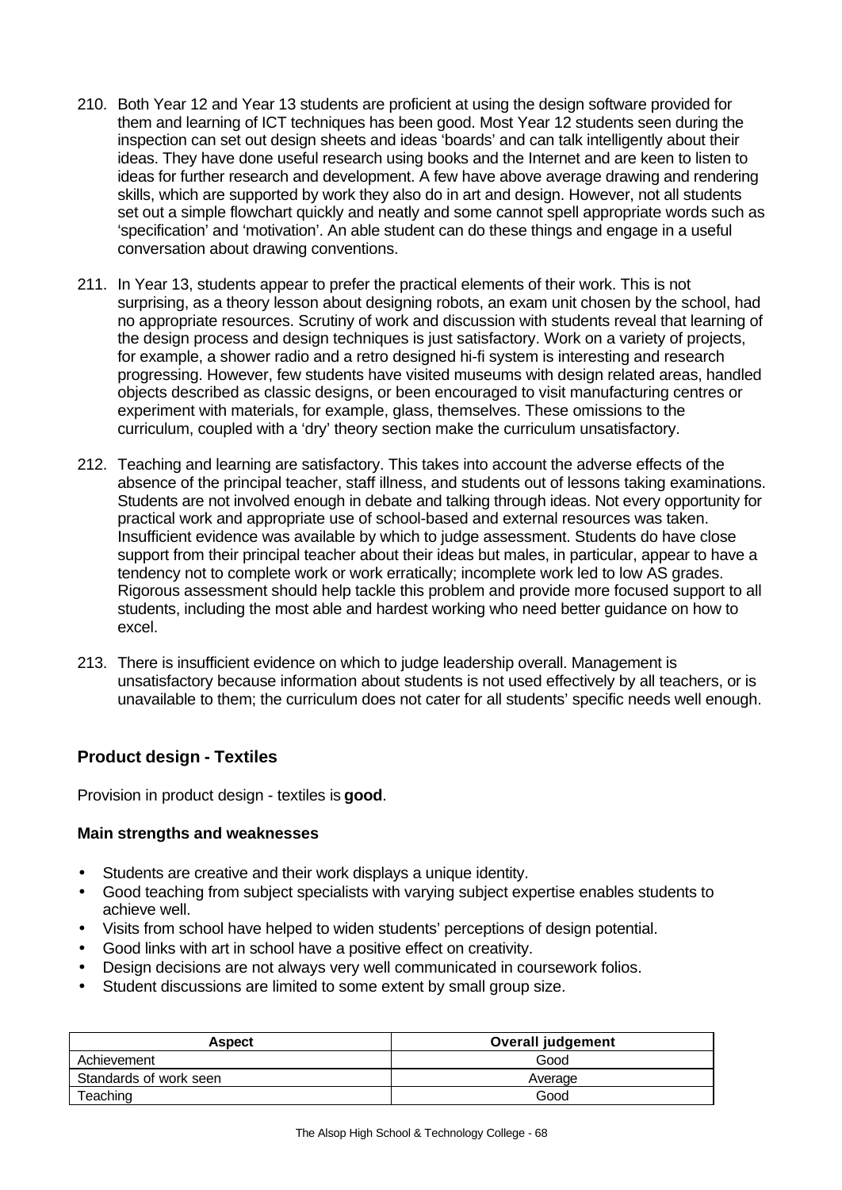210. Both Year 12 and Year 13 students are proficient at using the design software provided for them and learning of ICT techniques has been good. Most Year 12 students seen during the inspection can set out design sheets and ideas 'boards' and can talk intelligently about their ideas. They have done useful research using books and the Internet and are keen to listen to ideas for further research and development. A few have above average drawing and rendering skills, which are supported by work they also do in art and design. However, not all students set out a simple flowchart quickly and neatly and some cannot spell appropriate words such as 'specification' and 'motivation'. An able student can do these things and engage in a useful conversation about drawing conventions.

211. In Year 13, students appear to prefer the practical elements of their work. This is not surprising, as a theory lesson about designing robots, an exam unit chosen by the school, had no appropriate resources. Scrutiny of work and discussion with students reveal that learning of the design process and design techniques is just satisfactory. Work on a variety of projects, for example, a shower radio and a retro designed hi-fi system is interesting and research progressing. However, few students have visited museums with design related areas, handled objects described as classic designs, or been encouraged to visit manufacturing centres or experiment with materials, for example, glass, themselves. These omissions to the curriculum, coupled with a 'dry' theory section make the curriculum unsatisfactory.

212. Teaching and learning are satisfactory. This takes into account the adverse effects of the absence of the principal teacher, staff illness, and students out of lessons taking examinations. Students are not involved enough in debate and talking through ideas. Not every opportunity for practical work and appropriate use of school-based and external resources was taken. Insufficient evidence was available by which to judge assessment. Students do have close support from their principal teacher about their ideas but males, in particular, appear to have a tendency not to complete work or work erratically; incomplete work led to low AS grades. Rigorous assessment should help tackle this problem and provide more focused support to all students, including the most able and hardest working who need better guidance on how to excel.

213. There is insufficient evidence on which to judge leadership overall. Management is unsatisfactory because information about students is not used effectively by all teachers, or is unavailable to them; the curriculum does not cater for all students' specific needs well enough.

## Product design - Textiles

Provision in product design - textiles is **good**.

### Main strengths and weaknesses

- Students are creative and their work displays a unique identity.
- Good teaching from subject specialists with varying subject expertise enables students to achieve well.
- Visits from school have helped to widen students' perceptions of design potential.
- Good links with art in school have a positive effect on creativity.
- Design decisions are not always very well communicated in coursework folios.
- Student discussions are limited to some extent by small group size.

| Aspect | Overall judgement |
|---|---|
| Achievement | Good |
| Standards of work seen | Average |
| Teaching | Good |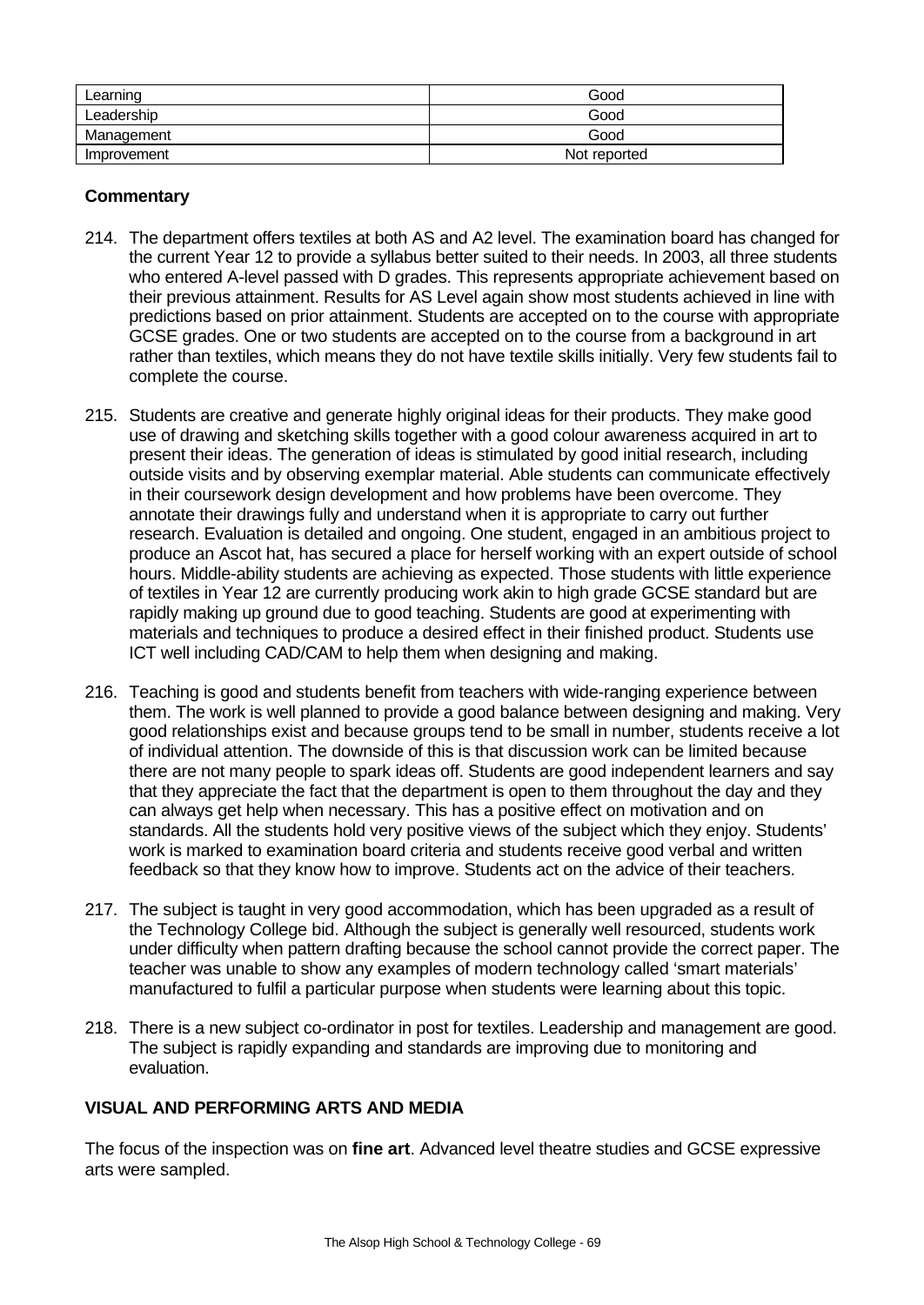| Learning | Good |
| --- | --- |
| Leadership | Good |
| Management | Good |
| Improvement | Not reported |

**Commentary**

214. The department offers textiles at both AS and A2 level. The examination board has changed for the current Year 12 to provide a syllabus better suited to their needs. In 2003, all three students who entered A-level passed with D grades. This represents appropriate achievement based on their previous attainment. Results for AS Level again show most students achieved in line with predictions based on prior attainment. Students are accepted on to the course with appropriate GCSE grades. One or two students are accepted on to the course from a background in art rather than textiles, which means they do not have textile skills initially. Very few students fail to complete the course.

215. Students are creative and generate highly original ideas for their products. They make good use of drawing and sketching skills together with a good colour awareness acquired in art to present their ideas. The generation of ideas is stimulated by good initial research, including outside visits and by observing exemplar material. Able students can communicate effectively in their coursework design development and how problems have been overcome. They annotate their drawings fully and understand when it is appropriate to carry out further research. Evaluation is detailed and ongoing. One student, engaged in an ambitious project to produce an Ascot hat, has secured a place for herself working with an expert outside of school hours. Middle-ability students are achieving as expected. Those students with little experience of textiles in Year 12 are currently producing work akin to high grade GCSE standard but are rapidly making up ground due to good teaching. Students are good at experimenting with materials and techniques to produce a desired effect in their finished product. Students use ICT well including CAD/CAM to help them when designing and making.

216. Teaching is good and students benefit from teachers with wide-ranging experience between them. The work is well planned to provide a good balance between designing and making. Very good relationships exist and because groups tend to be small in number, students receive a lot of individual attention. The downside of this is that discussion work can be limited because there are not many people to spark ideas off. Students are good independent learners and say that they appreciate the fact that the department is open to them throughout the day and they can always get help when necessary. This has a positive effect on motivation and on standards. All the students hold very positive views of the subject which they enjoy. Students' work is marked to examination board criteria and students receive good verbal and written feedback so that they know how to improve. Students act on the advice of their teachers.

217. The subject is taught in very good accommodation, which has been upgraded as a result of the Technology College bid. Although the subject is generally well resourced, students work under difficulty when pattern drafting because the school cannot provide the correct paper. The teacher was unable to show any examples of modern technology called 'smart materials' manufactured to fulfil a particular purpose when students were learning about this topic.

218. There is a new subject co-ordinator in post for textiles. Leadership and management are good. The subject is rapidly expanding and standards are improving due to monitoring and evaluation.

## VISUAL AND PERFORMING ARTS AND MEDIA

The focus of the inspection was on **fine art**. Advanced level theatre studies and GCSE expressive arts were sampled.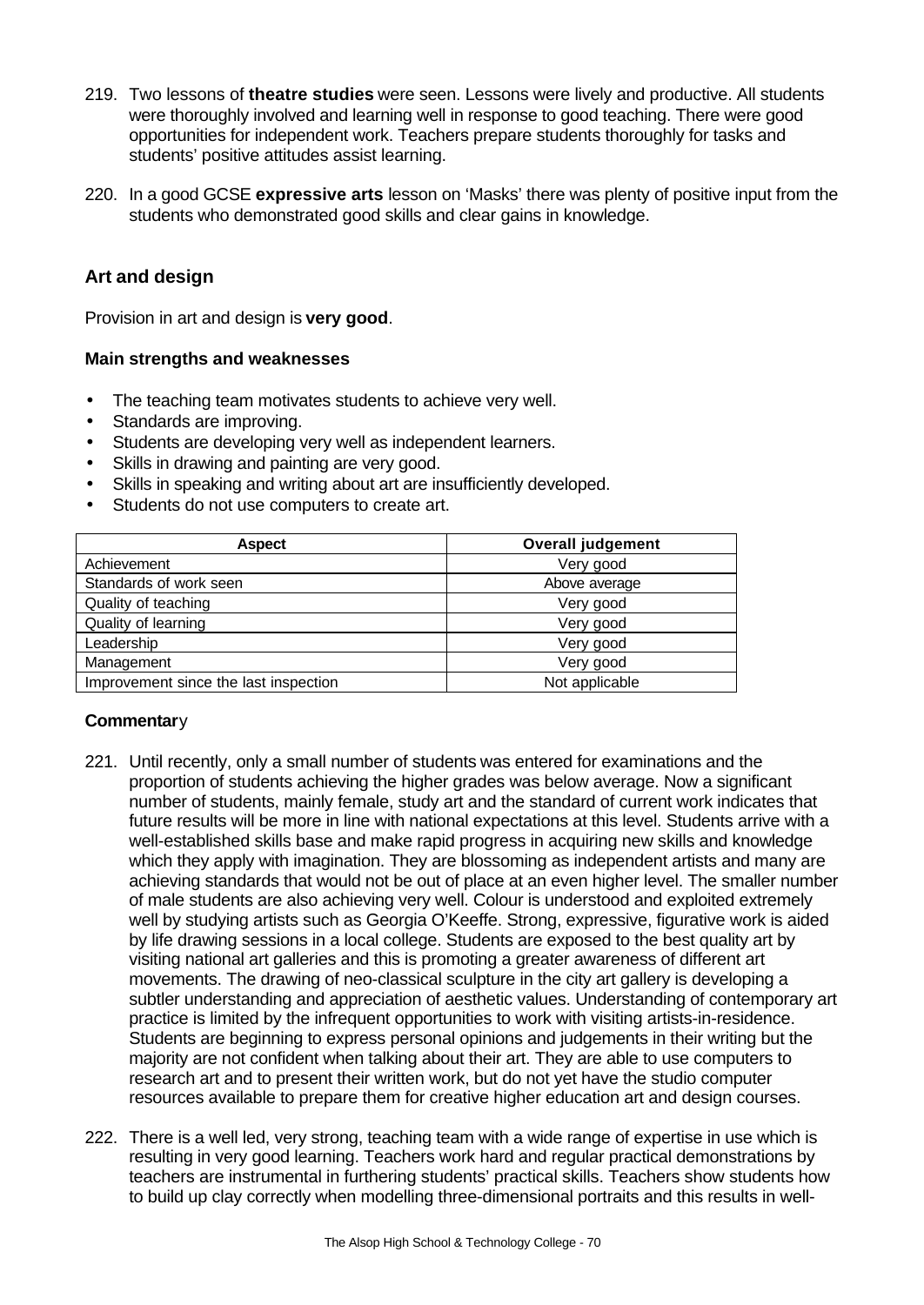219. Two lessons of **theatre studies** were seen. Lessons were lively and productive. All students were thoroughly involved and learning well in response to good teaching. There were good opportunities for independent work. Teachers prepare students thoroughly for tasks and students' positive attitudes assist learning.

220. In a good GCSE **expressive arts** lesson on 'Masks' there was plenty of positive input from the students who demonstrated good skills and clear gains in knowledge.

## Art and design

Provision in art and design is **very good**.

### Main strengths and weaknesses

- The teaching team motivates students to achieve very well.
- Standards are improving.
- Students are developing very well as independent learners.
- Skills in drawing and painting are very good.
- Skills in speaking and writing about art are insufficiently developed.
- Students do not use computers to create art.

| Aspect | Overall judgement |
|---|---|
| Achievement | Very good |
| Standards of work seen | Above average |
| Quality of teaching | Very good |
| Quality of learning | Very good |
| Leadership | Very good |
| Management | Very good |
| Improvement since the last inspection | Not applicable |

### Commentary

221. Until recently, only a small number of students was entered for examinations and the proportion of students achieving the higher grades was below average. Now a significant number of students, mainly female, study art and the standard of current work indicates that future results will be more in line with national expectations at this level. Students arrive with a well-established skills base and make rapid progress in acquiring new skills and knowledge which they apply with imagination. They are blossoming as independent artists and many are achieving standards that would not be out of place at an even higher level. The smaller number of male students are also achieving very well. Colour is understood and exploited extremely well by studying artists such as Georgia O'Keeffe. Strong, expressive, figurative work is aided by life drawing sessions in a local college. Students are exposed to the best quality art by visiting national art galleries and this is promoting a greater awareness of different art movements. The drawing of neo-classical sculpture in the city art gallery is developing a subtler understanding and appreciation of aesthetic values. Understanding of contemporary art practice is limited by the infrequent opportunities to work with visiting artists-in-residence. Students are beginning to express personal opinions and judgements in their writing but the majority are not confident when talking about their art. They are able to use computers to research art and to present their written work, but do not yet have the studio computer resources available to prepare them for creative higher education art and design courses.

222. There is a well led, very strong, teaching team with a wide range of expertise in use which is resulting in very good learning. Teachers work hard and regular practical demonstrations by teachers are instrumental in furthering students' practical skills. Teachers show students how to build up clay correctly when modelling three-dimensional portraits and this results in well-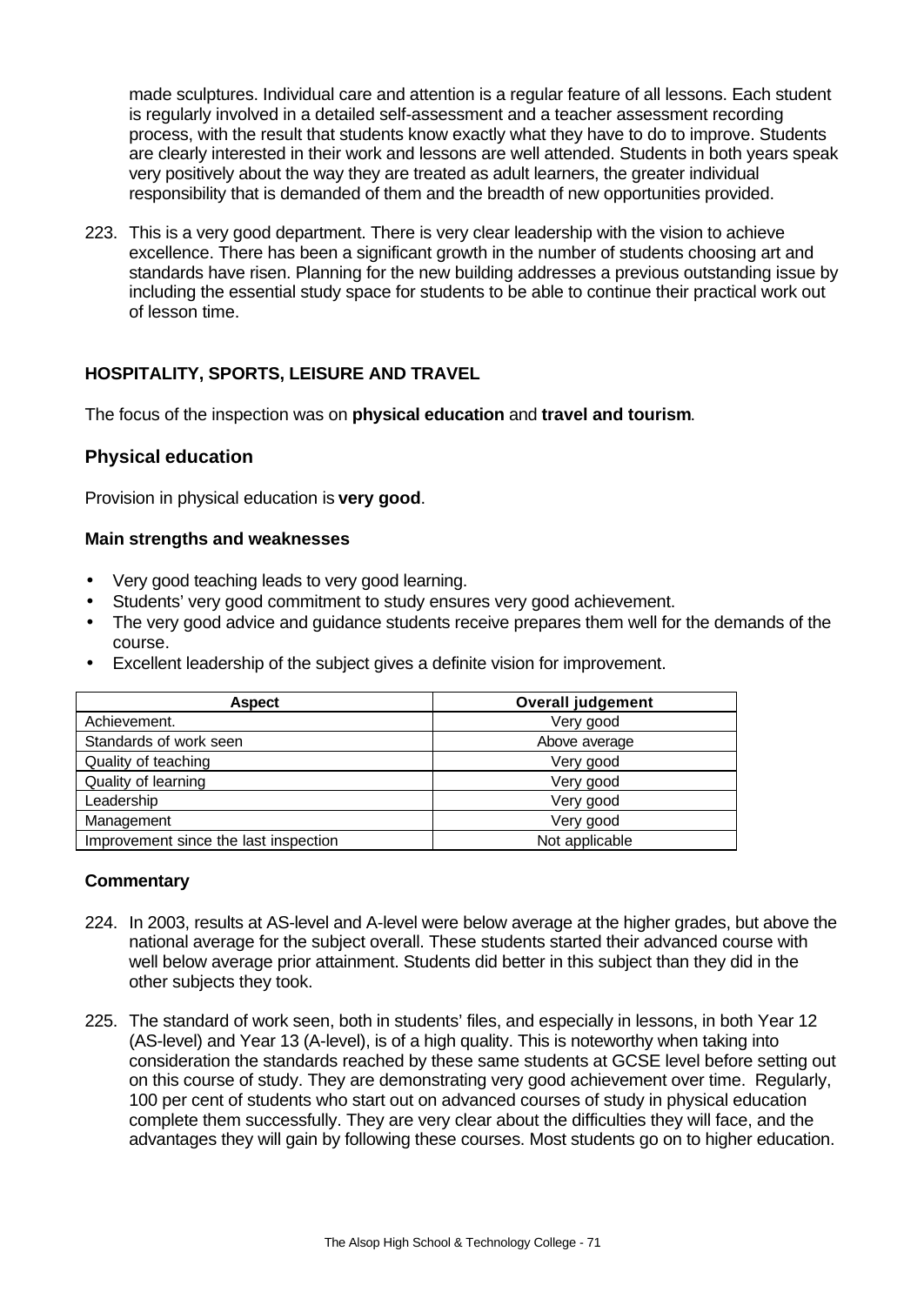made sculptures. Individual care and attention is a regular feature of all lessons. Each student is regularly involved in a detailed self-assessment and a teacher assessment recording process, with the result that students know exactly what they have to do to improve. Students are clearly interested in their work and lessons are well attended. Students in both years speak very positively about the way they are treated as adult learners, the greater individual responsibility that is demanded of them and the breadth of new opportunities provided.

223. This is a very good department. There is very clear leadership with the vision to achieve excellence. There has been a significant growth in the number of students choosing art and standards have risen. Planning for the new building addresses a previous outstanding issue by including the essential study space for students to be able to continue their practical work out of lesson time.

### HOSPITALITY, SPORTS, LEISURE AND TRAVEL

The focus of the inspection was on **physical education** and **travel and tourism**.

## Physical education

Provision in physical education is **very good**.

#### Main strengths and weaknesses

- Very good teaching leads to very good learning.
- Students' very good commitment to study ensures very good achievement.
- The very good advice and guidance students receive prepares them well for the demands of the course.
- Excellent leadership of the subject gives a definite vision for improvement.

| Aspect | Overall judgement |
|---|---|
| Achievement. | Very good |
| Standards of work seen | Above average |
| Quality of teaching | Very good |
| Quality of learning | Very good |
| Leadership | Very good |
| Management | Very good |
| Improvement since the last inspection | Not applicable |

#### Commentary

224. In 2003, results at AS-level and A-level were below average at the higher grades, but above the national average for the subject overall. These students started their advanced course with well below average prior attainment. Students did better in this subject than they did in the other subjects they took.

225. The standard of work seen, both in students' files, and especially in lessons, in both Year 12 (AS-level) and Year 13 (A-level), is of a high quality. This is noteworthy when taking into consideration the standards reached by these same students at GCSE level before setting out on this course of study. They are demonstrating very good achievement over time. Regularly, 100 per cent of students who start out on advanced courses of study in physical education complete them successfully. They are very clear about the difficulties they will face, and the advantages they will gain by following these courses. Most students go on to higher education.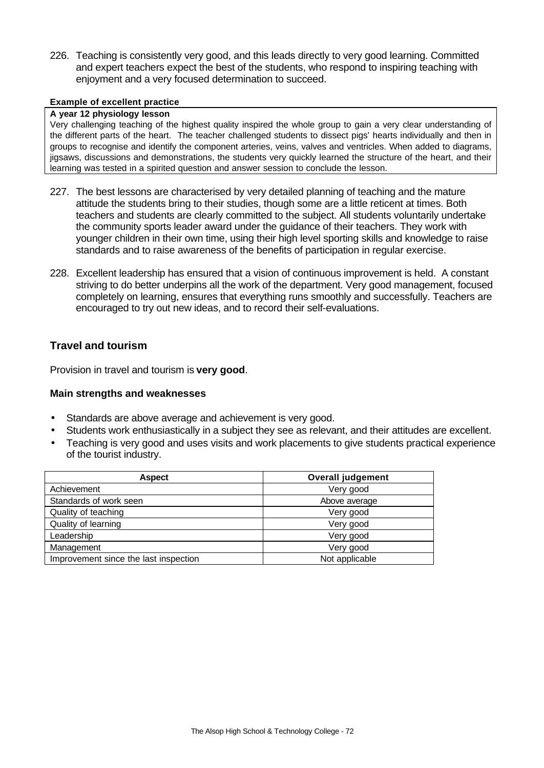226. Teaching is consistently very good, and this leads directly to very good learning. Committed and expert teachers expect the best of the students, who respond to inspiring teaching with enjoyment and a very focused determination to succeed.

**Example of excellent practice**

**A year 12 physiology lesson**

Very challenging teaching of the highest quality inspired the whole group to gain a very clear understanding of the different parts of the heart. The teacher challenged students to dissect pigs' hearts individually and then in groups to recognise and identify the component arteries, veins, valves and ventricles. When added to diagrams, jigsaws, discussions and demonstrations, the students very quickly learned the structure of the heart, and their learning was tested in a spirited question and answer session to conclude the lesson.

227. The best lessons are characterised by very detailed planning of teaching and the mature attitude the students bring to their studies, though some are a little reticent at times. Both teachers and students are clearly committed to the subject. All students voluntarily undertake the community sports leader award under the guidance of their teachers. They work with younger children in their own time, using their high level sporting skills and knowledge to raise standards and to raise awareness of the benefits of participation in regular exercise.

228. Excellent leadership has ensured that a vision of continuous improvement is held. A constant striving to do better underpins all the work of the department. Very good management, focused completely on learning, ensures that everything runs smoothly and successfully. Teachers are encouraged to try out new ideas, and to record their self-evaluations.

## Travel and tourism

Provision in travel and tourism is **very good**.

### Main strengths and weaknesses

- Standards are above average and achievement is very good.
- Students work enthusiastically in a subject they see as relevant, and their attitudes are excellent.
- Teaching is very good and uses visits and work placements to give students practical experience of the tourist industry.

| Aspect | Overall judgement |
|---|---|
| Achievement | Very good |
| Standards of work seen | Above average |
| Quality of teaching | Very good |
| Quality of learning | Very good |
| Leadership | Very good |
| Management | Very good |
| Improvement since the last inspection | Not applicable |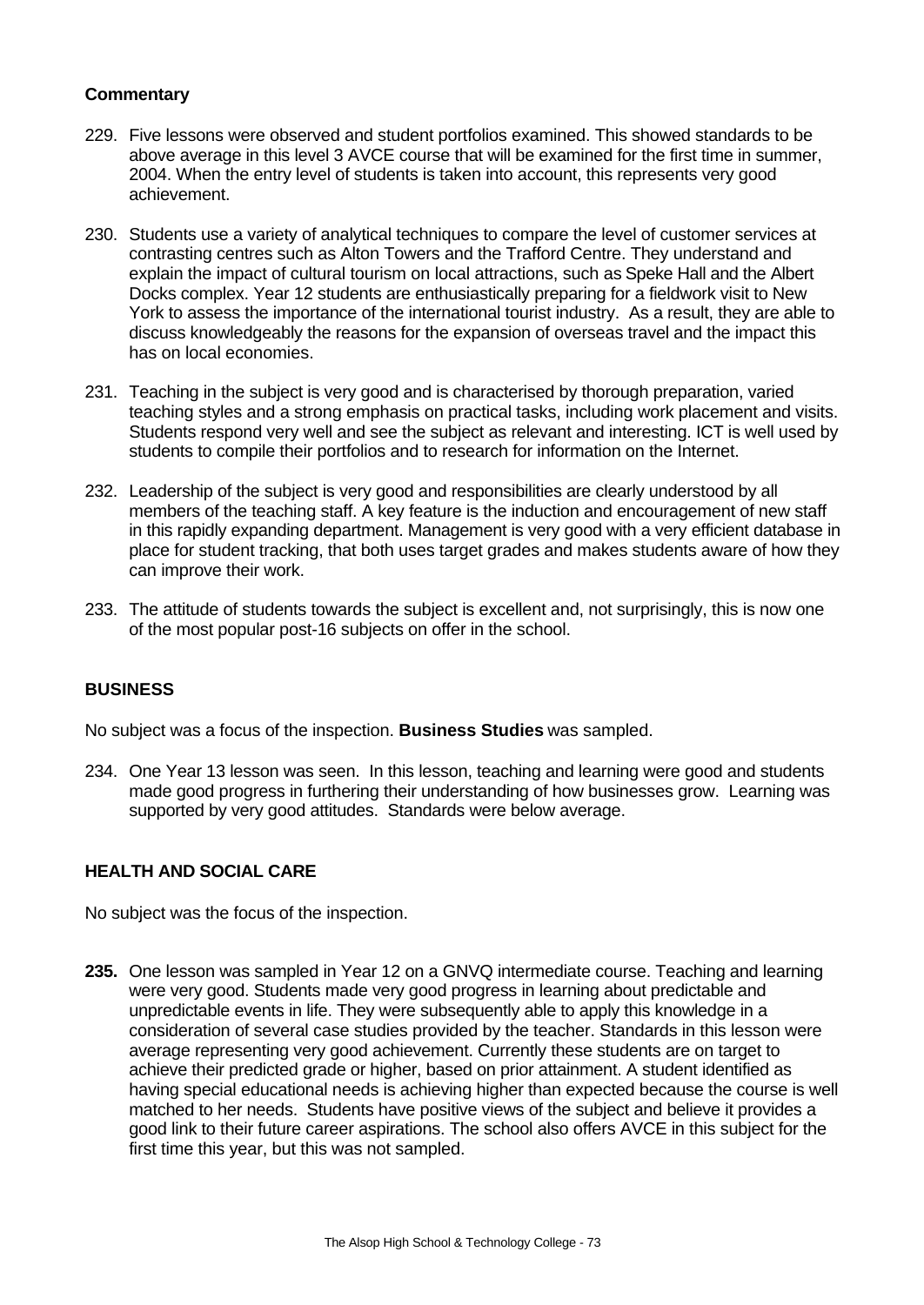**Commentary**

229. Five lessons were observed and student portfolios examined. This showed standards to be above average in this level 3 AVCE course that will be examined for the first time in summer, 2004. When the entry level of students is taken into account, this represents very good achievement.

230. Students use a variety of analytical techniques to compare the level of customer services at contrasting centres such as Alton Towers and the Trafford Centre. They understand and explain the impact of cultural tourism on local attractions, such as Speke Hall and the Albert Docks complex. Year 12 students are enthusiastically preparing for a fieldwork visit to New York to assess the importance of the international tourist industry. As a result, they are able to discuss knowledgeably the reasons for the expansion of overseas travel and the impact this has on local economies.

231. Teaching in the subject is very good and is characterised by thorough preparation, varied teaching styles and a strong emphasis on practical tasks, including work placement and visits. Students respond very well and see the subject as relevant and interesting. ICT is well used by students to compile their portfolios and to research for information on the Internet.

232. Leadership of the subject is very good and responsibilities are clearly understood by all members of the teaching staff. A key feature is the induction and encouragement of new staff in this rapidly expanding department. Management is very good with a very efficient database in place for student tracking, that both uses target grades and makes students aware of how they can improve their work.

233. The attitude of students towards the subject is excellent and, not surprisingly, this is now one of the most popular post-16 subjects on offer in the school.

**BUSINESS**

No subject was a focus of the inspection. **Business Studies** was sampled.

234. One Year 13 lesson was seen. In this lesson, teaching and learning were good and students made good progress in furthering their understanding of how businesses grow. Learning was supported by very good attitudes. Standards were below average.

**HEALTH AND SOCIAL CARE**

No subject was the focus of the inspection.

**235.** One lesson was sampled in Year 12 on a GNVQ intermediate course. Teaching and learning were very good. Students made very good progress in learning about predictable and unpredictable events in life. They were subsequently able to apply this knowledge in a consideration of several case studies provided by the teacher. Standards in this lesson were average representing very good achievement. Currently these students are on target to achieve their predicted grade or higher, based on prior attainment. A student identified as having special educational needs is achieving higher than expected because the course is well matched to her needs. Students have positive views of the subject and believe it provides a good link to their future career aspirations. The school also offers AVCE in this subject for the first time this year, but this was not sampled.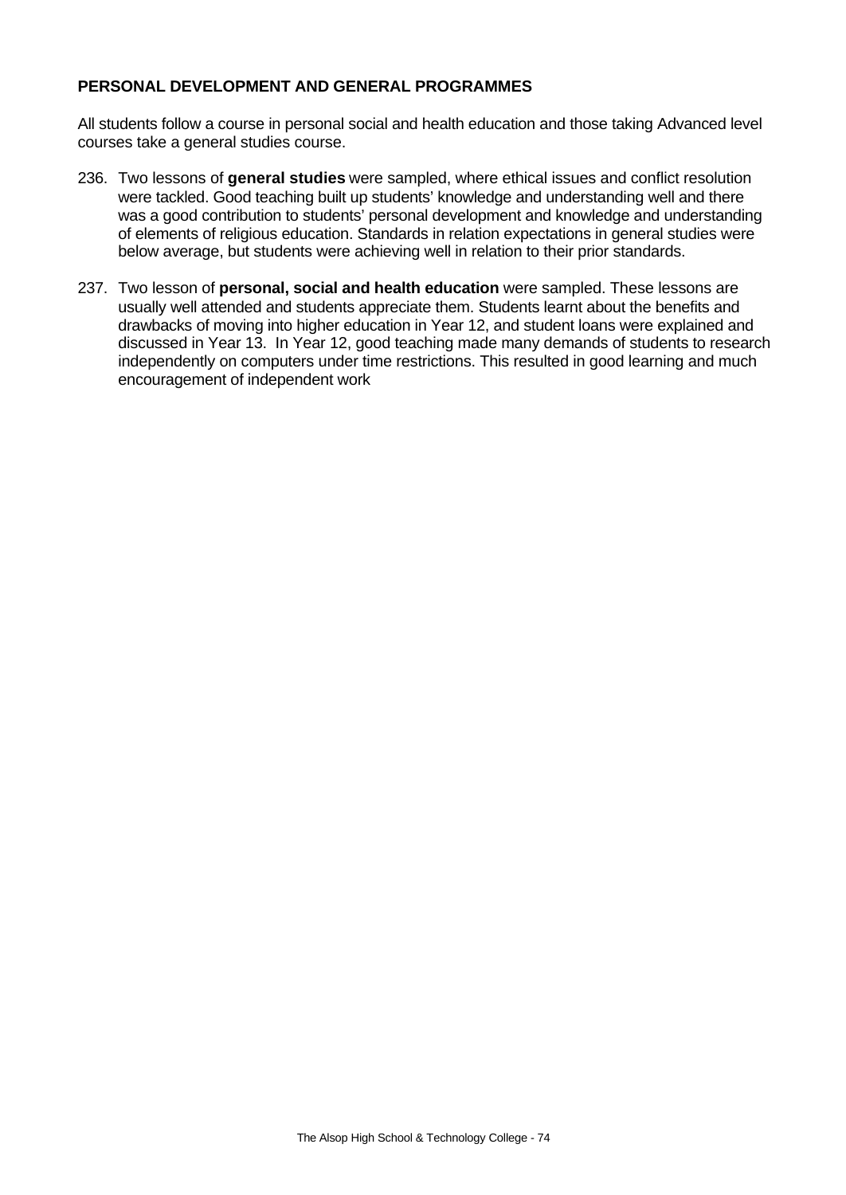**PERSONAL DEVELOPMENT AND GENERAL PROGRAMMES**

All students follow a course in personal social and health education and those taking Advanced level courses take a general studies course.

236. Two lessons of **general studies** were sampled, where ethical issues and conflict resolution were tackled. Good teaching built up students' knowledge and understanding well and there was a good contribution to students' personal development and knowledge and understanding of elements of religious education. Standards in relation expectations in general studies were below average, but students were achieving well in relation to their prior standards.

237. Two lesson of **personal, social and health education** were sampled. These lessons are usually well attended and students appreciate them. Students learnt about the benefits and drawbacks of moving into higher education in Year 12, and student loans were explained and discussed in Year 13. In Year 12, good teaching made many demands of students to research independently on computers under time restrictions. This resulted in good learning and much encouragement of independent work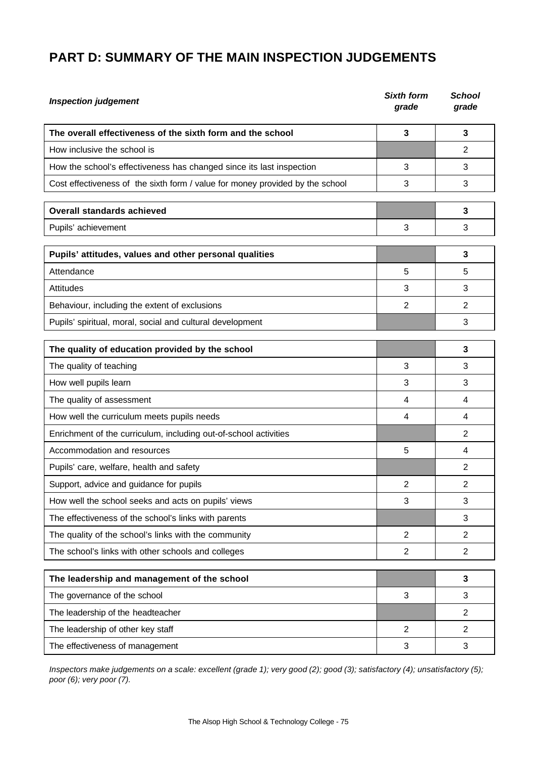# PART D: SUMMARY OF THE MAIN INSPECTION JUDGEMENTS

| *Inspection judgement* | *Sixth form grade* | *School grade* |
|---|---|---|
| **The overall effectiveness of the sixth form and the school** | **3** | **3** |
| How inclusive the school is | | 2 |
| How the school's effectiveness has changed since its last inspection | 3 | 3 |
| Cost effectiveness of the sixth form / value for money provided by the school | 3 | 3 |
| **Overall standards achieved** | | **3** |
| Pupils' achievement | 3 | 3 |
| **Pupils' attitudes, values and other personal qualities** | | **3** |
| Attendance | 5 | 5 |
| Attitudes | 3 | 3 |
| Behaviour, including the extent of exclusions | 2 | 2 |
| Pupils' spiritual, moral, social and cultural development | | 3 |
| **The quality of education provided by the school** | | **3** |
| The quality of teaching | 3 | 3 |
| How well pupils learn | 3 | 3 |
| The quality of assessment | 4 | 4 |
| How well the curriculum meets pupils needs | 4 | 4 |
| Enrichment of the curriculum, including out-of-school activities | | 2 |
| Accommodation and resources | 5 | 4 |
| Pupils' care, welfare, health and safety | | 2 |
| Support, advice and guidance for pupils | 2 | 2 |
| How well the school seeks and acts on pupils' views | 3 | 3 |
| The effectiveness of the school's links with parents | | 3 |
| The quality of the school's links with the community | 2 | 2 |
| The school's links with other schools and colleges | 2 | 2 |
| **The leadership and management of the school** | | **3** |
| The governance of the school | 3 | 3 |
| The leadership of the headteacher | | 2 |
| The leadership of other key staff | 2 | 2 |
| The effectiveness of management | 3 | 3 |

*Inspectors make judgements on a scale: excellent (grade 1); very good (2); good (3); satisfactory (4); unsatisfactory (5); poor (6); very poor (7).*